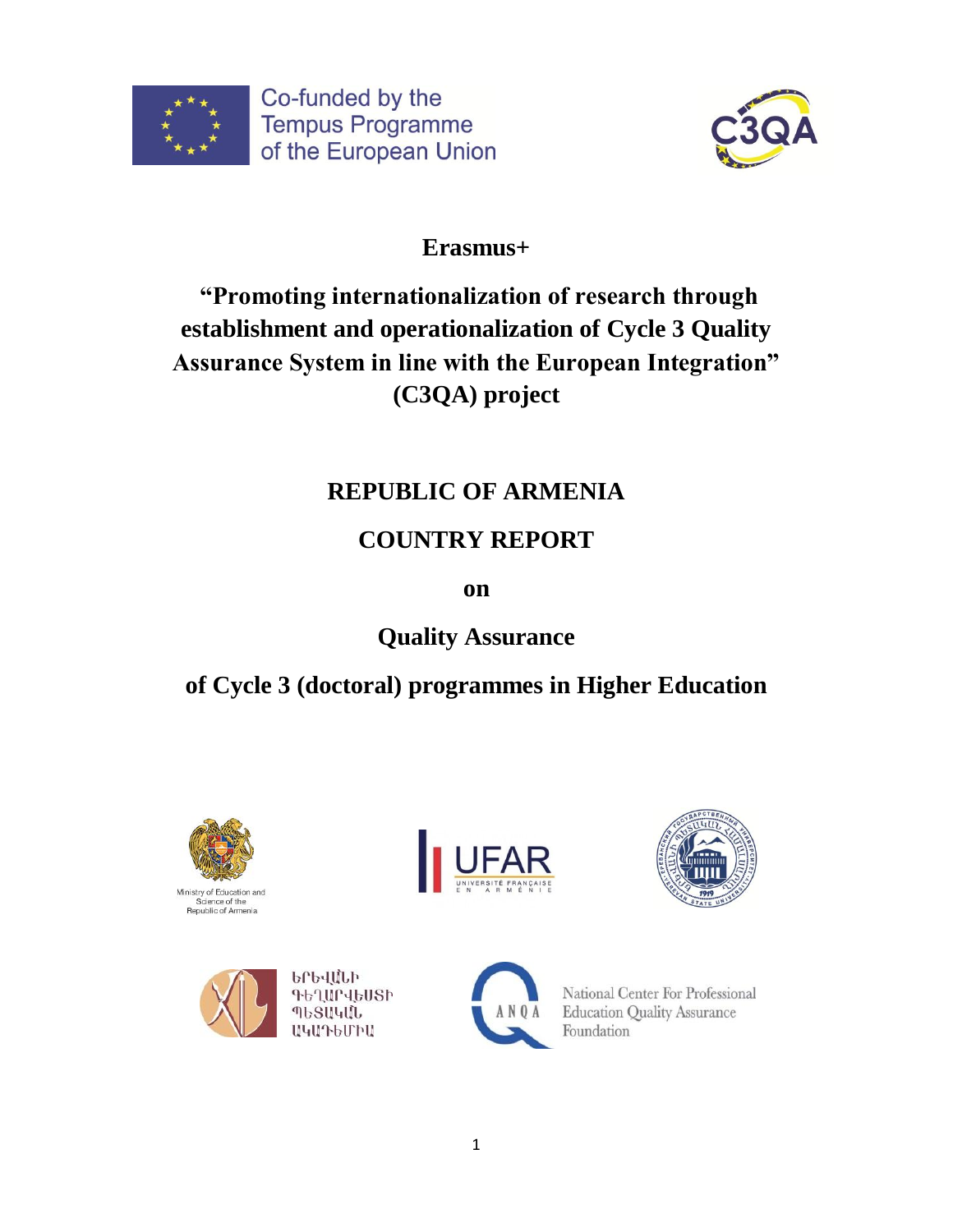Co-funded by the Tempus Programme of the European Union

**Erasmus+**

# "Promoting internationalization of research through establishment and operationalization of Cycle 3 Quality Assurance System in line with the European Integration" (C3QA) project

## REPUBLIC OF ARMENIA

## COUNTRY REPORT

**on**

## Quality Assurance

## of Cycle 3 (doctoral) programmes in Higher Education

Ministry of Education and Science of the Republic of Armenia

UFAR UNIVERSITÉ FRANÇAISE EN ARMÉNIE

ԵՐԵՎԱՆԻ ԳԵՂԱՐՎԵՍՏԻ ՊԵՏԱԿԱՆ ԱԿԱԴԵՄԻԱ

ANQA National Center For Professional Education Quality Assurance Foundation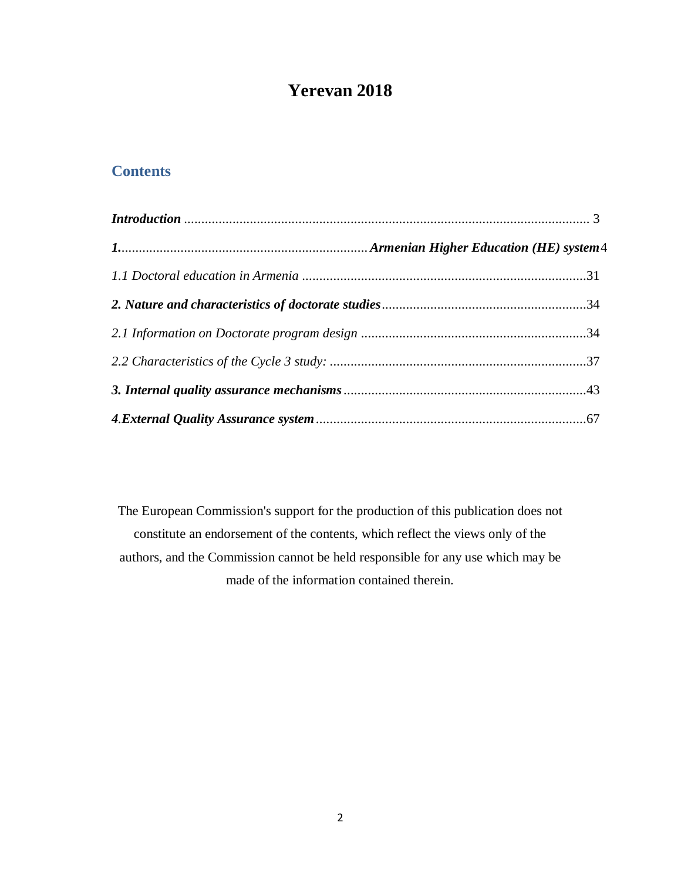**Yerevan 2018**

## Contents

***Introduction*** ........................................................................................................................ 3

***1.*** ......................................................................... ***Armenian Higher Education (HE) system*** 4

*1.1 Doctoral education in Armenia* .................................................................................31

***2. Nature and characteristics of doctorate studies***..........................................................34

*2.1 Information on Doctorate program design* .................................................................34

*2.2 Characteristics of the Cycle 3 study:* ..........................................................................37

***3. Internal quality assurance mechanisms***.....................................................................43

***4.External Quality Assurance system***.............................................................................67

The European Commission's support for the production of this publication does not constitute an endorsement of the contents, which reflect the views only of the authors, and the Commission cannot be held responsible for any use which may be made of the information contained therein.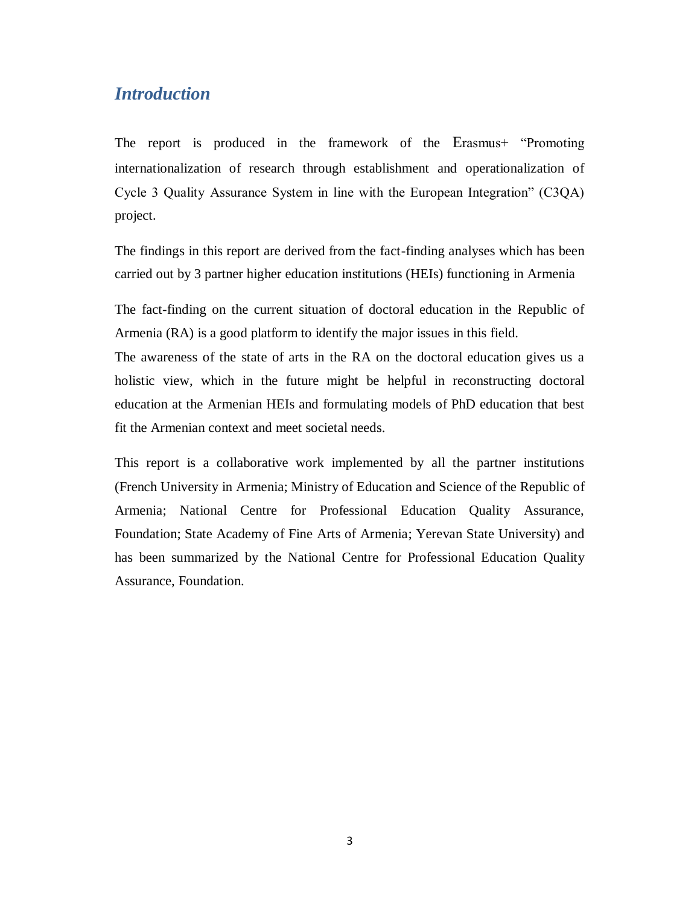## *Introduction*

The report is produced in the framework of the Erasmus+ "Promoting internationalization of research through establishment and operationalization of Cycle 3 Quality Assurance System in line with the European Integration" (C3QA) project.

The findings in this report are derived from the fact-finding analyses which has been carried out by 3 partner higher education institutions (HEIs) functioning in Armenia

The fact-finding on the current situation of doctoral education in the Republic of Armenia (RA) is a good platform to identify the major issues in this field.
The awareness of the state of arts in the RA on the doctoral education gives us a holistic view, which in the future might be helpful in reconstructing doctoral education at the Armenian HEIs and formulating models of PhD education that best fit the Armenian context and meet societal needs.

This report is a collaborative work implemented by all the partner institutions (French University in Armenia; Ministry of Education and Science of the Republic of Armenia; National Centre for Professional Education Quality Assurance, Foundation; State Academy of Fine Arts of Armenia; Yerevan State University) and has been summarized by the National Centre for Professional Education Quality Assurance, Foundation.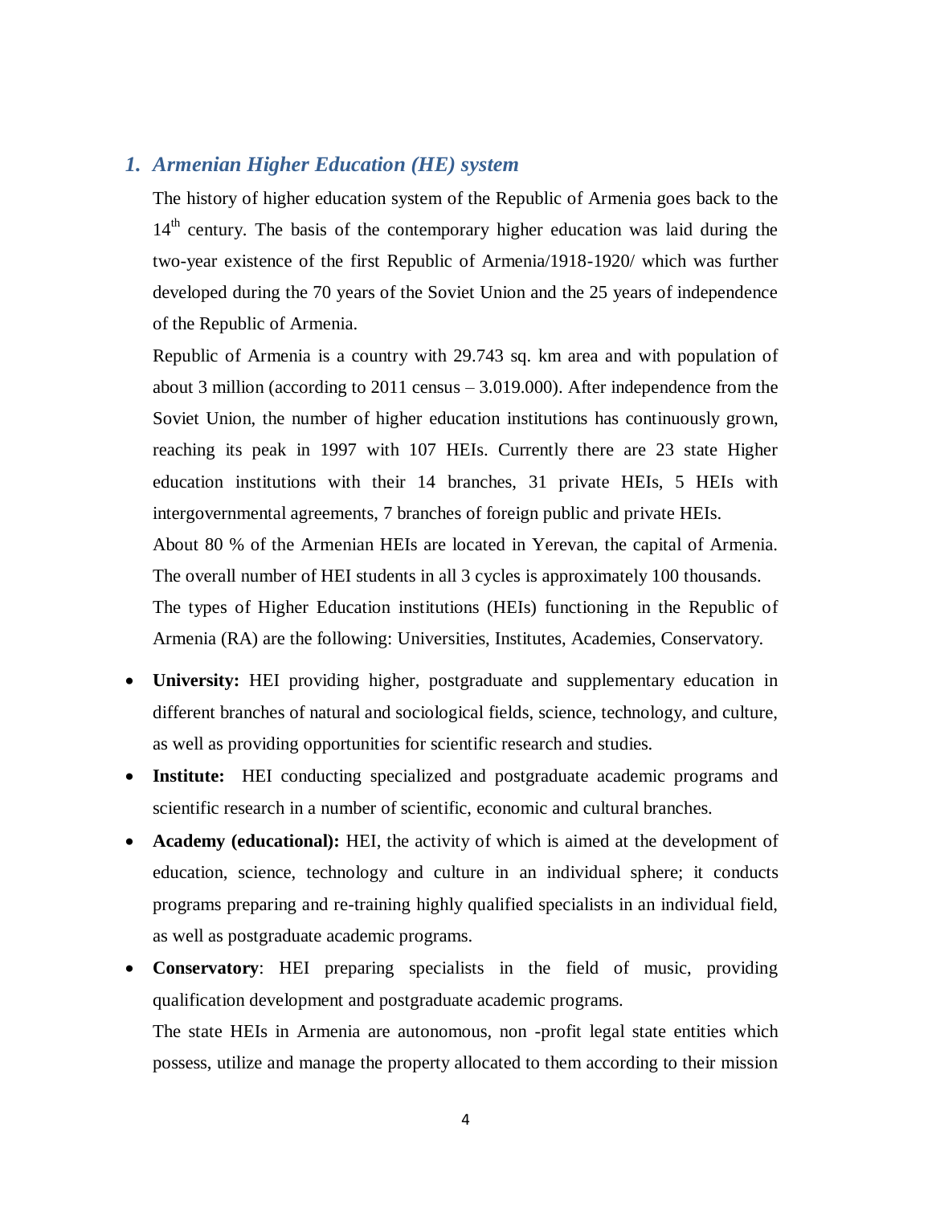## *1. Armenian Higher Education (HE) system*

The history of higher education system of the Republic of Armenia goes back to the $14^{th}$ century. The basis of the contemporary higher education was laid during the two-year existence of the first Republic of Armenia/1918-1920/ which was further developed during the 70 years of the Soviet Union and the 25 years of independence of the Republic of Armenia.

Republic of Armenia is a country with 29.743 sq. km area and with population of about 3 million (according to 2011 census – 3.019.000). After independence from the Soviet Union, the number of higher education institutions has continuously grown, reaching its peak in 1997 with 107 HEIs. Currently there are 23 state Higher education institutions with their 14 branches, 31 private HEIs, 5 HEIs with intergovernmental agreements, 7 branches of foreign public and private HEIs.

About 80 % of the Armenian HEIs are located in Yerevan, the capital of Armenia. The overall number of HEI students in all 3 cycles is approximately 100 thousands.

The types of Higher Education institutions (HEIs) functioning in the Republic of Armenia (RA) are the following: Universities, Institutes, Academies, Conservatory.

- **University:** HEI providing higher, postgraduate and supplementary education in different branches of natural and sociological fields, science, technology, and culture, as well as providing opportunities for scientific research and studies.
- **Institute:** HEI conducting specialized and postgraduate academic programs and scientific research in a number of scientific, economic and cultural branches.
- **Academy (educational):** HEI, the activity of which is aimed at the development of education, science, technology and culture in an individual sphere; it conducts programs preparing and re-training highly qualified specialists in an individual field, as well as postgraduate academic programs.
- **Conservatory**: HEI preparing specialists in the field of music, providing qualification development and postgraduate academic programs.

The state HEIs in Armenia are autonomous, non -profit legal state entities which possess, utilize and manage the property allocated to them according to their mission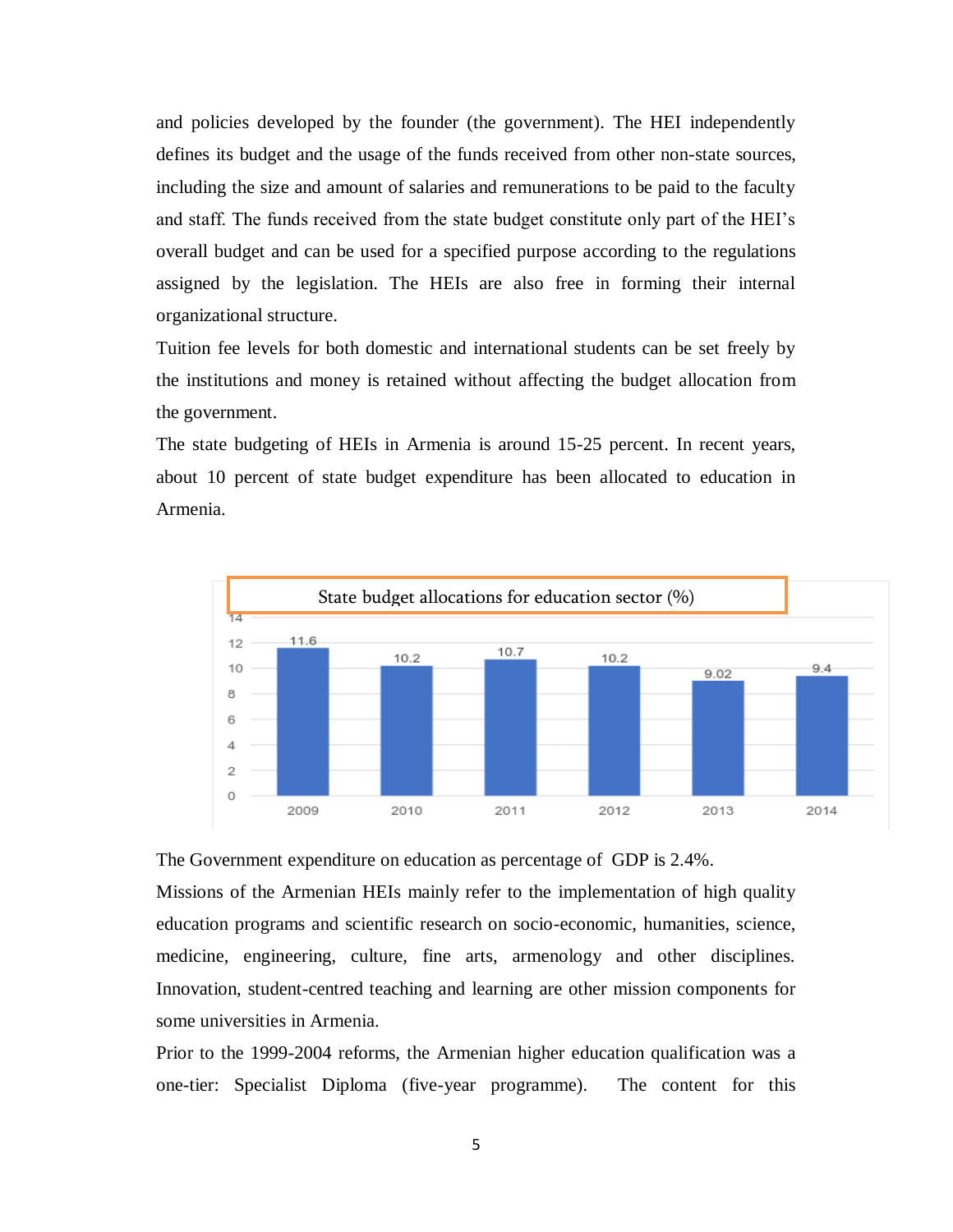and policies developed by the founder (the government). The HEI independently defines its budget and the usage of the funds received from other non-state sources, including the size and amount of salaries and remunerations to be paid to the faculty and staff. The funds received from the state budget constitute only part of the HEI's overall budget and can be used for a specified purpose according to the regulations assigned by the legislation. The HEIs are also free in forming their internal organizational structure.

Tuition fee levels for both domestic and international students can be set freely by the institutions and money is retained without affecting the budget allocation from the government.

The state budgeting of HEIs in Armenia is around 15-25 percent. In recent years, about 10 percent of state budget expenditure has been allocated to education in Armenia.

State budget allocations for education sector (%)

| Year | % |
|---|---|
| 2009 | 11.6 |
| 2010 | 10.2 |
| 2011 | 10.7 |
| 2012 | 10.2 |
| 2013 | 9.02 |
| 2014 | 9.4 |

The Government expenditure on education as percentage of GDP is 2.4%.

Missions of the Armenian HEIs mainly refer to the implementation of high quality education programs and scientific research on socio-economic, humanities, science, medicine, engineering, culture, fine arts, armenology and other disciplines. Innovation, student-centred teaching and learning are other mission components for some universities in Armenia.

Prior to the 1999-2004 reforms, the Armenian higher education qualification was a one-tier: Specialist Diploma (five-year programme). The content for this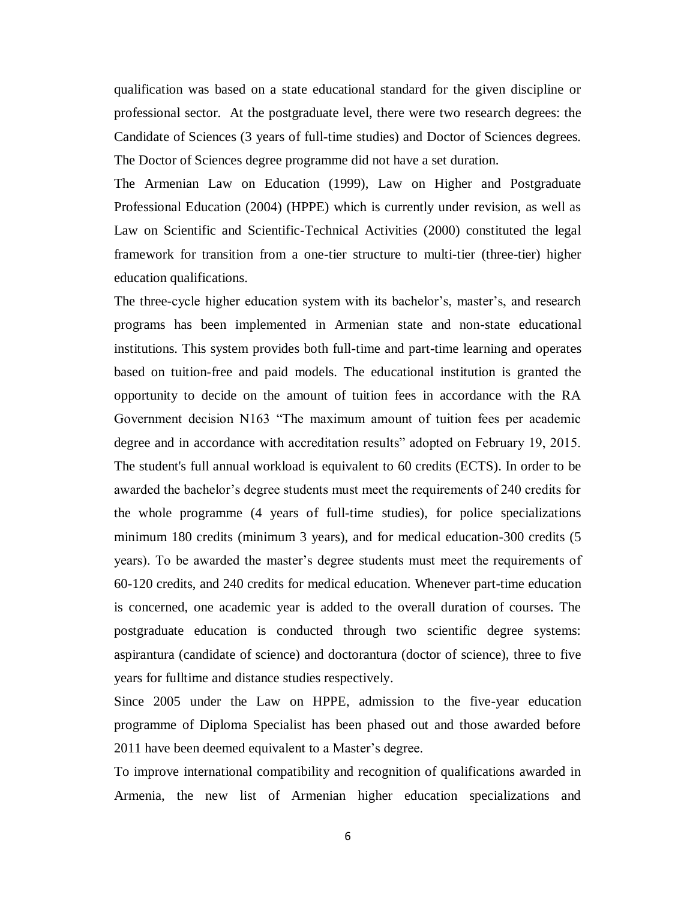qualification was based on a state educational standard for the given discipline or professional sector. At the postgraduate level, there were two research degrees: the Candidate of Sciences (3 years of full-time studies) and Doctor of Sciences degrees. The Doctor of Sciences degree programme did not have a set duration.

The Armenian Law on Education (1999), Law on Higher and Postgraduate Professional Education (2004) (HPPE) which is currently under revision, as well as Law on Scientific and Scientific-Technical Activities (2000) constituted the legal framework for transition from a one-tier structure to multi-tier (three-tier) higher education qualifications.

The three-cycle higher education system with its bachelor's, master's, and research programs has been implemented in Armenian state and non-state educational institutions. This system provides both full-time and part-time learning and operates based on tuition-free and paid models. The educational institution is granted the opportunity to decide on the amount of tuition fees in accordance with the RA Government decision N163 "The maximum amount of tuition fees per academic degree and in accordance with accreditation results" adopted on February 19, 2015. The student's full annual workload is equivalent to 60 credits (ECTS). In order to be awarded the bachelor's degree students must meet the requirements of 240 credits for the whole programme (4 years of full-time studies), for police specializations minimum 180 credits (minimum 3 years), and for medical education-300 credits (5 years). To be awarded the master's degree students must meet the requirements of 60-120 credits, and 240 credits for medical education. Whenever part-time education is concerned, one academic year is added to the overall duration of courses. The postgraduate education is conducted through two scientific degree systems: aspirantura (candidate of science) and doctorantura (doctor of science), three to five years for fulltime and distance studies respectively.

Since 2005 under the Law on HPPE, admission to the five-year education programme of Diploma Specialist has been phased out and those awarded before 2011 have been deemed equivalent to a Master's degree.

To improve international compatibility and recognition of qualifications awarded in Armenia, the new list of Armenian higher education specializations and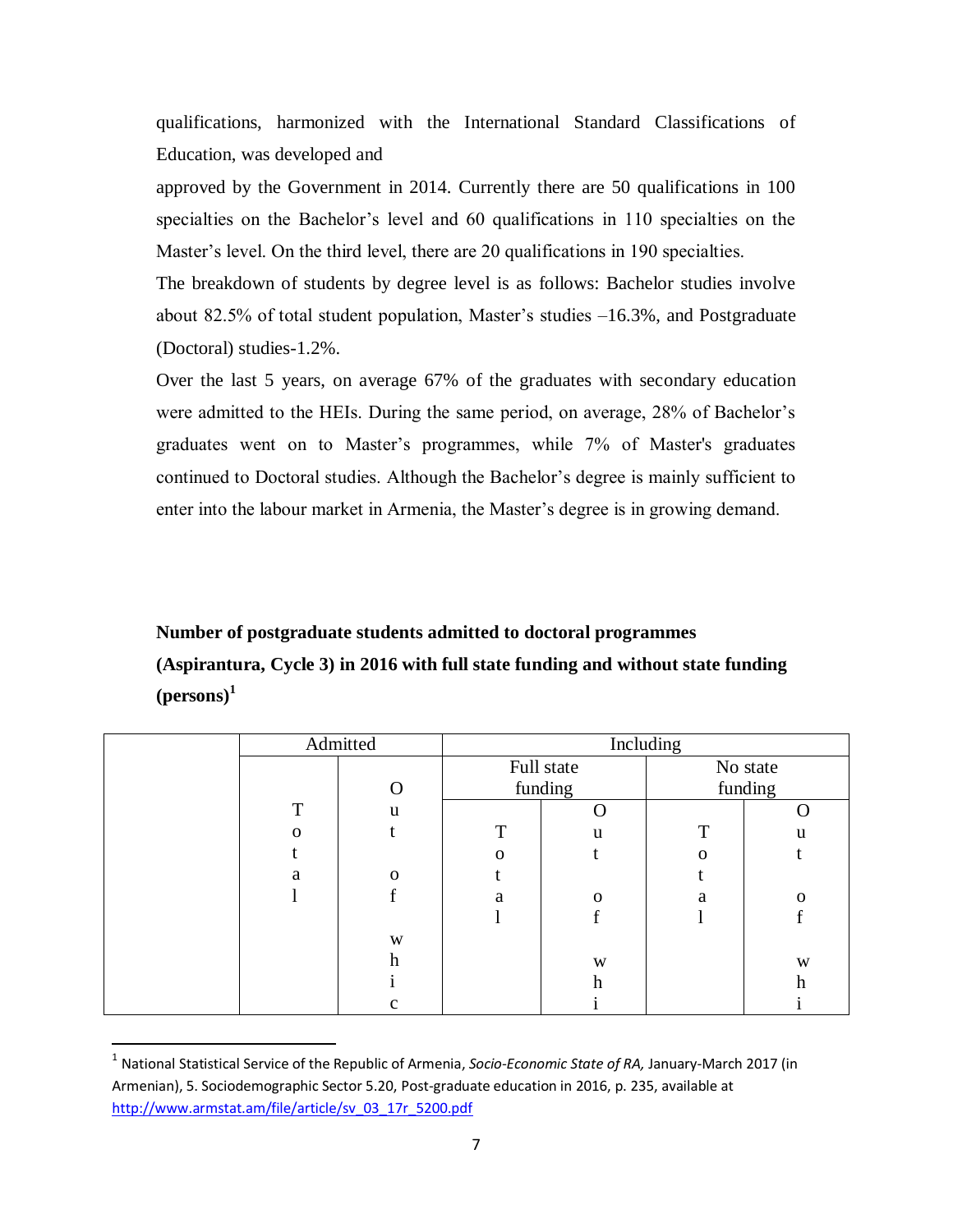qualifications, harmonized with the International Standard Classifications of Education, was developed and

approved by the Government in 2014. Currently there are 50 qualifications in 100 specialties on the Bachelor's level and 60 qualifications in 110 specialties on the Master's level. On the third level, there are 20 qualifications in 190 specialties.

The breakdown of students by degree level is as follows: Bachelor studies involve about 82.5% of total student population, Master's studies –16.3%, and Postgraduate (Doctoral) studies-1.2%.

Over the last 5 years, on average 67% of the graduates with secondary education were admitted to the HEIs. During the same period, on average, 28% of Bachelor's graduates went on to Master's programmes, while 7% of Master's graduates continued to Doctoral studies. Although the Bachelor's degree is mainly sufficient to enter into the labour market in Armenia, the Master's degree is in growing demand.

**Number of postgraduate students admitted to doctoral programmes (Aspirantura, Cycle 3) in 2016 with full state funding and without state funding (persons)[1]**

| | Admitted | | Including | | | |
|---|---|---|---|---|---|---|
| | | | Full state funding | | No state funding | |
| | Total | Out of whic | Total | Out of whi | Total | Out of whi |

[1] National Statistical Service of the Republic of Armenia, *Socio-Economic State of RA,* January-March 2017 (in Armenian), 5. Sociodemographic Sector 5.20, Post-graduate education in 2016, p. 235, available at http://www.armstat.am/file/article/sv_03_17r_5200.pdf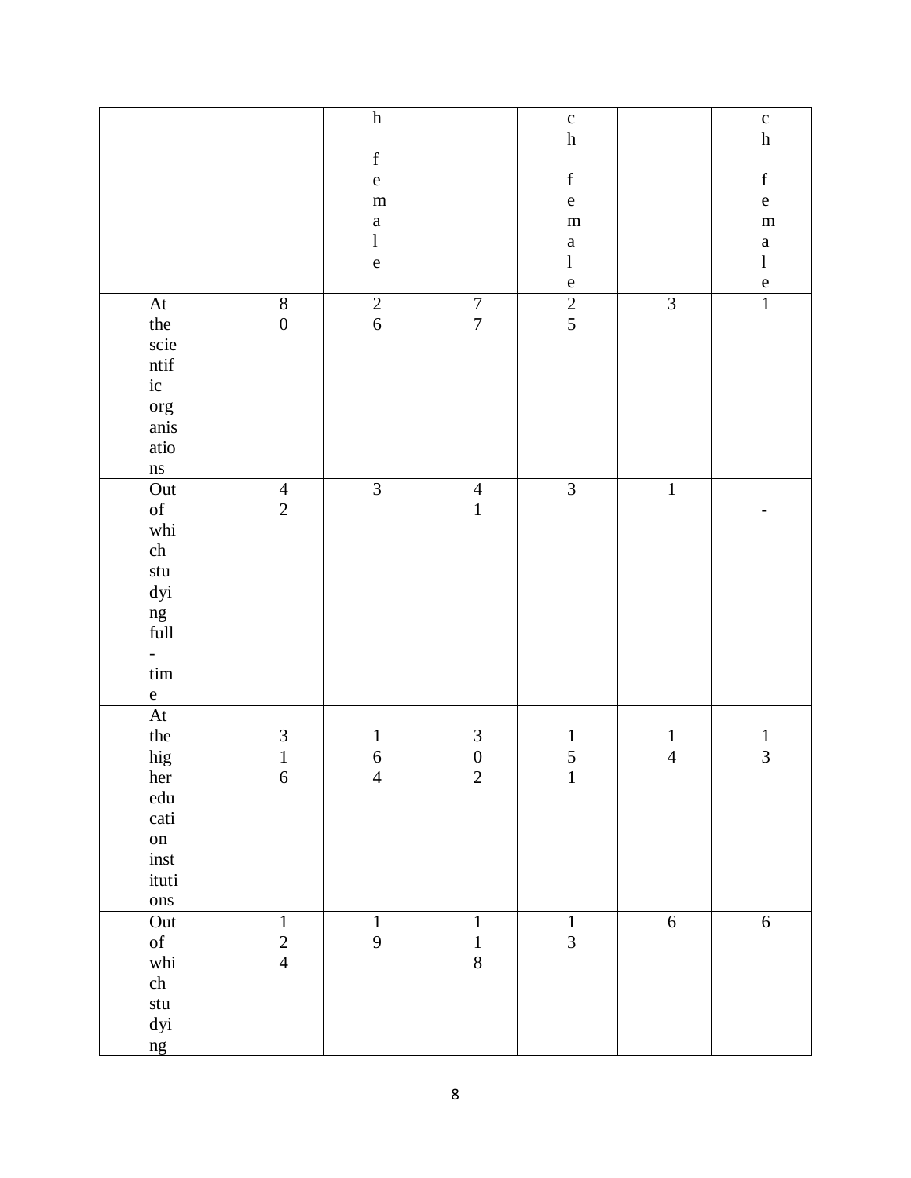|  |  | h female |  | ch female |  | ch female |
|---|---|---|---|---|---|---|
| At the scientific organisations | 80 | 26 | 77 | 25 | 3 | 1 |
| Out of which studying full-time | 42 | 3 | 41 | 3 | 1 | - |
| At the higher education institutions | 316 | 164 | 302 | 151 | 14 | 13 |
| Out of which studying | 124 | 19 | 118 | 13 | 6 | 6 |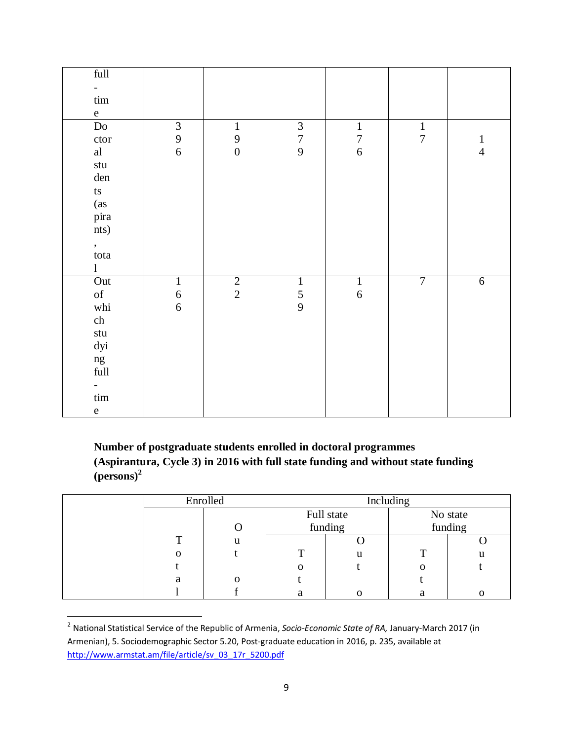| full-time | | | | | | |
|---|---|---|---|---|---|---|
| Doctoral students (aspirants), total | 396 | 190 | 379 | 176 | 17 | 14 |
| Out of which studying full-time | 166 | 22 | 159 | 16 | 7 | 6 |

**Number of postgraduate students enrolled in doctoral programmes (Aspirantura, Cycle 3) in 2016 with full state funding and without state funding (persons)**[2]

| | Enrolled | | Including | | | |
|---|---|---|---|---|---|---|
| | | | Full state funding | | No state funding | |
| | Total | Out of | Total | Out o | Total | Out o |

[2] National Statistical Service of the Republic of Armenia, *Socio-Economic State of RA,* January-March 2017 (in Armenian), 5. Sociodemographic Sector 5.20, Post-graduate education in 2016, p. 235, available at http://www.armstat.am/file/article/sv_03_17r_5200.pdf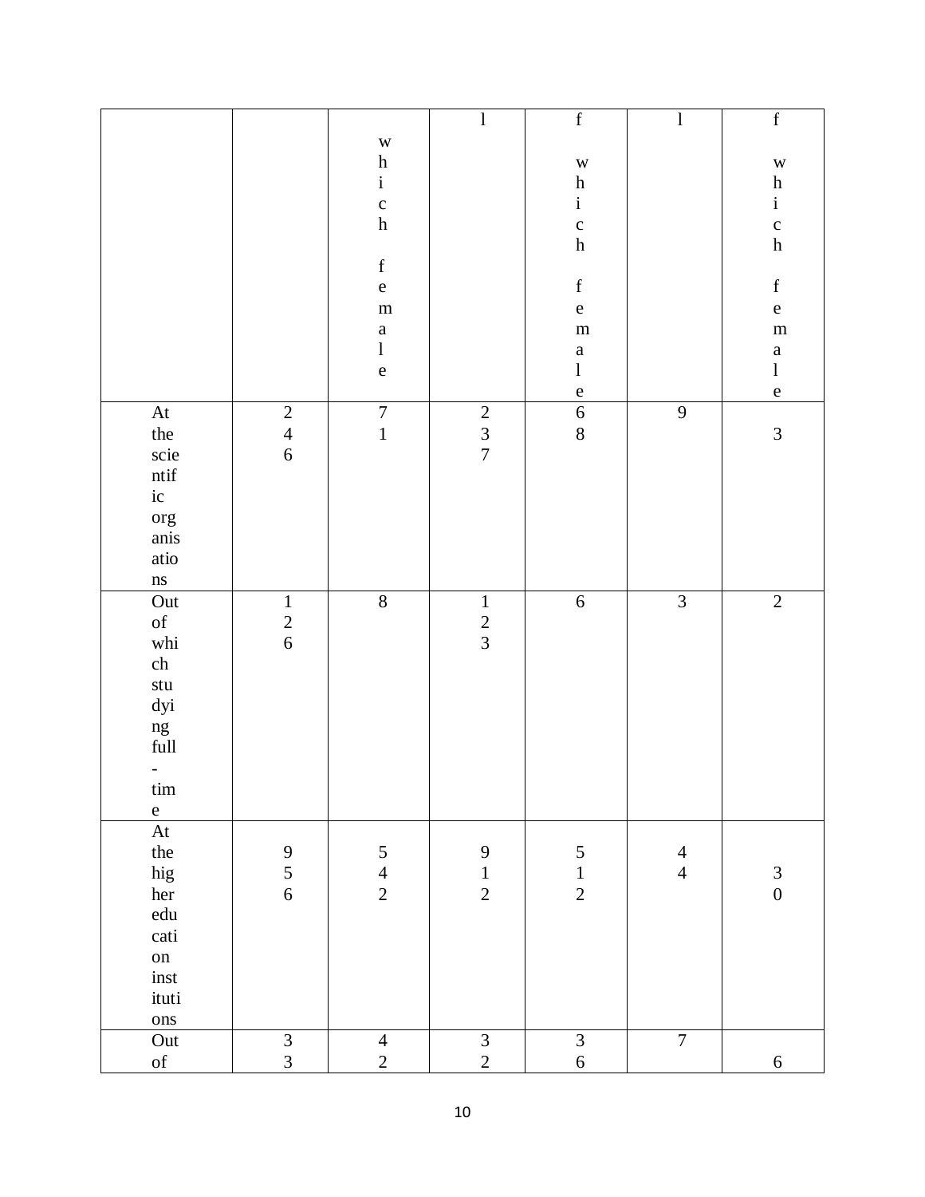| | | which female | l | f which female | l | f which female |
|---|---|---|---|---|---|---|
| At the scientific organisations | 246 | 71 | 237 | 68 | 9 | 3 |
| Out of which studying full-time | 126 | 8 | 123 | 6 | 3 | 2 |
| At the higher education institutions | 956 | 542 | 912 | 512 | 44 | 30 |
| Out of | 33 | 42 | 32 | 36 | 7 | 6 |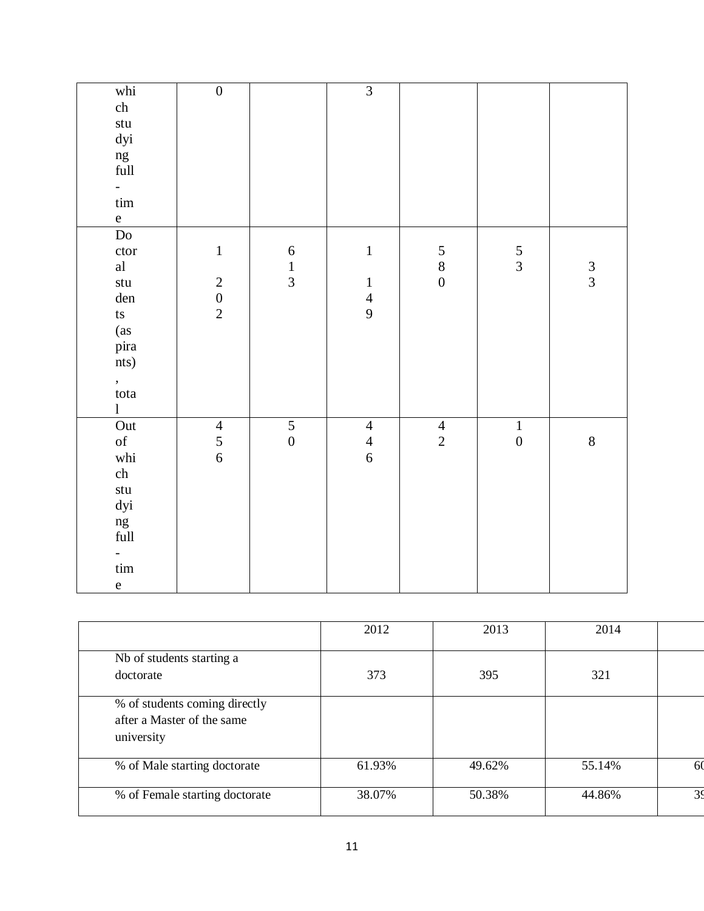| which studying full-time | 0 | | 3 | | | |
|---|---|---|---|---|---|---|
| Doctoral students (aspirants), total | 1202 | 613 | 1149 | 580 | 53 | 33 |
| Out of which studying full-time | 456 | 50 | 446 | 42 | 10 | 8 |

| | 2012 | 2013 | 2014 | |
|---|---|---|---|---|
| Nb of students starting a doctorate | 373 | 395 | 321 | |
| % of students coming directly after a Master of the same university | | | | |
| % of Male starting doctorate | 61.93% | 49.62% | 55.14% | 60 |
| % of Female starting doctorate | 38.07% | 50.38% | 44.86% | 39 |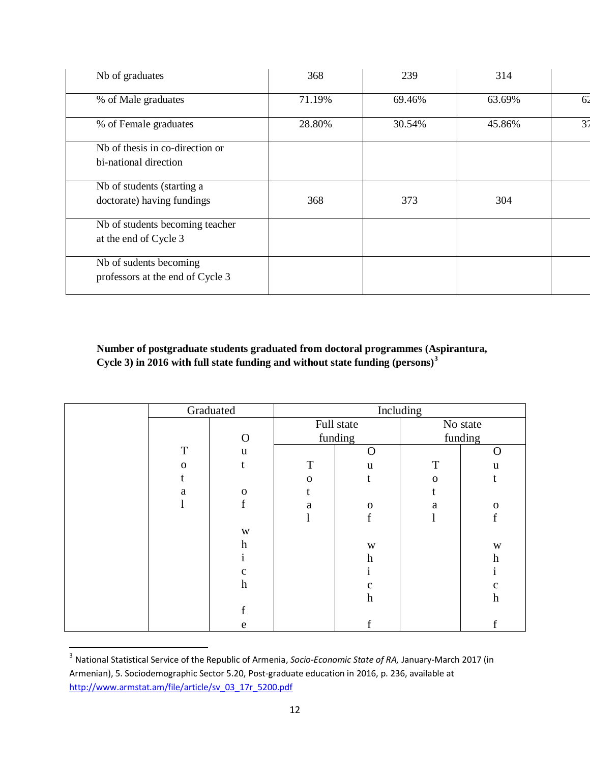| Nb of graduates | 368 | 239 | 314 | |
|---|---|---|---|---|
| % of Male graduates | 71.19% | 69.46% | 63.69% | 62 |
| % of Female graduates | 28.80% | 30.54% | 45.86% | 37 |
| Nb of thesis in co-direction or bi-national direction | | | | |
| Nb of students (starting a doctorate) having fundings | 368 | 373 | 304 | |
| Nb of students becoming teacher at the end of Cycle 3 | | | | |
| Nb of sudents becoming professors at the end of Cycle 3 | | | | |

**Number of postgraduate students graduated from doctoral programmes (Aspirantura, Cycle 3) in 2016 with full state funding and without state funding (persons)**[3]

| | Graduated | | Including | | | |
|---|---|---|---|---|---|---|
| | | | Full state funding | | No state funding | |
| | Total | Out of which fe | Total | Out of which f | Total | Out of which f |

[3] National Statistical Service of the Republic of Armenia, *Socio-Economic State of RA,* January-March 2017 (in Armenian), 5. Sociodemographic Sector 5.20, Post-graduate education in 2016, p. 236, available at http://www.armstat.am/file/article/sv_03_17r_5200.pdf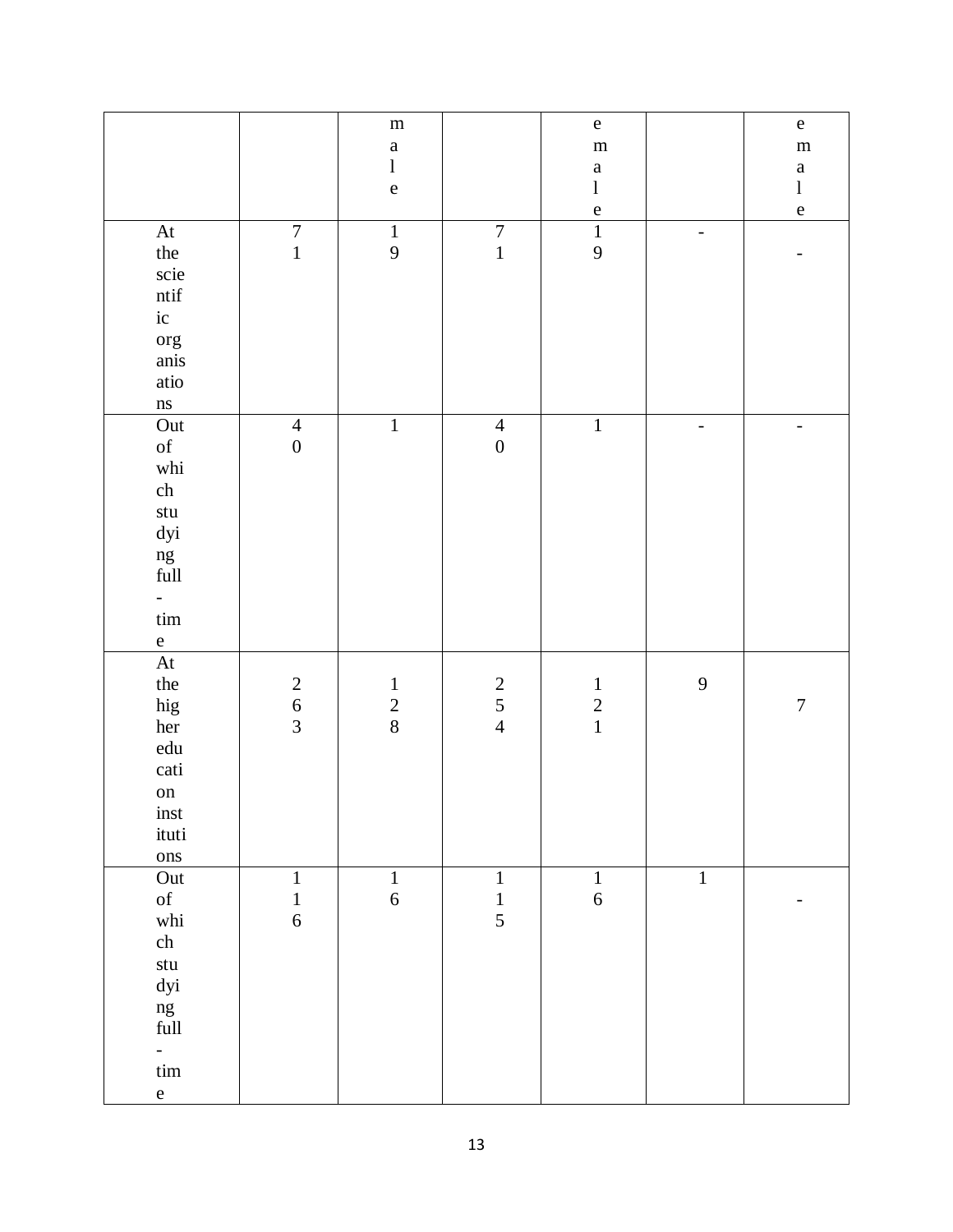| | | male | | emale | | emale |
|---|---|---|---|---|---|---|
| At the scientific organisations | 71 | 19 | 71 | 19 | - | - |
| Out of which studying full-time | 40 | 1 | 40 | 1 | - | - |
| At the higher education institutions | 263 | 128 | 254 | 121 | 9 | 7 |
| Out of which studying full-time | 116 | 16 | 115 | 16 | 1 | - |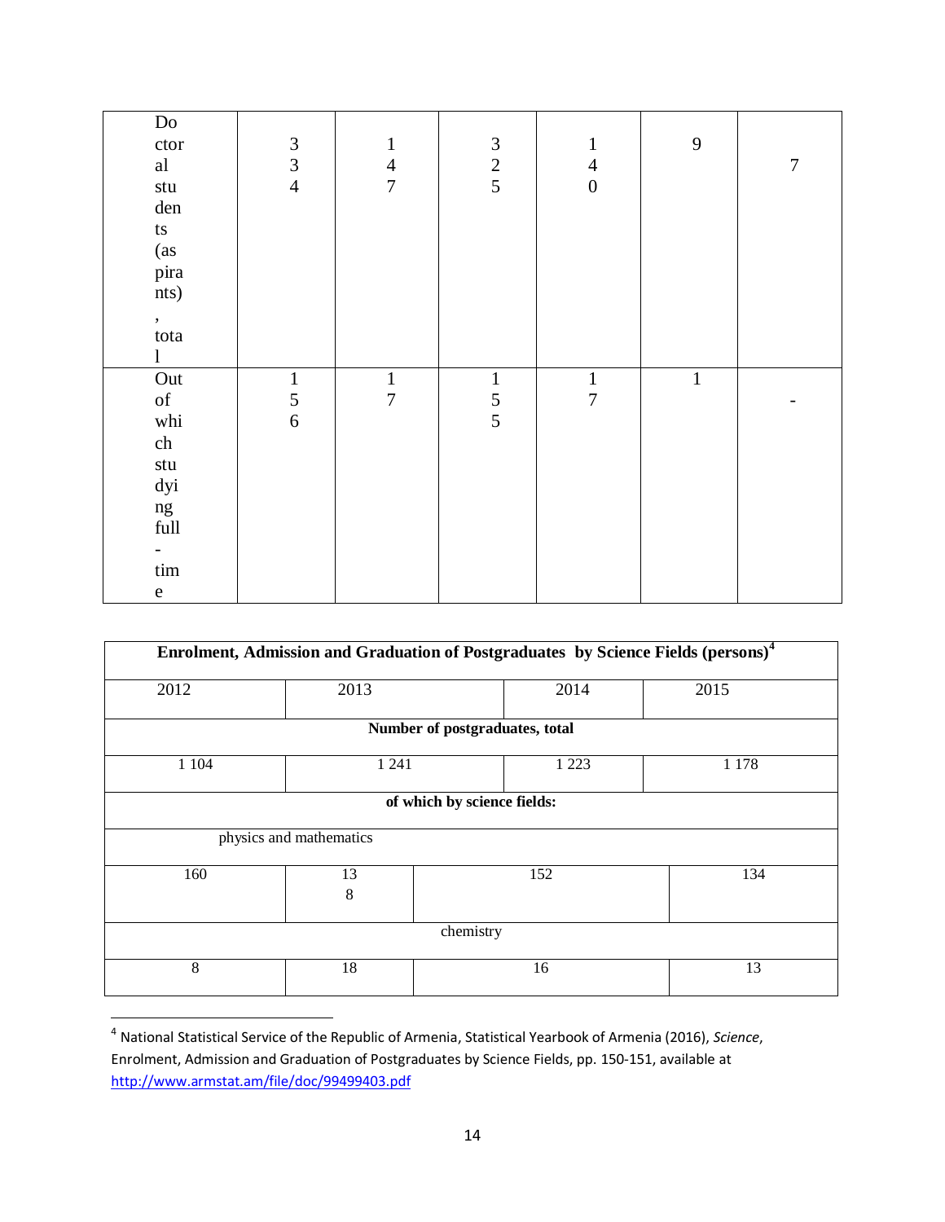| Doctoral students (aspirants), total | 334 | 147 | 325 | 140 | 9 | 7 |
|---|---|---|---|---|---|---|
| Out of which studying full-time | 156 | 17 | 155 | 17 | 1 | - |

| Enrolment, Admission and Graduation of Postgraduates by Science Fields (persons)[4] | | | |
|---|---|---|---|
| 2012 | 2013 | 2014 | 2015 |
| **Number of postgraduates, total** | | | |
| 1 104 | 1 241 | 1 223 | 1 178 |
| **of which by science fields:** | | | |
| physics and mathematics | | | |
| 160 | 138 | 152 | 134 |
| chemistry | | | |
| 8 | 18 | 16 | 13 |

[4] National Statistical Service of the Republic of Armenia, Statistical Yearbook of Armenia (2016), *Science*, Enrolment, Admission and Graduation of Postgraduates by Science Fields, pp. 150-151, available at http://www.armstat.am/file/doc/99499403.pdf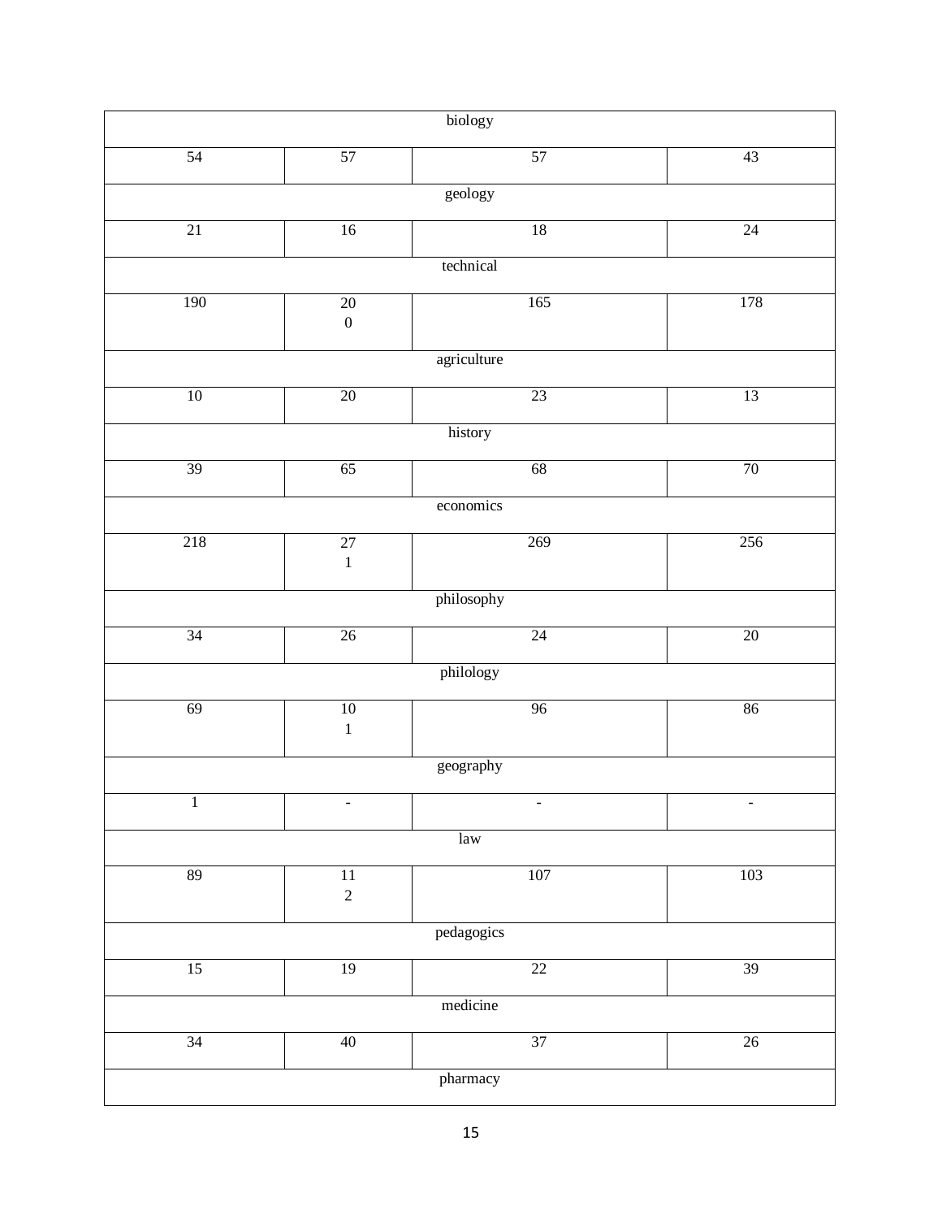| biology | | | |
|---|---|---|---|
| 54 | 57 | 57 | 43 |
| geology | | | |
| 21 | 16 | 18 | 24 |
| technical | | | |
| 190 | 200 | 165 | 178 |
| agriculture | | | |
| 10 | 20 | 23 | 13 |
| history | | | |
| 39 | 65 | 68 | 70 |
| economics | | | |
| 218 | 271 | 269 | 256 |
| philosophy | | | |
| 34 | 26 | 24 | 20 |
| philology | | | |
| 69 | 101 | 96 | 86 |
| geography | | | |
| 1 | - | - | - |
| law | | | |
| 89 | 112 | 107 | 103 |
| pedagogics | | | |
| 15 | 19 | 22 | 39 |
| medicine | | | |
| 34 | 40 | 37 | 26 |
| pharmacy | | | |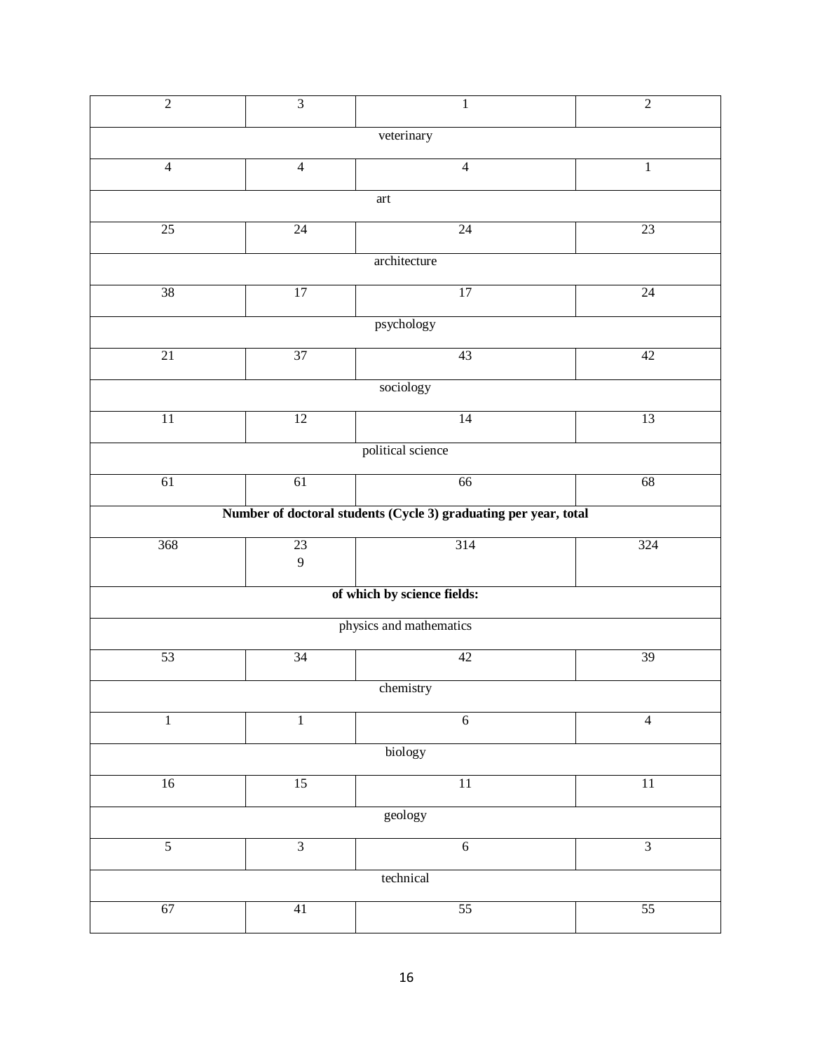| | | | |
|---|---|---|---|
| 2 | 3 | 1 | 2 |
| veterinary | | | |
| 4 | 4 | 4 | 1 |
| art | | | |
| 25 | 24 | 24 | 23 |
| architecture | | | |
| 38 | 17 | 17 | 24 |
| psychology | | | |
| 21 | 37 | 43 | 42 |
| sociology | | | |
| 11 | 12 | 14 | 13 |
| political science | | | |
| 61 | 61 | 66 | 68 |
| **Number of doctoral students (Cycle 3) graduating per year, total** | | | |
| 368 | 239 | 314 | 324 |
| **of which by science fields:** | | | |
| physics and mathematics | | | |
| 53 | 34 | 42 | 39 |
| chemistry | | | |
| 1 | 1 | 6 | 4 |
| biology | | | |
| 16 | 15 | 11 | 11 |
| geology | | | |
| 5 | 3 | 6 | 3 |
| technical | | | |
| 67 | 41 | 55 | 55 |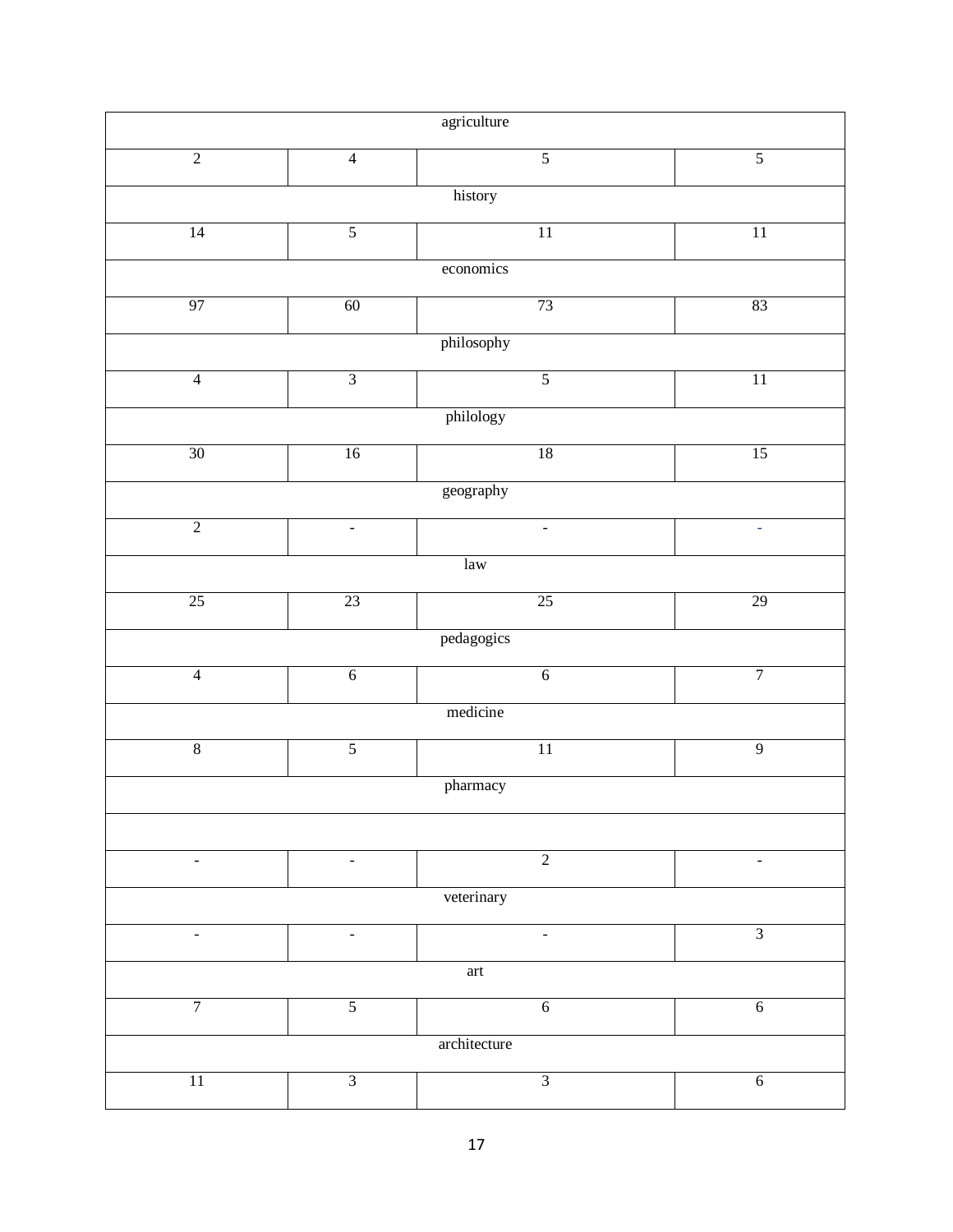| | | | |
|---|---|---|---|
| agriculture | | | |
| 2 | 4 | 5 | 5 |
| history | | | |
| 14 | 5 | 11 | 11 |
| economics | | | |
| 97 | 60 | 73 | 83 |
| philosophy | | | |
| 4 | 3 | 5 | 11 |
| philology | | | |
| 30 | 16 | 18 | 15 |
| geography | | | |
| 2 | - | - | - |
| law | | | |
| 25 | 23 | 25 | 29 |
| pedagogics | | | |
| 4 | 6 | 6 | 7 |
| medicine | | | |
| 8 | 5 | 11 | 9 |
| pharmacy | | | |
| | | | |
| - | - | 2 | - |
| veterinary | | | |
| - | - | - | 3 |
| art | | | |
| 7 | 5 | 6 | 6 |
| architecture | | | |
| 11 | 3 | 3 | 6 |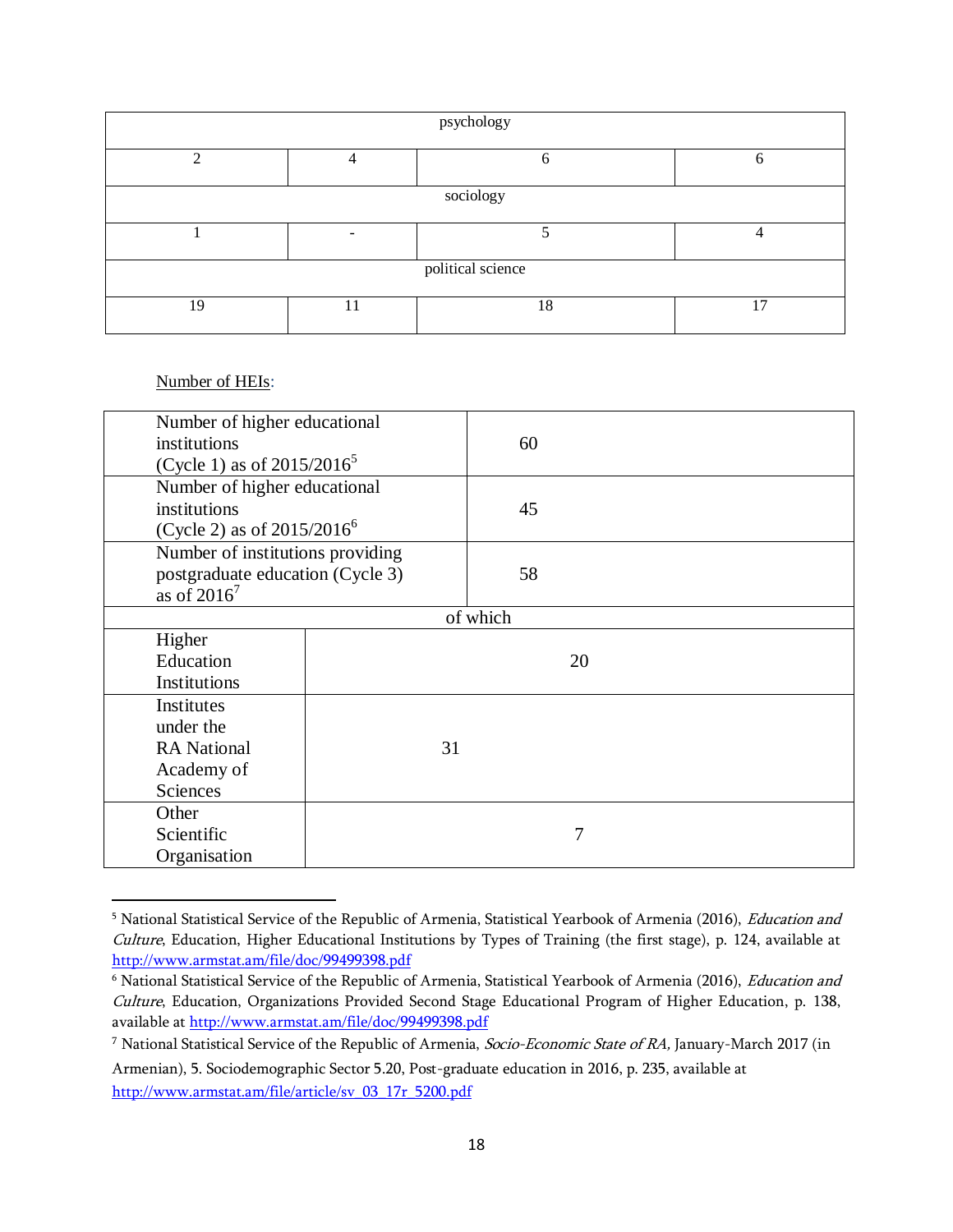| psychology | | | |
|---|---|---|---|
| 2 | 4 | 6 | 6 |
| sociology | | | |
| 1 | - | 5 | 4 |
| political science | | | |
| 19 | 11 | 18 | 17 |

Number of HEIs:

| Number of higher educational institutions (Cycle 1) as of 2015/2016[5] | 60 |
|---|---|
| Number of higher educational institutions (Cycle 2) as of 2015/2016[6] | 45 |
| Number of institutions providing postgraduate education (Cycle 3) as of 2016[7] | 58 |
| of which | |
| Higher Education Institutions | 20 |
| Institutes under the RA National Academy of Sciences | 31 |
| Other Scientific Organisation | 7 |

[5] National Statistical Service of the Republic of Armenia, Statistical Yearbook of Armenia (2016), *Education and Culture*, Education, Higher Educational Institutions by Types of Training (the first stage), p. 124, available at http://www.armstat.am/file/doc/99499398.pdf

[6] National Statistical Service of the Republic of Armenia, Statistical Yearbook of Armenia (2016), *Education and Culture*, Education, Organizations Provided Second Stage Educational Program of Higher Education, p. 138, available at http://www.armstat.am/file/doc/99499398.pdf

[7] National Statistical Service of the Republic of Armenia, *Socio-Economic State of RA*, January-March 2017 (in Armenian), 5. Sociodemographic Sector 5.20, Post-graduate education in 2016, p. 235, available at http://www.armstat.am/file/article/sv_03_17r_5200.pdf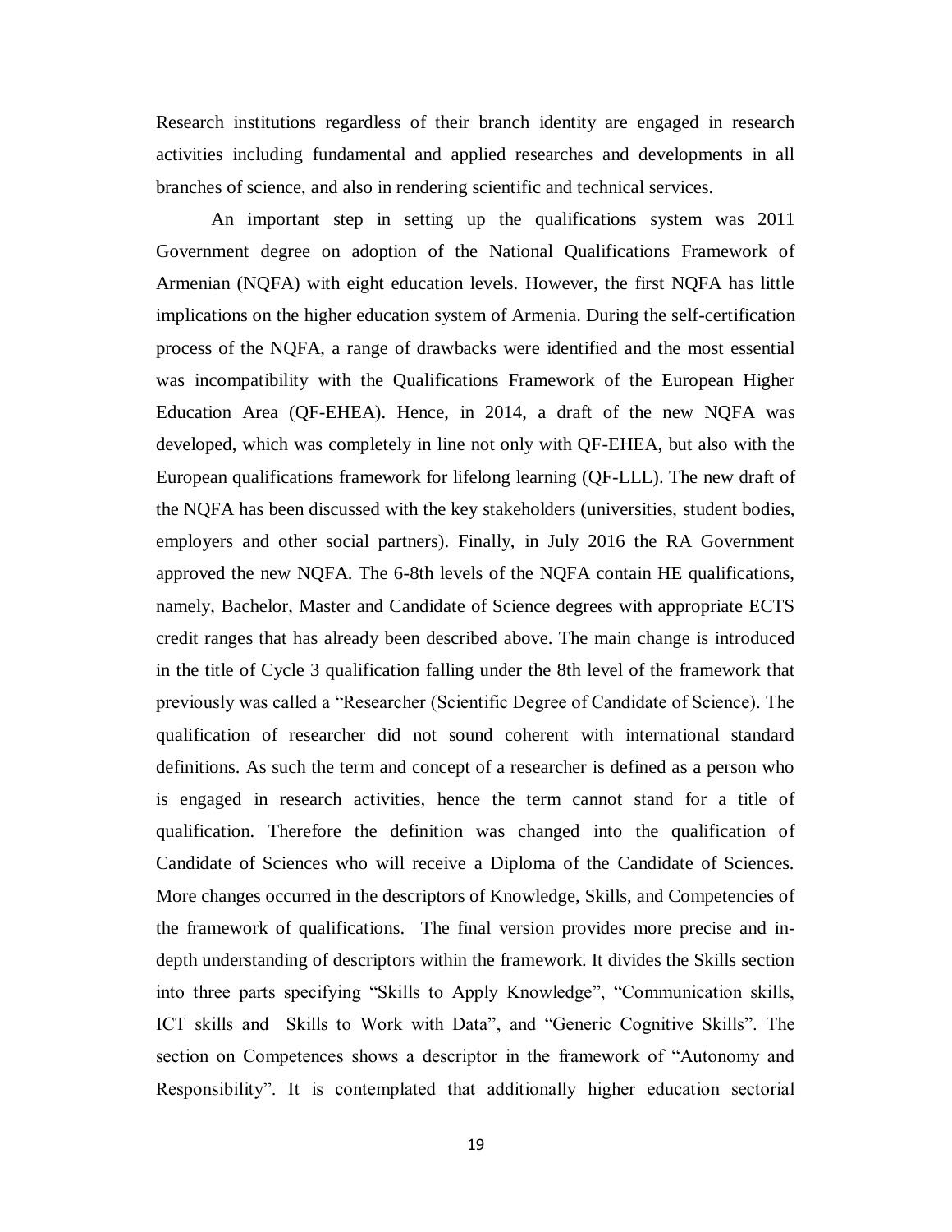Research institutions regardless of their branch identity are engaged in research activities including fundamental and applied researches and developments in all branches of science, and also in rendering scientific and technical services.

An important step in setting up the qualifications system was 2011 Government degree on adoption of the National Qualifications Framework of Armenian (NQFA) with eight education levels. However, the first NQFA has little implications on the higher education system of Armenia. During the self-certification process of the NQFA, a range of drawbacks were identified and the most essential was incompatibility with the Qualifications Framework of the European Higher Education Area (QF-EHEA). Hence, in 2014, a draft of the new NQFA was developed, which was completely in line not only with QF-EHEA, but also with the European qualifications framework for lifelong learning (QF-LLL). The new draft of the NQFA has been discussed with the key stakeholders (universities, student bodies, employers and other social partners). Finally, in July 2016 the RA Government approved the new NQFA. The 6-8th levels of the NQFA contain HE qualifications, namely, Bachelor, Master and Candidate of Science degrees with appropriate ECTS credit ranges that has already been described above. The main change is introduced in the title of Cycle 3 qualification falling under the 8th level of the framework that previously was called a "Researcher (Scientific Degree of Candidate of Science). The qualification of researcher did not sound coherent with international standard definitions. As such the term and concept of a researcher is defined as a person who is engaged in research activities, hence the term cannot stand for a title of qualification. Therefore the definition was changed into the qualification of Candidate of Sciences who will receive a Diploma of the Candidate of Sciences. More changes occurred in the descriptors of Knowledge, Skills, and Competencies of the framework of qualifications. The final version provides more precise and in-depth understanding of descriptors within the framework. It divides the Skills section into three parts specifying "Skills to Apply Knowledge", "Communication skills, ICT skills and Skills to Work with Data", and "Generic Cognitive Skills". The section on Competences shows a descriptor in the framework of "Autonomy and Responsibility". It is contemplated that additionally higher education sectorial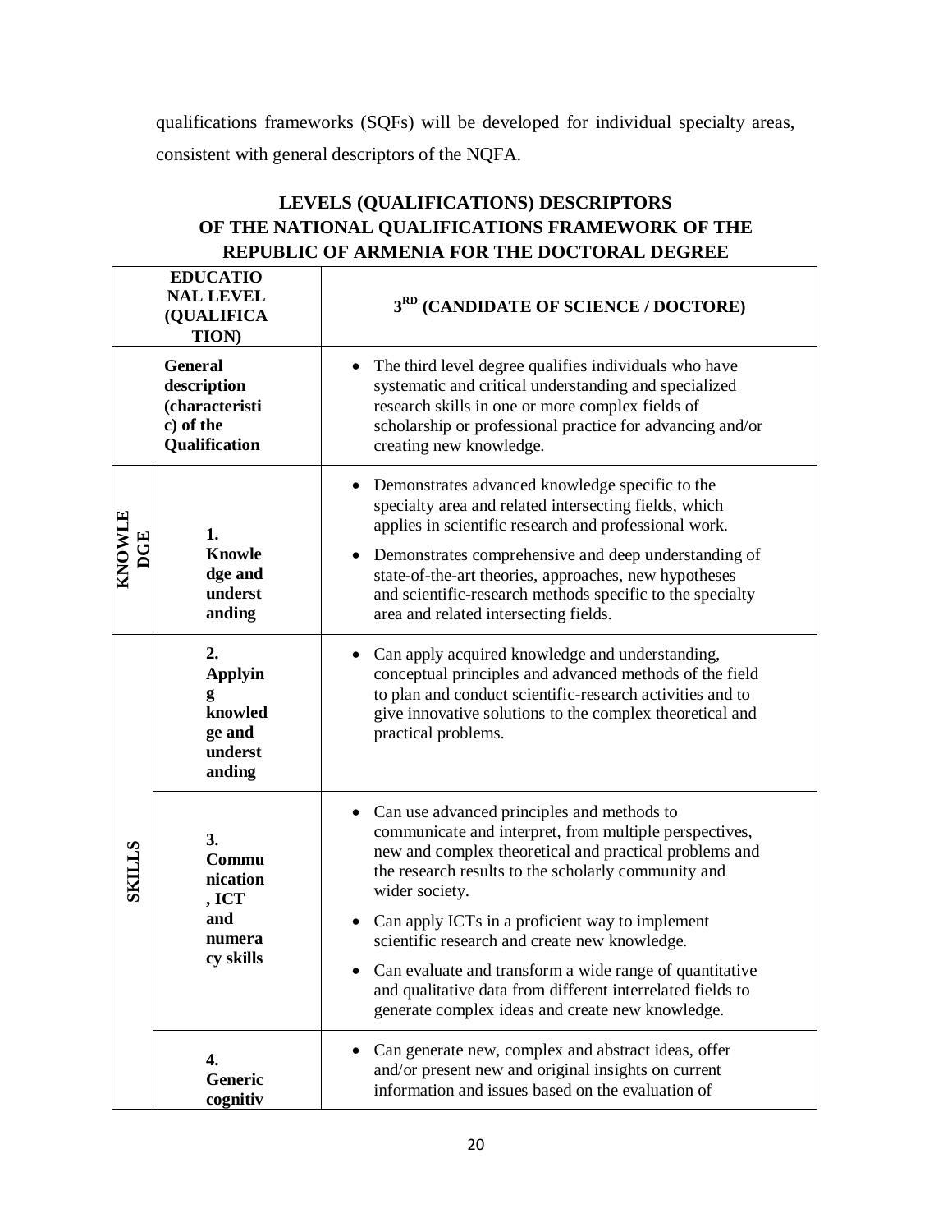qualifications frameworks (SQFs) will be developed for individual specialty areas, consistent with general descriptors of the NQFA.

## LEVELS (QUALIFICATIONS) DESCRIPTORS OF THE NATIONAL QUALIFICATIONS FRAMEWORK OF THE REPUBLIC OF ARMENIA FOR THE DOCTORAL DEGREE

| **EDUCATIONAL LEVEL (QUALIFICATION)** | | **3RD (CANDIDATE OF SCIENCE / DOCTORE)** |
|---|---|---|
| **General description (characteristic) of the Qualification** | | • The third level degree qualifies individuals who have systematic and critical understanding and specialized research skills in one or more complex fields of scholarship or professional practice for advancing and/or creating new knowledge. |
| **KNOWLEDGE** | **1. Knowledge and understanding** | • Demonstrates advanced knowledge specific to the specialty area and related intersecting fields, which applies in scientific research and professional work.<br>• Demonstrates comprehensive and deep understanding of state-of-the-art theories, approaches, new hypotheses and scientific-research methods specific to the specialty area and related intersecting fields. |
| **SKILLS** | **2. Applying knowledge and understanding** | • Can apply acquired knowledge and understanding, conceptual principles and advanced methods of the field to plan and conduct scientific-research activities and to give innovative solutions to the complex theoretical and practical problems. |
| | **3. Communication, ICT and numeracy skills** | • Can use advanced principles and methods to communicate and interpret, from multiple perspectives, new and complex theoretical and practical problems and the research results to the scholarly community and wider society.<br>• Can apply ICTs in a proficient way to implement scientific research and create new knowledge.<br>• Can evaluate and transform a wide range of quantitative and qualitative data from different interrelated fields to generate complex ideas and create new knowledge. |
| | **4. Generic cognitiv** | • Can generate new, complex and abstract ideas, offer and/or present new and original insights on current information and issues based on the evaluation of |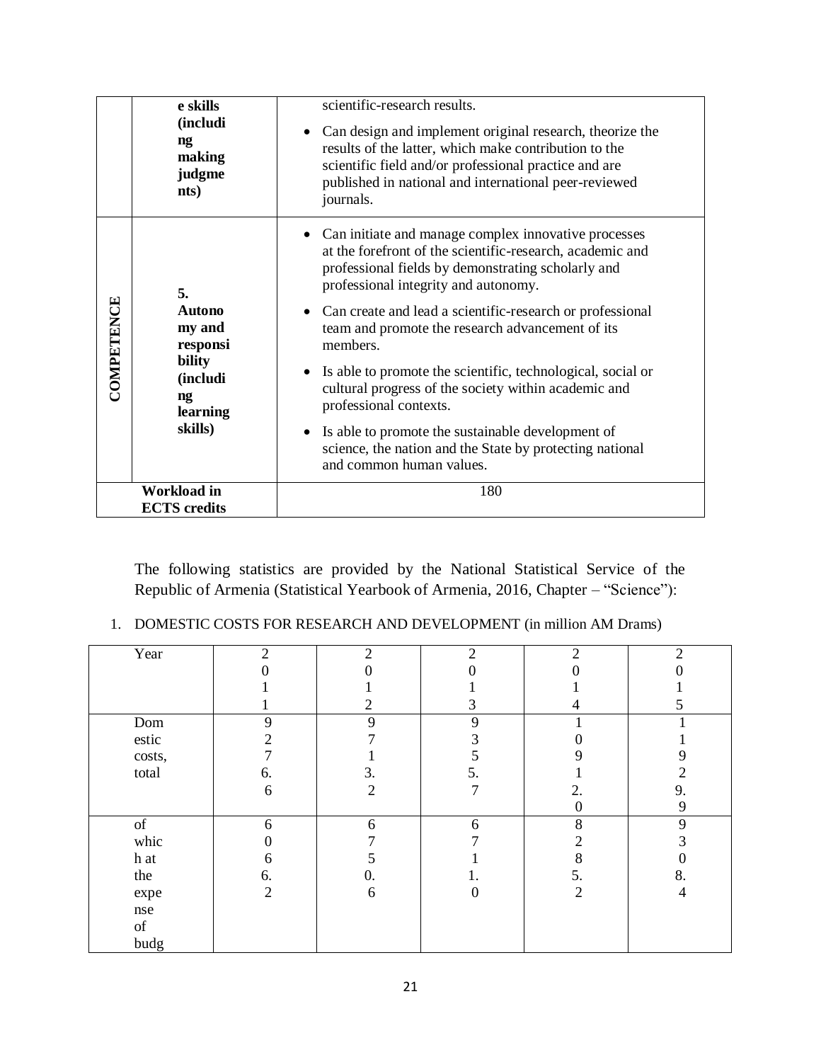| | e skills (including making judgments) | scientific-research results.<br>• Can design and implement original research, theorize the results of the latter, which make contribution to the scientific field and/or professional practice and are published in national and international peer-reviewed journals. |
|---|---|---|
| COMPETENCE | 5. Autonomy and responsibility (including learning skills) | • Can initiate and manage complex innovative processes at the forefront of the scientific-research, academic and professional fields by demonstrating scholarly and professional integrity and autonomy.<br>• Can create and lead a scientific-research or professional team and promote the research advancement of its members.<br>• Is able to promote the scientific, technological, social or cultural progress of the society within academic and professional contexts.<br>• Is able to promote the sustainable development of science, the nation and the State by protecting national and common human values. |
| Workload in ECTS credits | | 180 |

The following statistics are provided by the National Statistical Service of the Republic of Armenia (Statistical Yearbook of Armenia, 2016, Chapter – "Science"):

1. DOMESTIC COSTS FOR RESEARCH AND DEVELOPMENT (in million AM Drams)

| Year | 2011 | 2012 | 2013 | 2014 | 2015 |
|---|---|---|---|---|---|
| Domestic costs, total | 9276.6 | 9713.2 | 9355.7 | 10912.0 | 11929.9 |
| of which at the expense of budg | 6066.2 | 6750.6 | 6771.0 | 8285.2 | 9308.4 |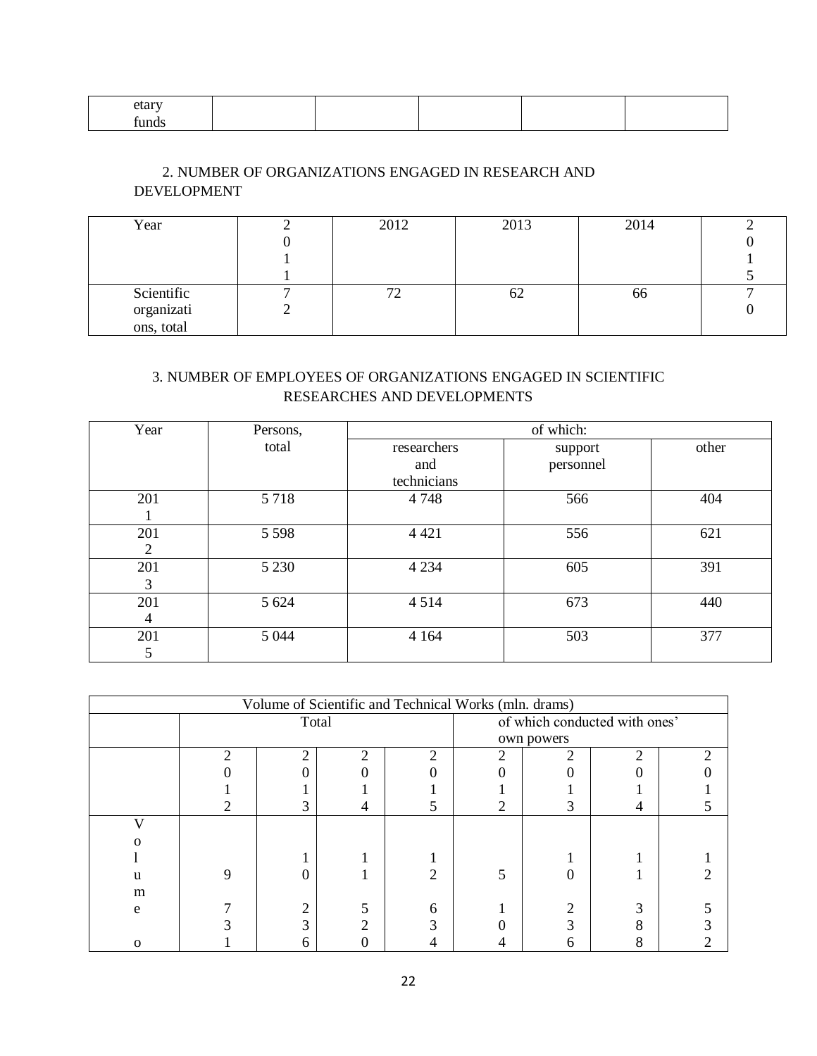| etary funds | | | | | |
|---|---|---|---|---|---|

2. NUMBER OF ORGANIZATIONS ENGAGED IN RESEARCH AND DEVELOPMENT

| Year | 2011 | 2012 | 2013 | 2014 | 2015 |
|---|---|---|---|---|---|
| Scientific organizations, total | 72 | 72 | 62 | 66 | 70 |

3. NUMBER OF EMPLOYEES OF ORGANIZATIONS ENGAGED IN SCIENTIFIC RESEARCHES AND DEVELOPMENTS

| Year | Persons, total | of which: | | |
|---|---|---|---|---|
| | | researchers and technicians | support personnel | other |
| 2011 | 5 718 | 4 748 | 566 | 404 |
| 2012 | 5 598 | 4 421 | 556 | 621 |
| 2013 | 5 230 | 4 234 | 605 | 391 |
| 2014 | 5 624 | 4 514 | 673 | 440 |
| 2015 | 5 044 | 4 164 | 503 | 377 |

| Volume of Scientific and Technical Works (mln. drams) | | | | | | | | |
|---|---|---|---|---|---|---|---|---|
| | Total | | | | of which conducted with ones' own powers | | | |
| | 2012 | 2013 | 2014 | 2015 | 2012 | 2013 | 2014 | 2015 |
| Volume o | 9731 | 10236 | 11520 | 12634 | 5104 | 10236 | 11388 | 12532 |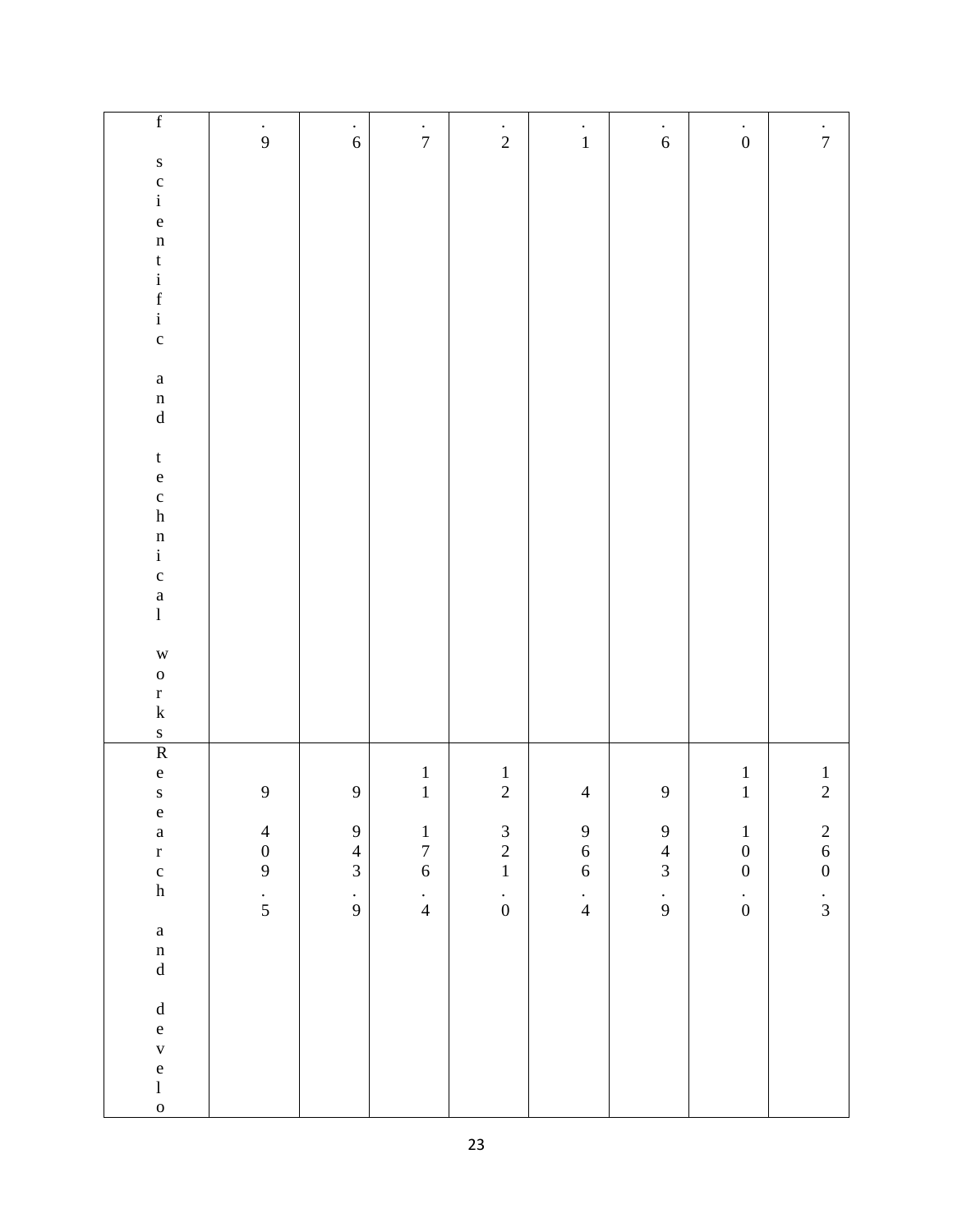| f scientific and technical works | .9 | .6 | .7 | .2 | .1 | .6 | .0 | .7 |
|---|---|---|---|---|---|---|---|---|
| Research and develo | 9 409.5 | 9 943.9 | 11 176.4 | 12 321.0 | 4 966.4 | 9 943.9 | 11 100.0 | 12 260.3 |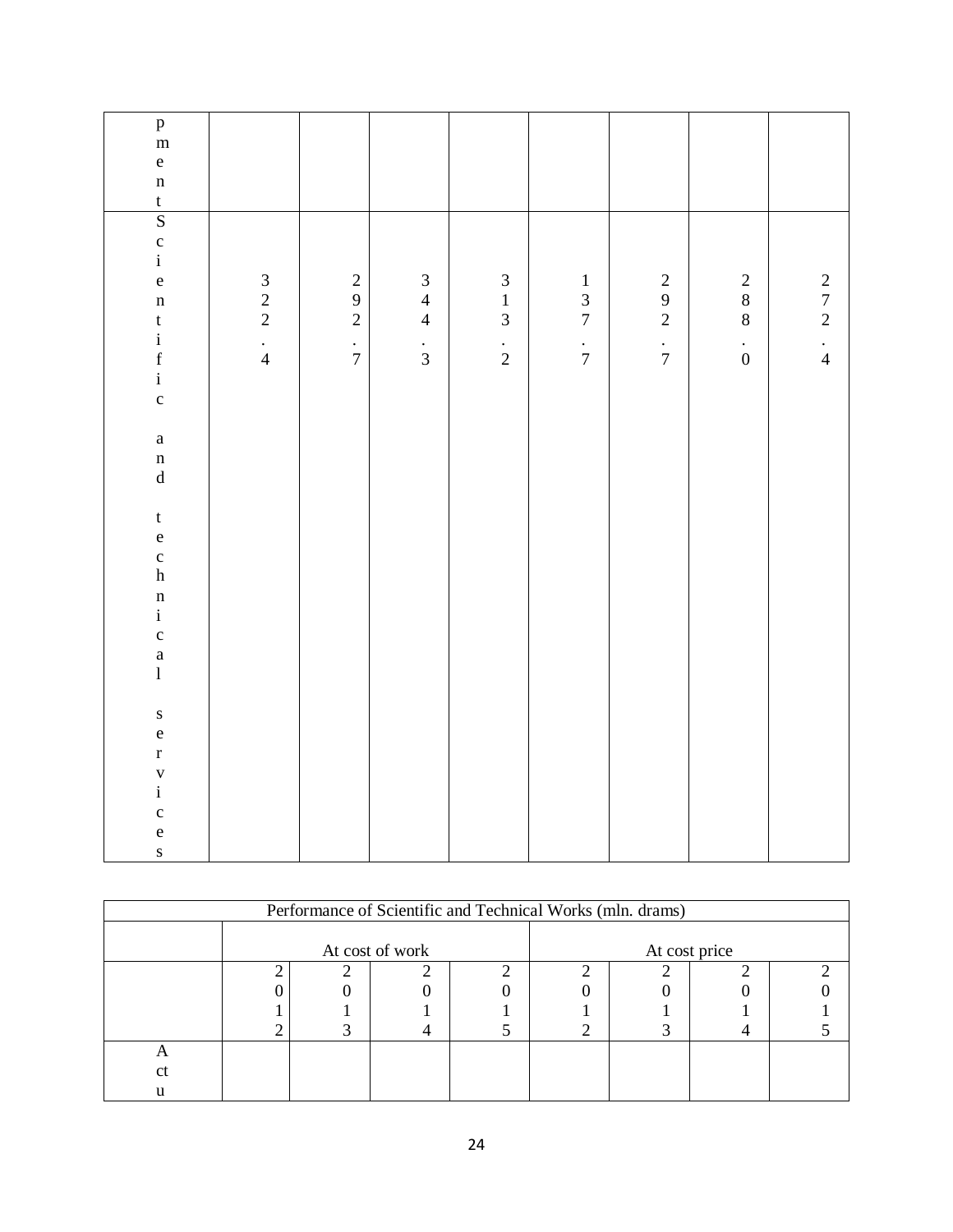| pment | | | | | | | | |
|---|---|---|---|---|---|---|---|---|
| Scientific and technical services | 322.4 | 292.7 | 344.3 | 313.2 | 137.7 | 292.7 | 288.0 | 272.4 |

| Performance of Scientific and Technical Works (mln. drams) | | | | | | | | |
|---|---|---|---|---|---|---|---|---|
| | At cost of work | | | | At cost price | | | |
| | 2012 | 2013 | 2014 | 2015 | 2012 | 2013 | 2014 | 2015 |
| Actu | | | | | | | | |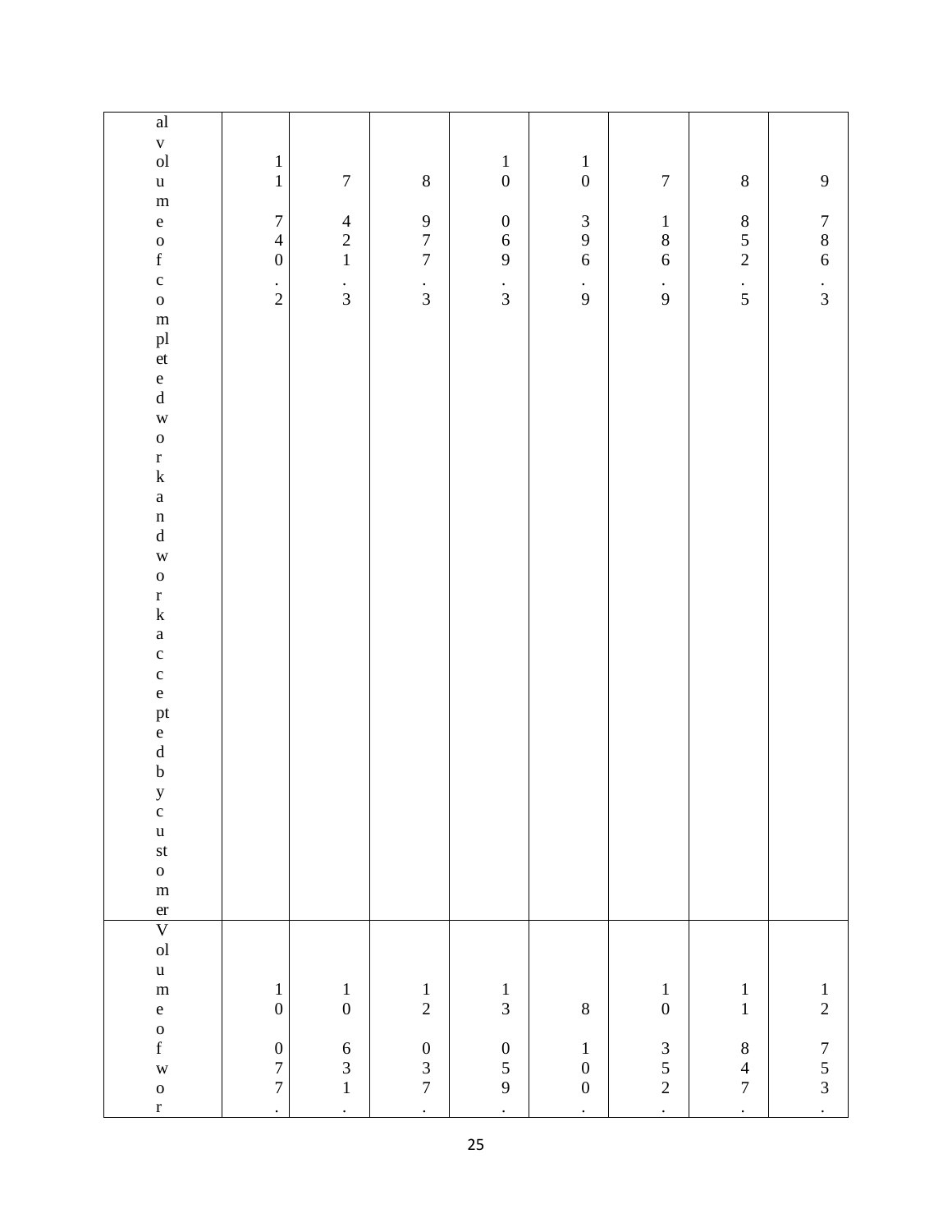| al volume of completed work and work accepted by customer | 11740.2 | 7421.3 | 8977.3 | 10069.3 | 10396.9 | 7186.9 | 8852.5 | 9786.3 |
|---|---|---|---|---|---|---|---|---|
| Volume of wor | 10077. | 10631. | 12037. | 13059. | 8100. | 10352. | 11847. | 12753. |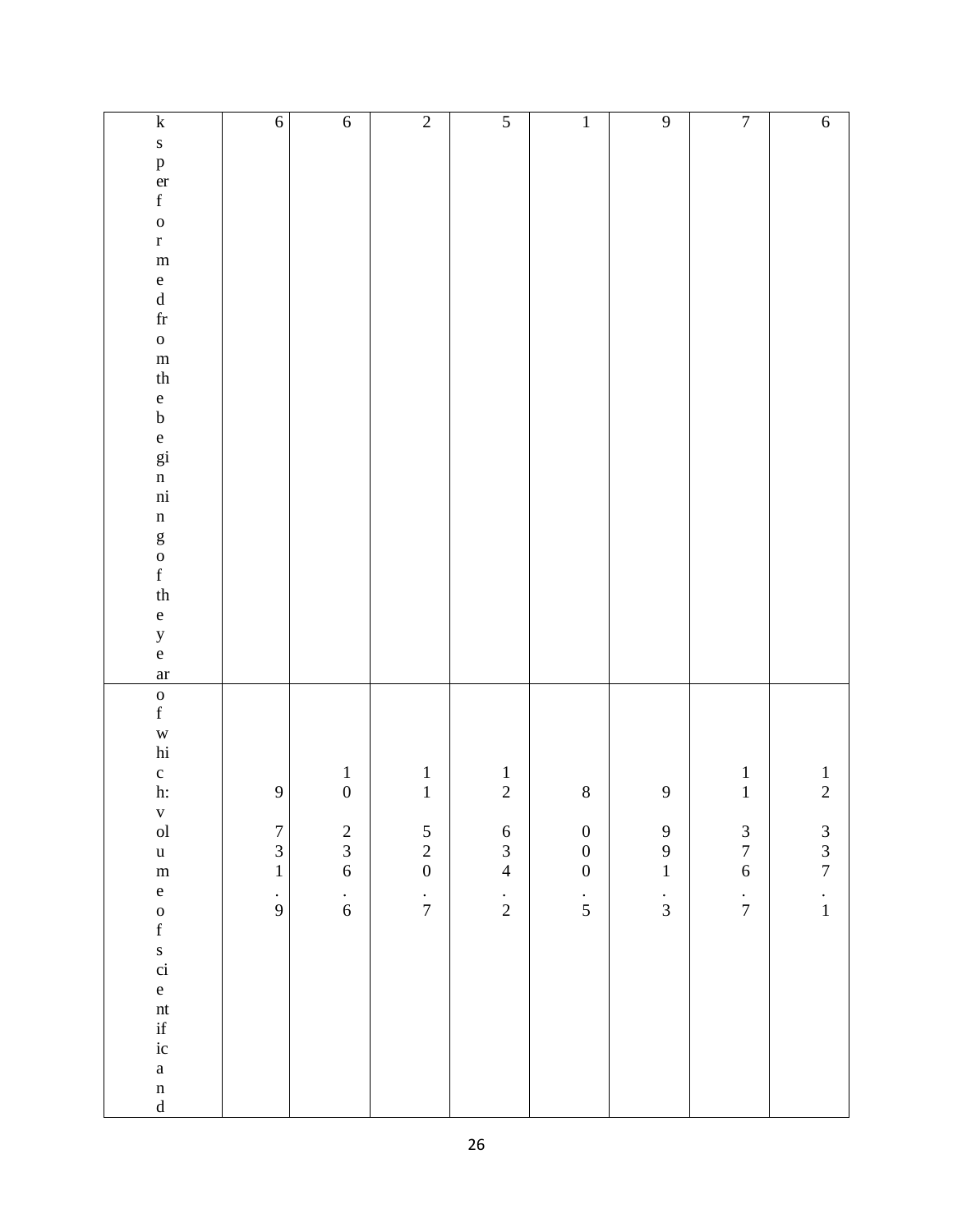| ks performed from the beginning of the year | 6 | 6 | 2 | 5 | 1 | 9 | 7 | 6 |
|---|---|---|---|---|---|---|---|---|
| of which: volume of scientific and | 9 731.9 | 10 236.6 | 11 520.7 | 12 634.2 | 8 000.5 | 9 991.3 | 11 376.7 | 12 337.1 |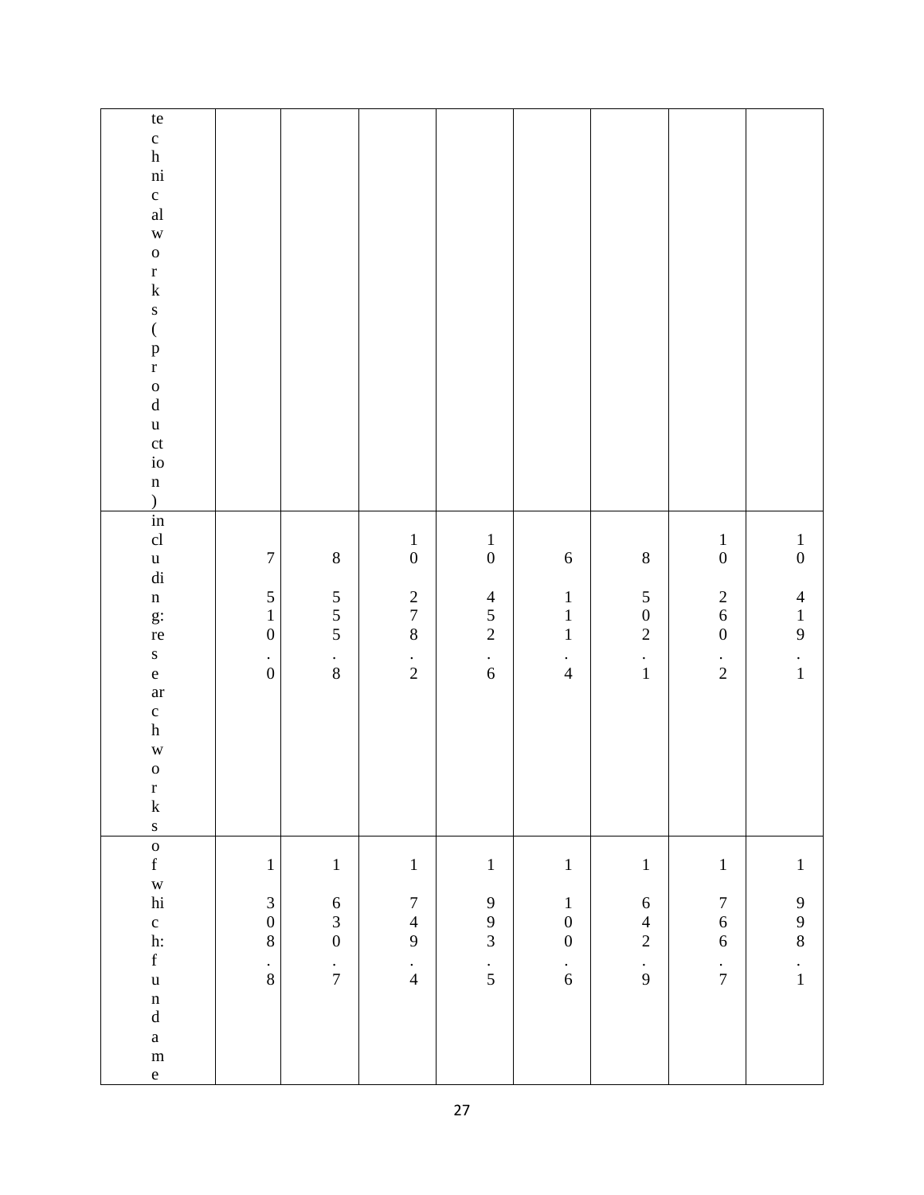| technical works (production) | | | | | | | | |
|---|---|---|---|---|---|---|---|---|
| including: research works | 7 510.0 | 8 555.8 | 10 278.2 | 10 452.6 | 6 111.4 | 8 502.1 | 10 260.2 | 10 419.1 |
| of which: fundame | 1 308.8 | 1 630.7 | 1 749.4 | 1 993.5 | 1 100.6 | 1 642.9 | 1 766.7 | 1 998.1 |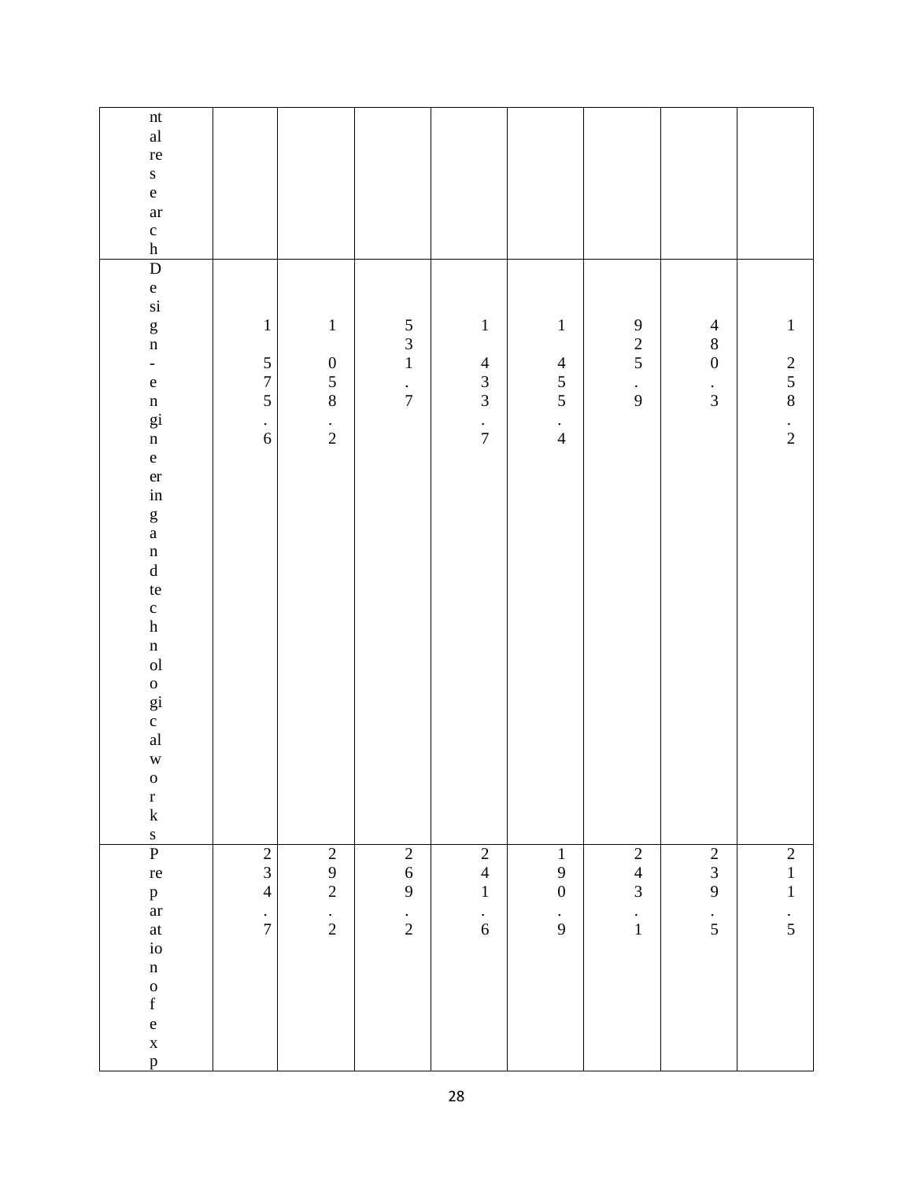| ntal research | | | | | | | | |
|---|---|---|---|---|---|---|---|---|
| Design-engineering and technological works | 1 575.6 | 1 058.2 | 531.7 | 1 433.7 | 1 455.4 | 925.9 | 480.3 | 1 258.2 |
| Preparation of exp | 234.7 | 292.2 | 269.2 | 241.6 | 190.9 | 243.1 | 239.5 | 211.5 |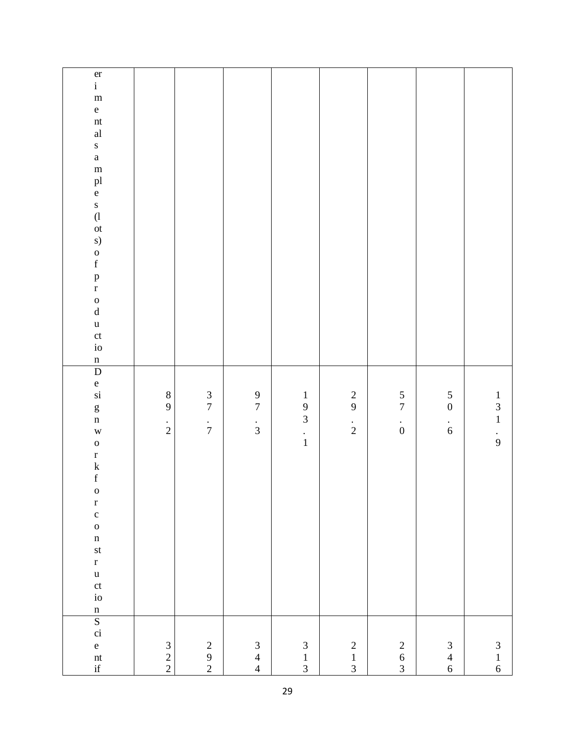| | | | | | | | | |
|---|---|---|---|---|---|---|---|---|
| erimental samples (lots) of production | | | | | | | | |
| Design work for construction | 89.2 | 37.7 | 97.3 | 193.1 | 29.2 | 57.0 | 50.6 | 131.9 |
| Scientif | 322 | 292 | 344 | 313 | 213 | 263 | 346 | 316 |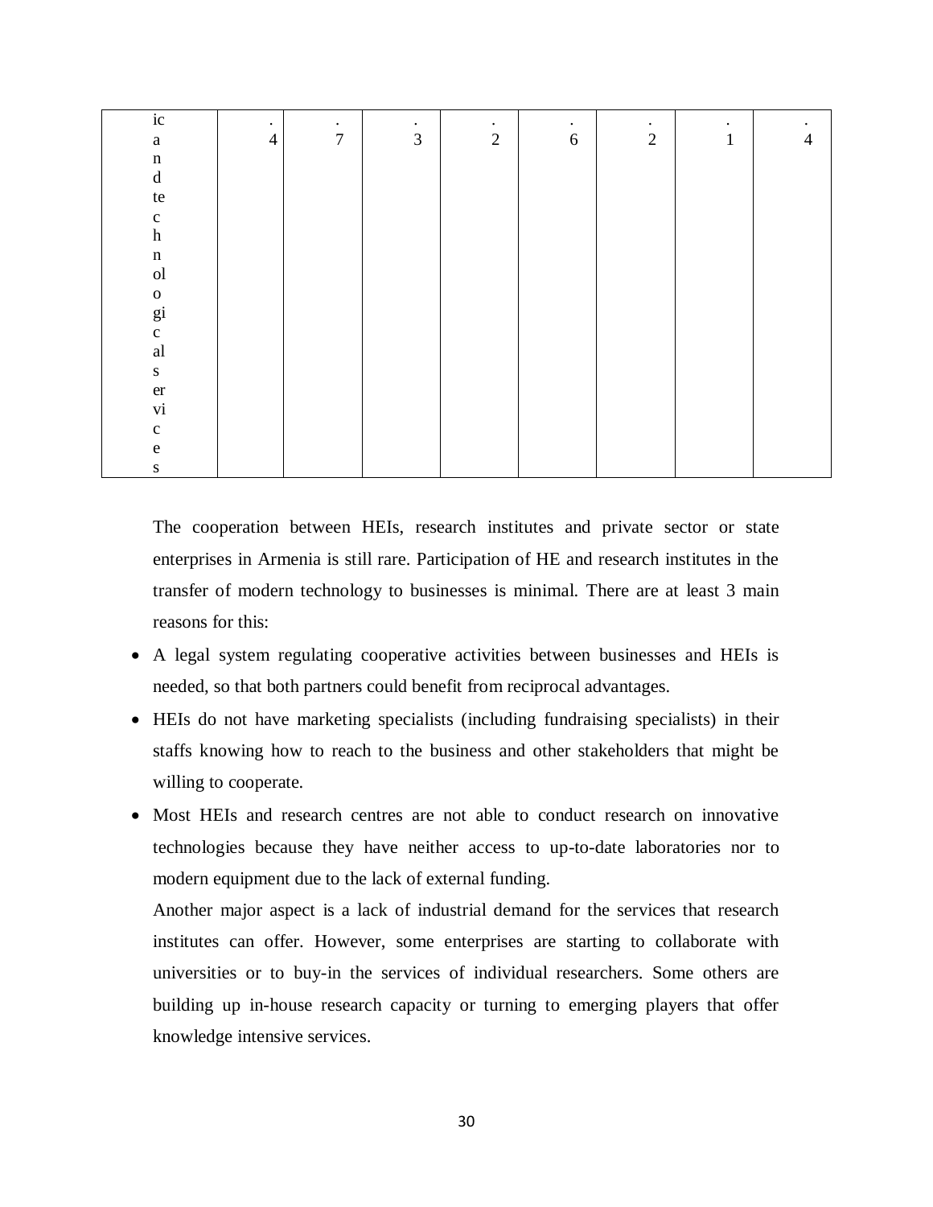| ic and technological services | .4 | .7 | .3 | .2 | .6 | .2 | .1 | .4 |
|---|---|---|---|---|---|---|---|---|

The cooperation between HEIs, research institutes and private sector or state enterprises in Armenia is still rare. Participation of HE and research institutes in the transfer of modern technology to businesses is minimal. There are at least 3 main reasons for this:

- A legal system regulating cooperative activities between businesses and HEIs is needed, so that both partners could benefit from reciprocal advantages.
- HEIs do not have marketing specialists (including fundraising specialists) in their staffs knowing how to reach to the business and other stakeholders that might be willing to cooperate.
- Most HEIs and research centres are not able to conduct research on innovative technologies because they have neither access to up-to-date laboratories nor to modern equipment due to the lack of external funding.

Another major aspect is a lack of industrial demand for the services that research institutes can offer. However, some enterprises are starting to collaborate with universities or to buy-in the services of individual researchers. Some others are building up in-house research capacity or turning to emerging players that offer knowledge intensive services.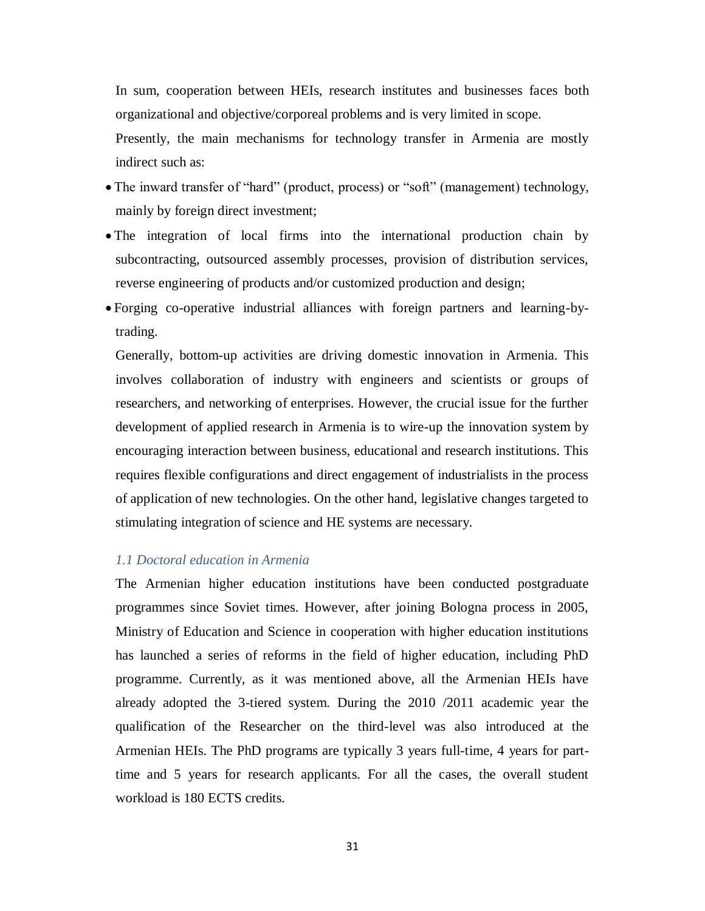In sum, cooperation between HEIs, research institutes and businesses faces both organizational and objective/corporeal problems and is very limited in scope.

Presently, the main mechanisms for technology transfer in Armenia are mostly indirect such as:

- The inward transfer of "hard" (product, process) or "soft" (management) technology, mainly by foreign direct investment;
- The integration of local firms into the international production chain by subcontracting, outsourced assembly processes, provision of distribution services, reverse engineering of products and/or customized production and design;
- Forging co-operative industrial alliances with foreign partners and learning-by-trading.

Generally, bottom-up activities are driving domestic innovation in Armenia. This involves collaboration of industry with engineers and scientists or groups of researchers, and networking of enterprises. However, the crucial issue for the further development of applied research in Armenia is to wire-up the innovation system by encouraging interaction between business, educational and research institutions. This requires flexible configurations and direct engagement of industrialists in the process of application of new technologies. On the other hand, legislative changes targeted to stimulating integration of science and HE systems are necessary.

### *1.1 Doctoral education in Armenia*

The Armenian higher education institutions have been conducted postgraduate programmes since Soviet times. However, after joining Bologna process in 2005, Ministry of Education and Science in cooperation with higher education institutions has launched a series of reforms in the field of higher education, including PhD programme. Currently, as it was mentioned above, all the Armenian HEIs have already adopted the 3-tiered system. During the 2010 /2011 academic year the qualification of the Researcher on the third-level was also introduced at the Armenian HEIs. The PhD programs are typically 3 years full-time, 4 years for part-time and 5 years for research applicants. For all the cases, the overall student workload is 180 ECTS credits.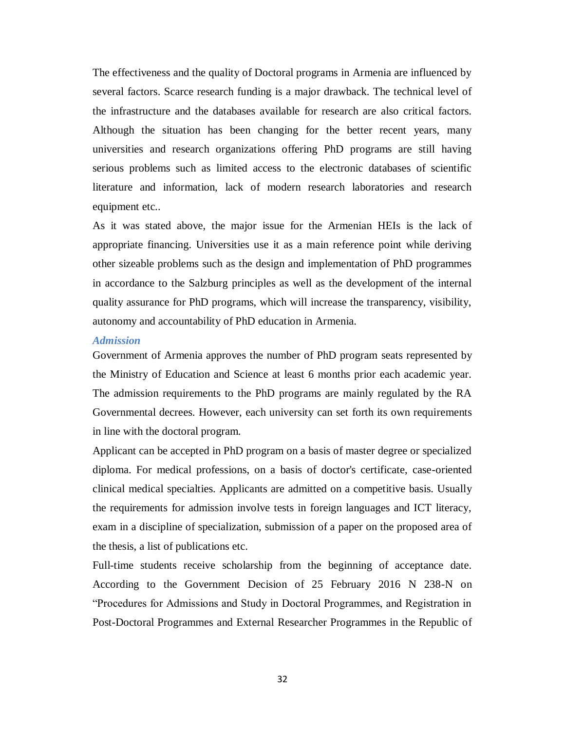The effectiveness and the quality of Doctoral programs in Armenia are influenced by several factors. Scarce research funding is a major drawback. The technical level of the infrastructure and the databases available for research are also critical factors. Although the situation has been changing for the better recent years, many universities and research organizations offering PhD programs are still having serious problems such as limited access to the electronic databases of scientific literature and information, lack of modern research laboratories and research equipment etc..

As it was stated above, the major issue for the Armenian HEIs is the lack of appropriate financing. Universities use it as a main reference point while deriving other sizeable problems such as the design and implementation of PhD programmes in accordance to the Salzburg principles as well as the development of the internal quality assurance for PhD programs, which will increase the transparency, visibility, autonomy and accountability of PhD education in Armenia.

### *Admission*

Government of Armenia approves the number of PhD program seats represented by the Ministry of Education and Science at least 6 months prior each academic year. The admission requirements to the PhD programs are mainly regulated by the RA Governmental decrees. However, each university can set forth its own requirements in line with the doctoral program.

Applicant can be accepted in PhD program on a basis of master degree or specialized diploma. For medical professions, on a basis of doctor's certificate, case-oriented clinical medical specialties. Applicants are admitted on a competitive basis. Usually the requirements for admission involve tests in foreign languages and ICT literacy, exam in a discipline of specialization, submission of a paper on the proposed area of the thesis, a list of publications etc.

Full-time students receive scholarship from the beginning of acceptance date. According to the Government Decision of 25 February 2016 N 238-N on "Procedures for Admissions and Study in Doctoral Programmes, and Registration in Post-Doctoral Programmes and External Researcher Programmes in the Republic of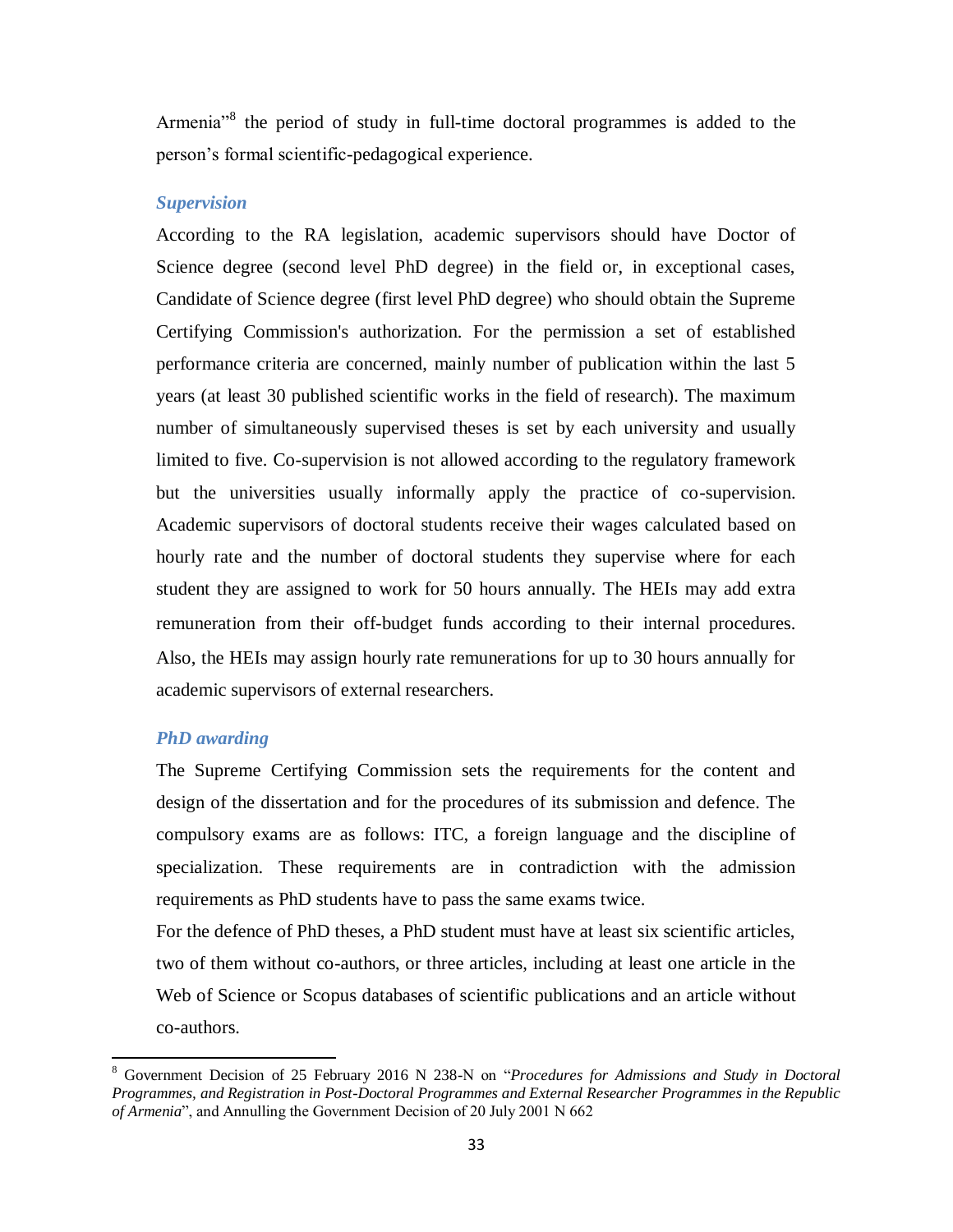Armenia"[8] the period of study in full-time doctoral programmes is added to the person's formal scientific-pedagogical experience.

### *Supervision*

According to the RA legislation, academic supervisors should have Doctor of Science degree (second level PhD degree) in the field or, in exceptional cases, Candidate of Science degree (first level PhD degree) who should obtain the Supreme Certifying Commission's authorization. For the permission a set of established performance criteria are concerned, mainly number of publication within the last 5 years (at least 30 published scientific works in the field of research). The maximum number of simultaneously supervised theses is set by each university and usually limited to five. Co-supervision is not allowed according to the regulatory framework but the universities usually informally apply the practice of co-supervision. Academic supervisors of doctoral students receive their wages calculated based on hourly rate and the number of doctoral students they supervise where for each student they are assigned to work for 50 hours annually. The HEIs may add extra remuneration from their off-budget funds according to their internal procedures. Also, the HEIs may assign hourly rate remunerations for up to 30 hours annually for academic supervisors of external researchers.

### *PhD awarding*

The Supreme Certifying Commission sets the requirements for the content and design of the dissertation and for the procedures of its submission and defence. The compulsory exams are as follows: ITC, a foreign language and the discipline of specialization. These requirements are in contradiction with the admission requirements as PhD students have to pass the same exams twice.

For the defence of PhD theses, a PhD student must have at least six scientific articles, two of them without co-authors, or three articles, including at least one article in the Web of Science or Scopus databases of scientific publications and an article without co-authors.

---

[8] Government Decision of 25 February 2016 N 238-N on "*Procedures for Admissions and Study in Doctoral Programmes, and Registration in Post-Doctoral Programmes and External Researcher Programmes in the Republic of Armenia*", and Annulling the Government Decision of 20 July 2001 N 662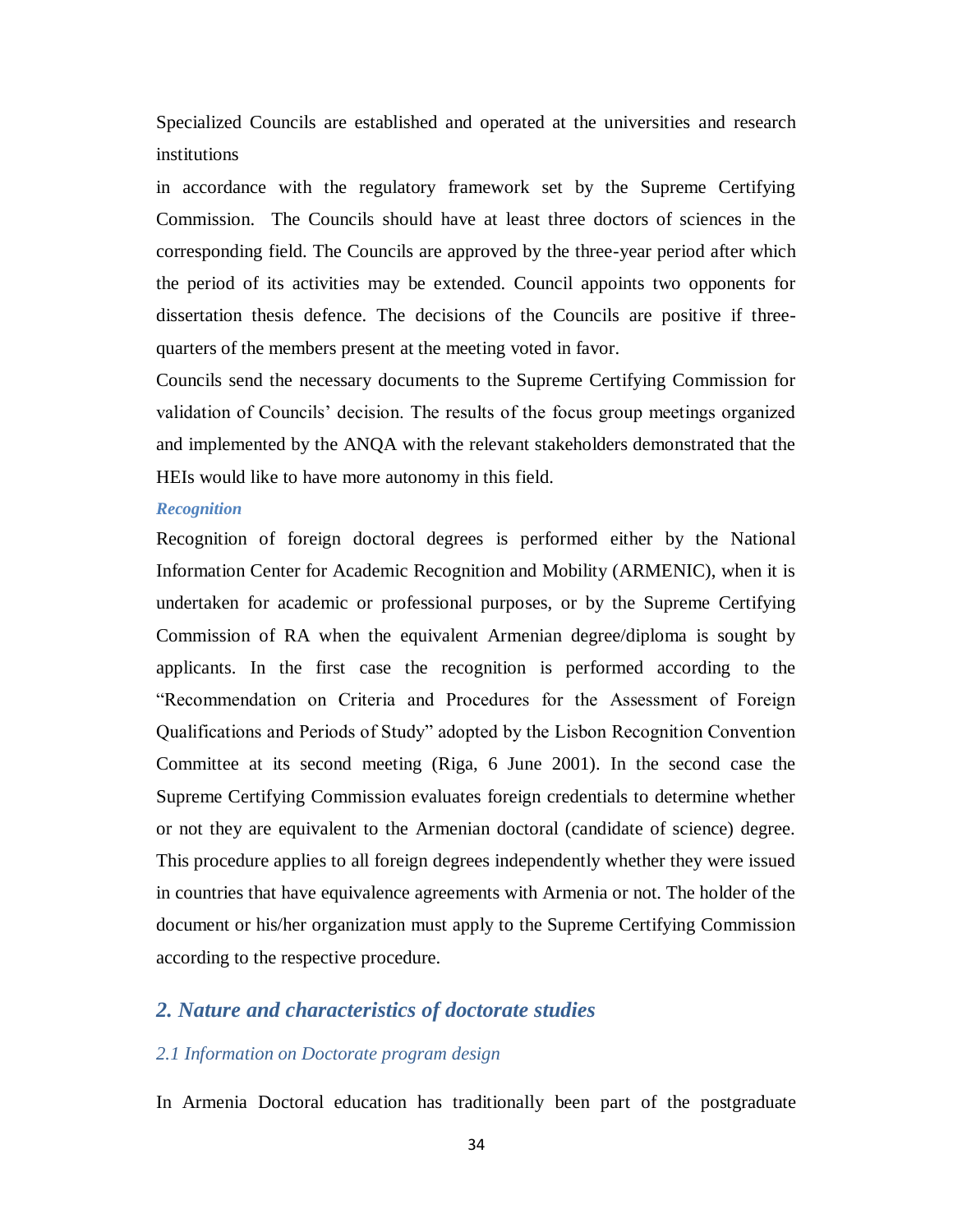Specialized Councils are established and operated at the universities and research institutions

in accordance with the regulatory framework set by the Supreme Certifying Commission. The Councils should have at least three doctors of sciences in the corresponding field. The Councils are approved by the three-year period after which the period of its activities may be extended. Council appoints two opponents for dissertation thesis defence. The decisions of the Councils are positive if three-quarters of the members present at the meeting voted in favor.

Councils send the necessary documents to the Supreme Certifying Commission for validation of Councils' decision. The results of the focus group meetings organized and implemented by the ANQA with the relevant stakeholders demonstrated that the HEIs would like to have more autonomy in this field.

***Recognition***

Recognition of foreign doctoral degrees is performed either by the National Information Center for Academic Recognition and Mobility (ARMENIC), when it is undertaken for academic or professional purposes, or by the Supreme Certifying Commission of RA when the equivalent Armenian degree/diploma is sought by applicants. In the first case the recognition is performed according to the "Recommendation on Criteria and Procedures for the Assessment of Foreign Qualifications and Periods of Study" adopted by the Lisbon Recognition Convention Committee at its second meeting (Riga, 6 June 2001). In the second case the Supreme Certifying Commission evaluates foreign credentials to determine whether or not they are equivalent to the Armenian doctoral (candidate of science) degree. This procedure applies to all foreign degrees independently whether they were issued in countries that have equivalence agreements with Armenia or not. The holder of the document or his/her organization must apply to the Supreme Certifying Commission according to the respective procedure.

## *2. Nature and characteristics of doctorate studies*

### *2.1 Information on Doctorate program design*

In Armenia Doctoral education has traditionally been part of the postgraduate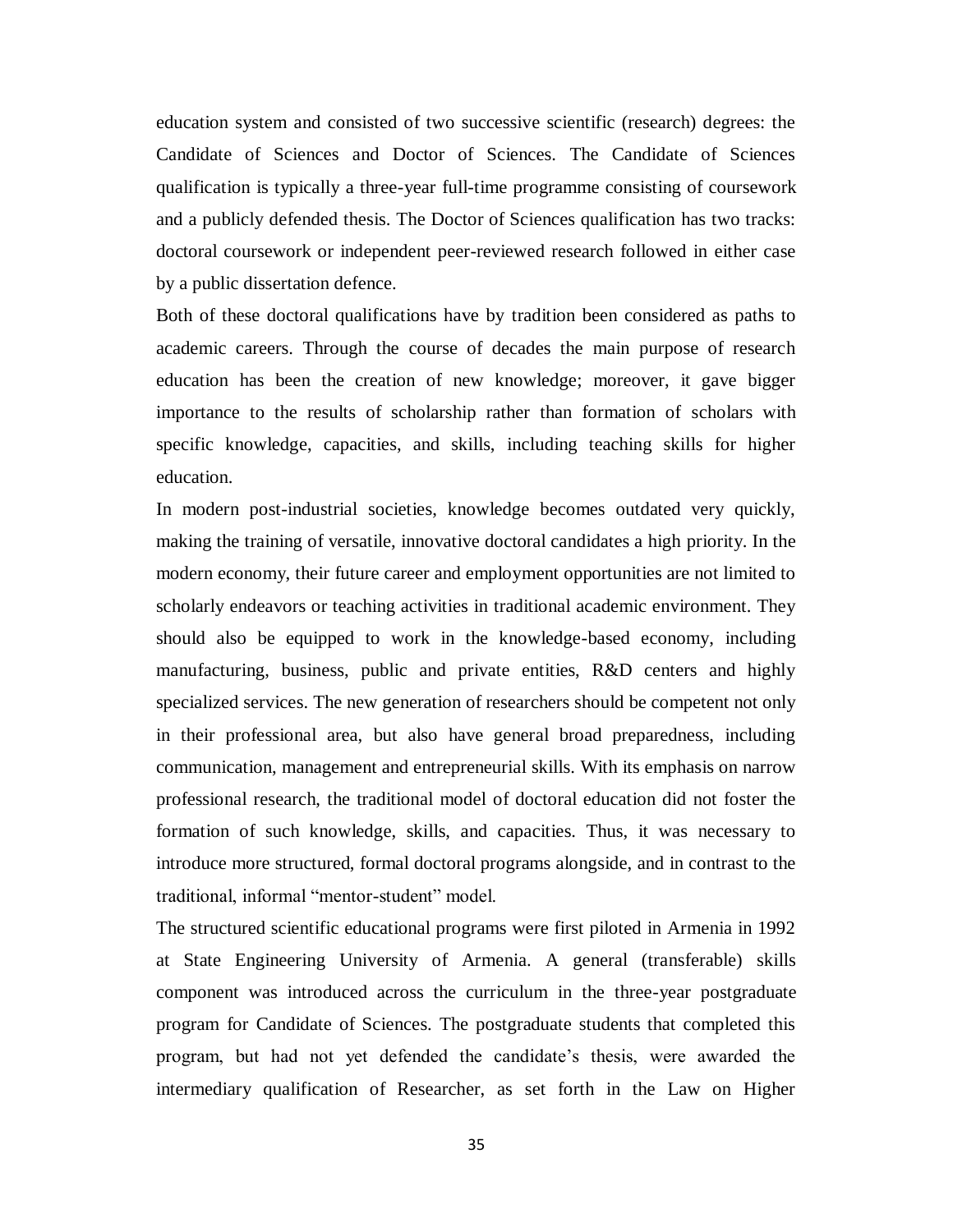education system and consisted of two successive scientific (research) degrees: the Candidate of Sciences and Doctor of Sciences. The Candidate of Sciences qualification is typically a three-year full-time programme consisting of coursework and a publicly defended thesis. The Doctor of Sciences qualification has two tracks: doctoral coursework or independent peer-reviewed research followed in either case by a public dissertation defence.

Both of these doctoral qualifications have by tradition been considered as paths to academic careers. Through the course of decades the main purpose of research education has been the creation of new knowledge; moreover, it gave bigger importance to the results of scholarship rather than formation of scholars with specific knowledge, capacities, and skills, including teaching skills for higher education.

In modern post-industrial societies, knowledge becomes outdated very quickly, making the training of versatile, innovative doctoral candidates a high priority. In the modern economy, their future career and employment opportunities are not limited to scholarly endeavors or teaching activities in traditional academic environment. They should also be equipped to work in the knowledge-based economy, including manufacturing, business, public and private entities, R&D centers and highly specialized services. The new generation of researchers should be competent not only in their professional area, but also have general broad preparedness, including communication, management and entrepreneurial skills. With its emphasis on narrow professional research, the traditional model of doctoral education did not foster the formation of such knowledge, skills, and capacities. Thus, it was necessary to introduce more structured, formal doctoral programs alongside, and in contrast to the traditional, informal "mentor-student" model.

The structured scientific educational programs were first piloted in Armenia in 1992 at State Engineering University of Armenia. A general (transferable) skills component was introduced across the curriculum in the three-year postgraduate program for Candidate of Sciences. The postgraduate students that completed this program, but had not yet defended the candidate's thesis, were awarded the intermediary qualification of Researcher, as set forth in the Law on Higher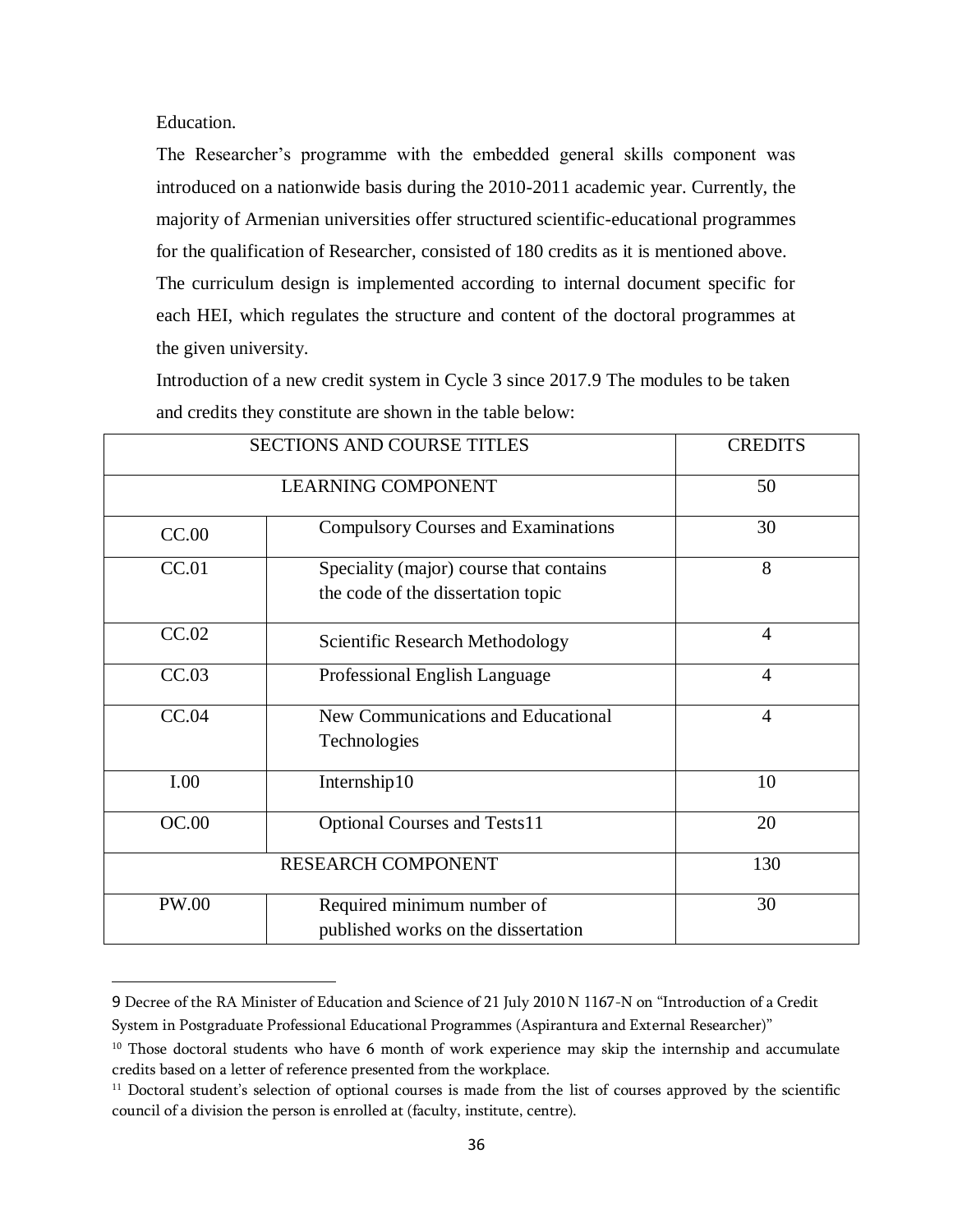Education.

The Researcher's programme with the embedded general skills component was introduced on a nationwide basis during the 2010-2011 academic year. Currently, the majority of Armenian universities offer structured scientific-educational programmes for the qualification of Researcher, consisted of 180 credits as it is mentioned above.

The curriculum design is implemented according to internal document specific for each HEI, which regulates the structure and content of the doctoral programmes at the given university.

Introduction of a new credit system in Cycle 3 since 2017.[9] The modules to be taken and credits they constitute are shown in the table below:

| SECTIONS AND COURSE TITLES | | CREDITS |
|---|---|---|
| LEARNING COMPONENT | | 50 |
| CC.00 | Compulsory Courses and Examinations | 30 |
| CC.01 | Speciality (major) course that contains the code of the dissertation topic | 8 |
| CC.02 | Scientific Research Methodology | 4 |
| CC.03 | Professional English Language | 4 |
| CC.04 | New Communications and Educational Technologies | 4 |
| I.00 | Internship[10] | 10 |
| OC.00 | Optional Courses and Tests[11] | 20 |
| RESEARCH COMPONENT | | 130 |
| PW.00 | Required minimum number of published works on the dissertation | 30 |

---

[9] Decree of the RA Minister of Education and Science of 21 July 2010 N 1167-N on "Introduction of a Credit System in Postgraduate Professional Educational Programmes (Aspirantura and External Researcher)"

[10] Those doctoral students who have 6 month of work experience may skip the internship and accumulate credits based on a letter of reference presented from the workplace.

[11] Doctoral student's selection of optional courses is made from the list of courses approved by the scientific council of a division the person is enrolled at (faculty, institute, centre).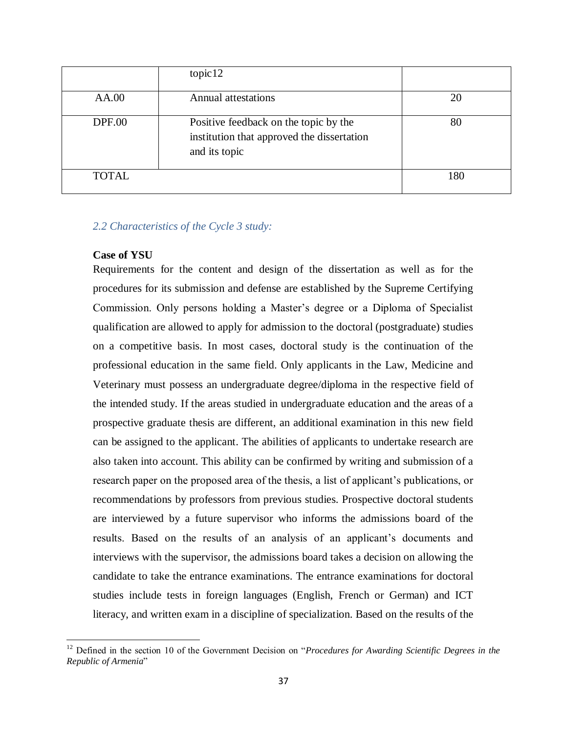|  | topic[12] |  |
|---|---|---|
| AA.00 | Annual attestations | 20 |
| DPF.00 | Positive feedback on the topic by the institution that approved the dissertation and its topic | 80 |
| TOTAL |  | 180 |

### *2.2 Characteristics of the Cycle 3 study:*

**Case of YSU**

Requirements for the content and design of the dissertation as well as for the procedures for its submission and defense are established by the Supreme Certifying Commission. Only persons holding a Master's degree or a Diploma of Specialist qualification are allowed to apply for admission to the doctoral (postgraduate) studies on a competitive basis. In most cases, doctoral study is the continuation of the professional education in the same field. Only applicants in the Law, Medicine and Veterinary must possess an undergraduate degree/diploma in the respective field of the intended study. If the areas studied in undergraduate education and the areas of a prospective graduate thesis are different, an additional examination in this new field can be assigned to the applicant. The abilities of applicants to undertake research are also taken into account. This ability can be confirmed by writing and submission of a research paper on the proposed area of the thesis, a list of applicant's publications, or recommendations by professors from previous studies. Prospective doctoral students are interviewed by a future supervisor who informs the admissions board of the results. Based on the results of an analysis of an applicant's documents and interviews with the supervisor, the admissions board takes a decision on allowing the candidate to take the entrance examinations. The entrance examinations for doctoral studies include tests in foreign languages (English, French or German) and ICT literacy, and written exam in a discipline of specialization. Based on the results of the

[12] Defined in the section 10 of the Government Decision on "*Procedures for Awarding Scientific Degrees in the Republic of Armenia*"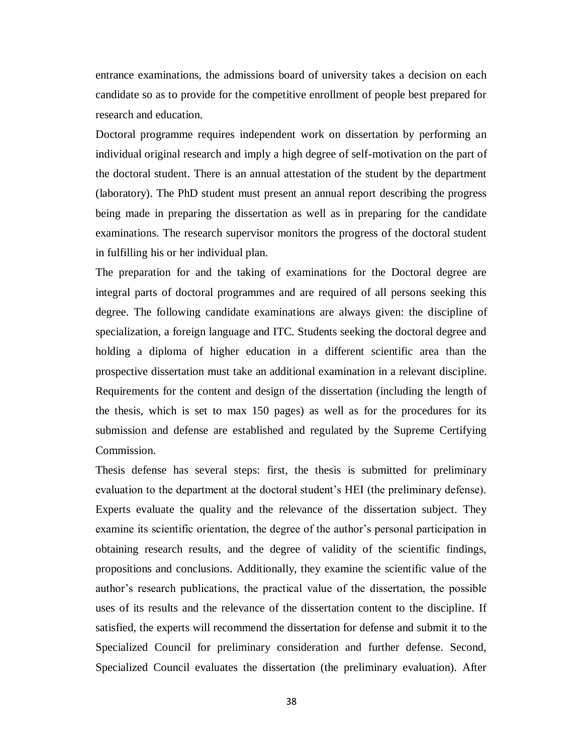entrance examinations, the admissions board of university takes a decision on each candidate so as to provide for the competitive enrollment of people best prepared for research and education.

Doctoral programme requires independent work on dissertation by performing an individual original research and imply a high degree of self-motivation on the part of the doctoral student. There is an annual attestation of the student by the department (laboratory). The PhD student must present an annual report describing the progress being made in preparing the dissertation as well as in preparing for the candidate examinations. The research supervisor monitors the progress of the doctoral student in fulfilling his or her individual plan.

The preparation for and the taking of examinations for the Doctoral degree are integral parts of doctoral programmes and are required of all persons seeking this degree. The following candidate examinations are always given: the discipline of specialization, a foreign language and ITC. Students seeking the doctoral degree and holding a diploma of higher education in a different scientific area than the prospective dissertation must take an additional examination in a relevant discipline. Requirements for the content and design of the dissertation (including the length of the thesis, which is set to max 150 pages) as well as for the procedures for its submission and defense are established and regulated by the Supreme Certifying Commission.

Thesis defense has several steps: first, the thesis is submitted for preliminary evaluation to the department at the doctoral student's HEI (the preliminary defense). Experts evaluate the quality and the relevance of the dissertation subject. They examine its scientific orientation, the degree of the author's personal participation in obtaining research results, and the degree of validity of the scientific findings, propositions and conclusions. Additionally, they examine the scientific value of the author's research publications, the practical value of the dissertation, the possible uses of its results and the relevance of the dissertation content to the discipline. If satisfied, the experts will recommend the dissertation for defense and submit it to the Specialized Council for preliminary consideration and further defense. Second, Specialized Council evaluates the dissertation (the preliminary evaluation). After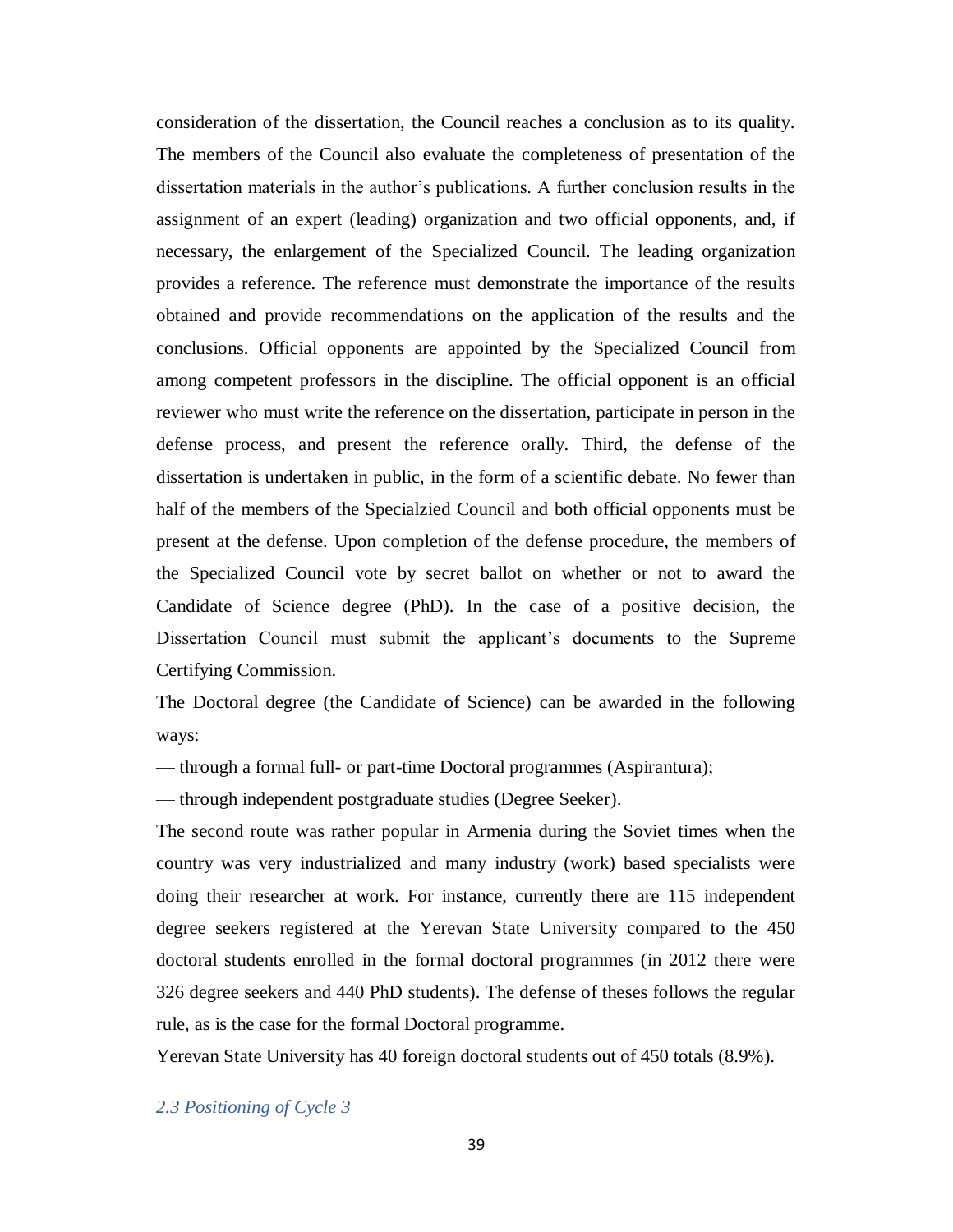consideration of the dissertation, the Council reaches a conclusion as to its quality. The members of the Council also evaluate the completeness of presentation of the dissertation materials in the author's publications. A further conclusion results in the assignment of an expert (leading) organization and two official opponents, and, if necessary, the enlargement of the Specialized Council. The leading organization provides a reference. The reference must demonstrate the importance of the results obtained and provide recommendations on the application of the results and the conclusions. Official opponents are appointed by the Specialized Council from among competent professors in the discipline. The official opponent is an official reviewer who must write the reference on the dissertation, participate in person in the defense process, and present the reference orally. Third, the defense of the dissertation is undertaken in public, in the form of a scientific debate. No fewer than half of the members of the Specialzied Council and both official opponents must be present at the defense. Upon completion of the defense procedure, the members of the Specialized Council vote by secret ballot on whether or not to award the Candidate of Science degree (PhD). In the case of a positive decision, the Dissertation Council must submit the applicant's documents to the Supreme Certifying Commission.

The Doctoral degree (the Candidate of Science) can be awarded in the following ways:

— through a formal full- or part-time Doctoral programmes (Aspirantura);

— through independent postgraduate studies (Degree Seeker).

The second route was rather popular in Armenia during the Soviet times when the country was very industrialized and many industry (work) based specialists were doing their researcher at work. For instance, currently there are 115 independent degree seekers registered at the Yerevan State University compared to the 450 doctoral students enrolled in the formal doctoral programmes (in 2012 there were 326 degree seekers and 440 PhD students). The defense of theses follows the regular rule, as is the case for the formal Doctoral programme.

Yerevan State University has 40 foreign doctoral students out of 450 totals (8.9%).

### *2.3 Positioning of Cycle 3*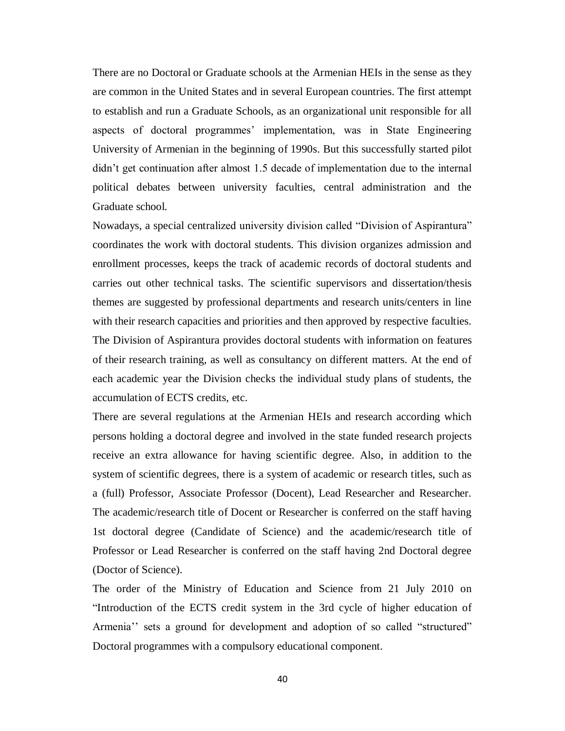There are no Doctoral or Graduate schools at the Armenian HEIs in the sense as they are common in the United States and in several European countries. The first attempt to establish and run a Graduate Schools, as an organizational unit responsible for all aspects of doctoral programmes' implementation, was in State Engineering University of Armenian in the beginning of 1990s. But this successfully started pilot didn't get continuation after almost 1.5 decade of implementation due to the internal political debates between university faculties, central administration and the Graduate school.

Nowadays, a special centralized university division called "Division of Aspirantura" coordinates the work with doctoral students. This division organizes admission and enrollment processes, keeps the track of academic records of doctoral students and carries out other technical tasks. The scientific supervisors and dissertation/thesis themes are suggested by professional departments and research units/centers in line with their research capacities and priorities and then approved by respective faculties. The Division of Aspirantura provides doctoral students with information on features of their research training, as well as consultancy on different matters. At the end of each academic year the Division checks the individual study plans of students, the accumulation of ECTS credits, etc.

There are several regulations at the Armenian HEIs and research according which persons holding a doctoral degree and involved in the state funded research projects receive an extra allowance for having scientific degree. Also, in addition to the system of scientific degrees, there is a system of academic or research titles, such as a (full) Professor, Associate Professor (Docent), Lead Researcher and Researcher. The academic/research title of Docent or Researcher is conferred on the staff having 1st doctoral degree (Candidate of Science) and the academic/research title of Professor or Lead Researcher is conferred on the staff having 2nd Doctoral degree (Doctor of Science).

The order of the Ministry of Education and Science from 21 July 2010 on "Introduction of the ECTS credit system in the 3rd cycle of higher education of Armenia'' sets a ground for development and adoption of so called "structured" Doctoral programmes with a compulsory educational component.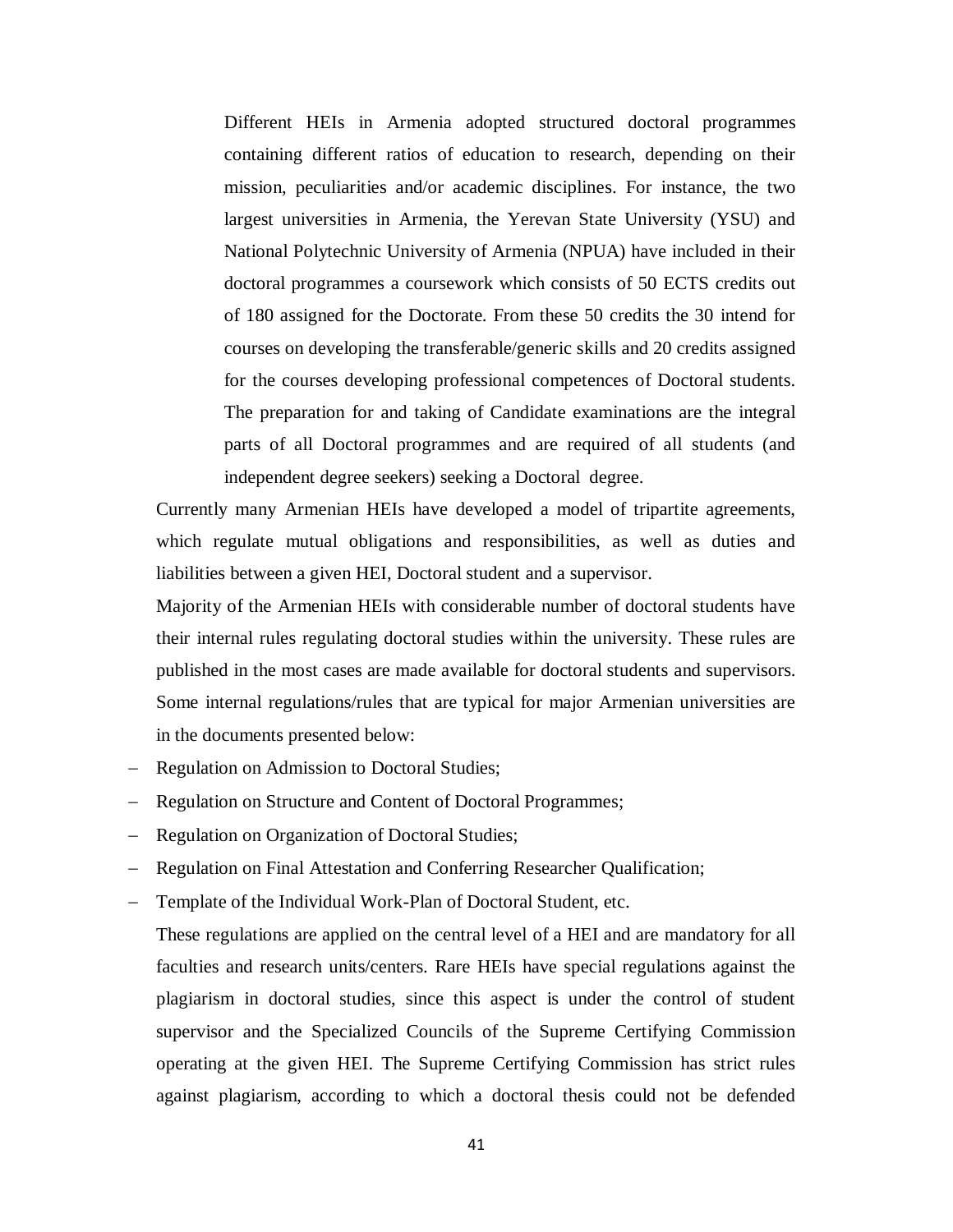> Different HEIs in Armenia adopted structured doctoral programmes containing different ratios of education to research, depending on their mission, peculiarities and/or academic disciplines. For instance, the two largest universities in Armenia, the Yerevan State University (YSU) and National Polytechnic University of Armenia (NPUA) have included in their doctoral programmes a coursework which consists of 50 ECTS credits out of 180 assigned for the Doctorate. From these 50 credits the 30 intend for courses on developing the transferable/generic skills and 20 credits assigned for the courses developing professional competences of Doctoral students. The preparation for and taking of Candidate examinations are the integral parts of all Doctoral programmes and are required of all students (and independent degree seekers) seeking a Doctoral degree.

Currently many Armenian HEIs have developed a model of tripartite agreements, which regulate mutual obligations and responsibilities, as well as duties and liabilities between a given HEI, Doctoral student and a supervisor.

Majority of the Armenian HEIs with considerable number of doctoral students have their internal rules regulating doctoral studies within the university. These rules are published in the most cases are made available for doctoral students and supervisors. Some internal regulations/rules that are typical for major Armenian universities are in the documents presented below:

- Regulation on Admission to Doctoral Studies;
- Regulation on Structure and Content of Doctoral Programmes;
- Regulation on Organization of Doctoral Studies;
- Regulation on Final Attestation and Conferring Researcher Qualification;
- Template of the Individual Work-Plan of Doctoral Student, etc.

These regulations are applied on the central level of a HEI and are mandatory for all faculties and research units/centers. Rare HEIs have special regulations against the plagiarism in doctoral studies, since this aspect is under the control of student supervisor and the Specialized Councils of the Supreme Certifying Commission operating at the given HEI. The Supreme Certifying Commission has strict rules against plagiarism, according to which a doctoral thesis could not be defended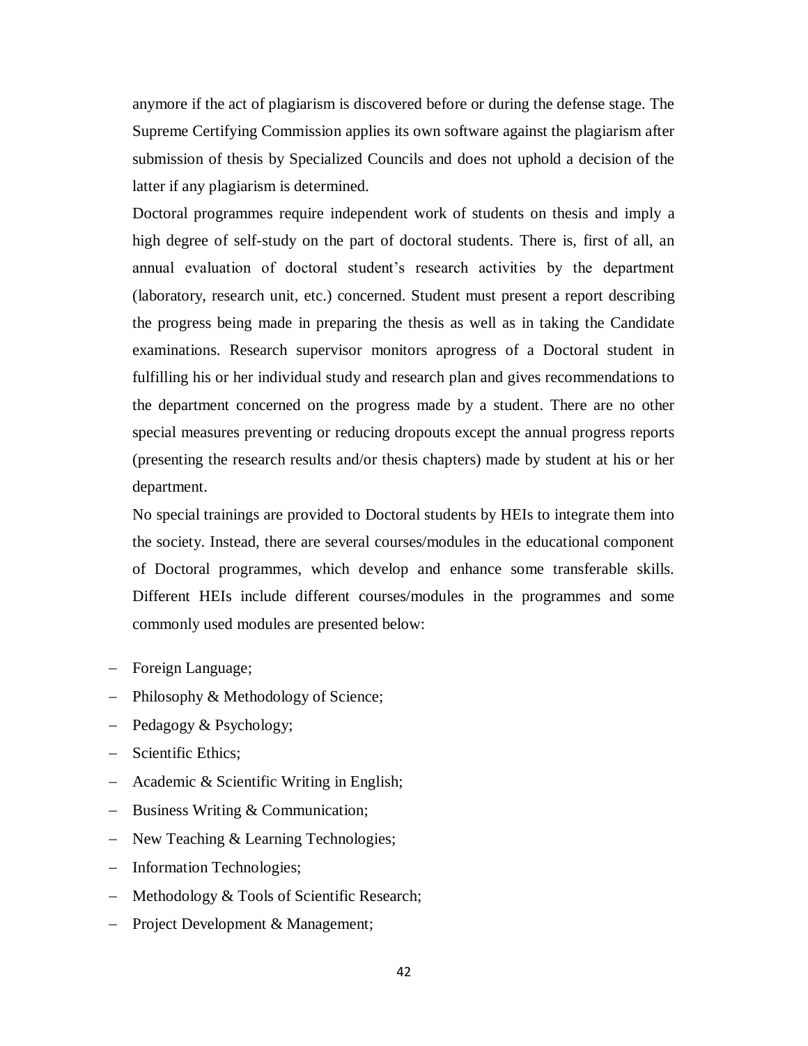anymore if the act of plagiarism is discovered before or during the defense stage. The Supreme Certifying Commission applies its own software against the plagiarism after submission of thesis by Specialized Councils and does not uphold a decision of the latter if any plagiarism is determined.

Doctoral programmes require independent work of students on thesis and imply a high degree of self-study on the part of doctoral students. There is, first of all, an annual evaluation of doctoral student's research activities by the department (laboratory, research unit, etc.) concerned. Student must present a report describing the progress being made in preparing the thesis as well as in taking the Candidate examinations. Research supervisor monitors aprogress of a Doctoral student in fulfilling his or her individual study and research plan and gives recommendations to the department concerned on the progress made by a student. There are no other special measures preventing or reducing dropouts except the annual progress reports (presenting the research results and/or thesis chapters) made by student at his or her department.

No special trainings are provided to Doctoral students by HEIs to integrate them into the society. Instead, there are several courses/modules in the educational component of Doctoral programmes, which develop and enhance some transferable skills. Different HEIs include different courses/modules in the programmes and some commonly used modules are presented below:

- Foreign Language;
- Philosophy & Methodology of Science;
- Pedagogy & Psychology;
- Scientific Ethics;
- Academic & Scientific Writing in English;
- Business Writing & Communication;
- New Teaching & Learning Technologies;
- Information Technologies;
- Methodology & Tools of Scientific Research;
- Project Development & Management;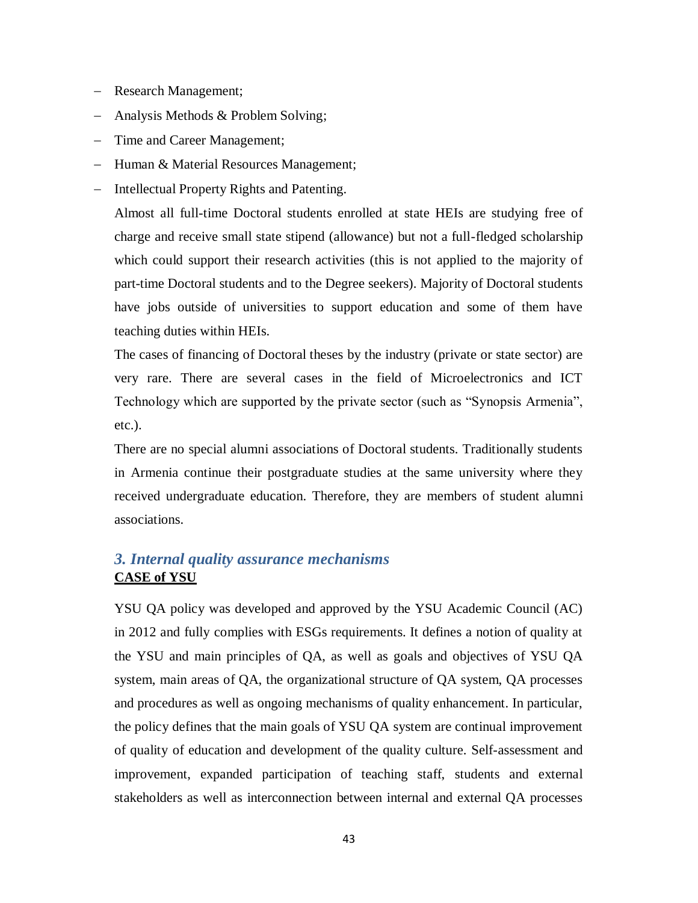- Research Management;
- Analysis Methods & Problem Solving;
- Time and Career Management;
- Human & Material Resources Management;
- Intellectual Property Rights and Patenting.

Almost all full-time Doctoral students enrolled at state HEIs are studying free of charge and receive small state stipend (allowance) but not a full-fledged scholarship which could support their research activities (this is not applied to the majority of part-time Doctoral students and to the Degree seekers). Majority of Doctoral students have jobs outside of universities to support education and some of them have teaching duties within HEIs.

The cases of financing of Doctoral theses by the industry (private or state sector) are very rare. There are several cases in the field of Microelectronics and ICT Technology which are supported by the private sector (such as "Synopsis Armenia", etc.).

There are no special alumni associations of Doctoral students. Traditionally students in Armenia continue their postgraduate studies at the same university where they received undergraduate education. Therefore, they are members of student alumni associations.

## *3. Internal quality assurance mechanisms*

**CASE of YSU**

YSU QA policy was developed and approved by the YSU Academic Council (AC) in 2012 and fully complies with ESGs requirements. It defines a notion of quality at the YSU and main principles of QA, as well as goals and objectives of YSU QA system, main areas of QA, the organizational structure of QA system, QA processes and procedures as well as ongoing mechanisms of quality enhancement. In particular, the policy defines that the main goals of YSU QA system are continual improvement of quality of education and development of the quality culture. Self-assessment and improvement, expanded participation of teaching staff, students and external stakeholders as well as interconnection between internal and external QA processes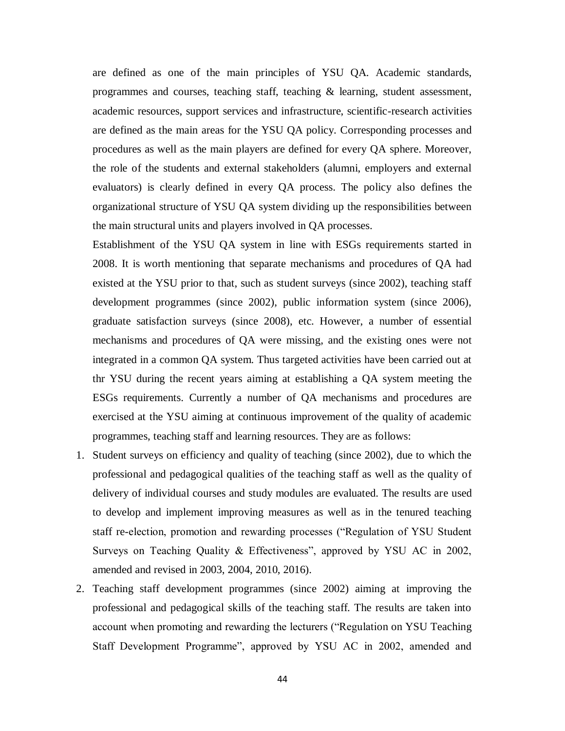are defined as one of the main principles of YSU QA. Academic standards, programmes and courses, teaching staff, teaching & learning, student assessment, academic resources, support services and infrastructure, scientific-research activities are defined as the main areas for the YSU QA policy. Corresponding processes and procedures as well as the main players are defined for every QA sphere. Moreover, the role of the students and external stakeholders (alumni, employers and external evaluators) is clearly defined in every QA process. The policy also defines the organizational structure of YSU QA system dividing up the responsibilities between the main structural units and players involved in QA processes.

Establishment of the YSU QA system in line with ESGs requirements started in 2008. It is worth mentioning that separate mechanisms and procedures of QA had existed at the YSU prior to that, such as student surveys (since 2002), teaching staff development programmes (since 2002), public information system (since 2006), graduate satisfaction surveys (since 2008), etc. However, a number of essential mechanisms and procedures of QA were missing, and the existing ones were not integrated in a common QA system. Thus targeted activities have been carried out at thr YSU during the recent years aiming at establishing a QA system meeting the ESGs requirements. Currently a number of QA mechanisms and procedures are exercised at the YSU aiming at continuous improvement of the quality of academic programmes, teaching staff and learning resources. They are as follows:

1. Student surveys on efficiency and quality of teaching (since 2002), due to which the professional and pedagogical qualities of the teaching staff as well as the quality of delivery of individual courses and study modules are evaluated. The results are used to develop and implement improving measures as well as in the tenured teaching staff re-election, promotion and rewarding processes ("Regulation of YSU Student Surveys on Teaching Quality & Effectiveness", approved by YSU AC in 2002, amended and revised in 2003, 2004, 2010, 2016).
2. Teaching staff development programmes (since 2002) aiming at improving the professional and pedagogical skills of the teaching staff. The results are taken into account when promoting and rewarding the lecturers ("Regulation on YSU Teaching Staff Development Programme", approved by YSU AC in 2002, amended and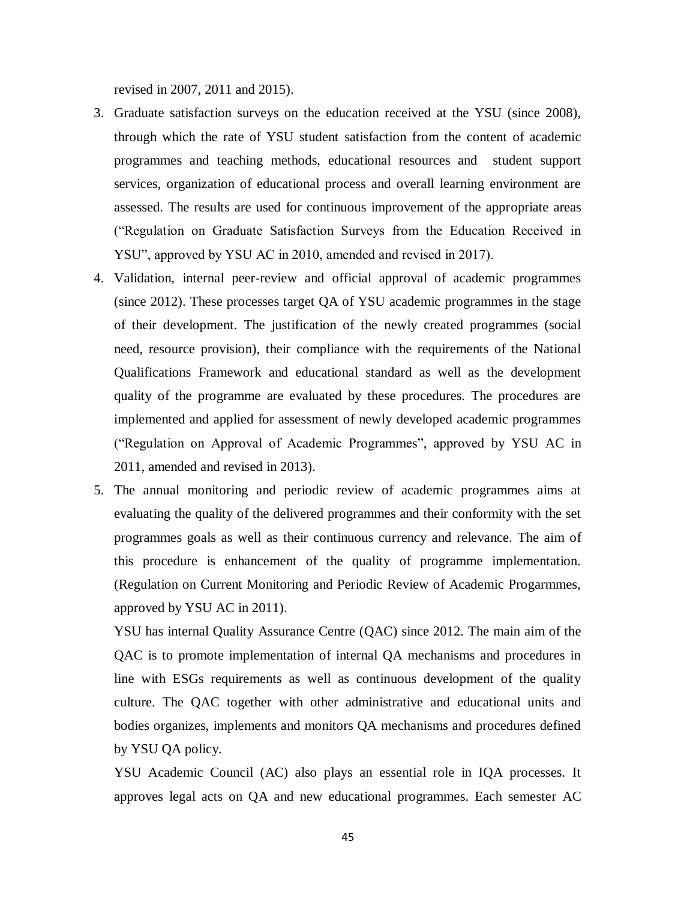revised in 2007, 2011 and 2015).

3. Graduate satisfaction surveys on the education received at the YSU (since 2008), through which the rate of YSU student satisfaction from the content of academic programmes and teaching methods, educational resources and student support services, organization of educational process and overall learning environment are assessed. The results are used for continuous improvement of the appropriate areas ("Regulation on Graduate Satisfaction Surveys from the Education Received in YSU", approved by YSU AC in 2010, amended and revised in 2017).
4. Validation, internal peer-review and official approval of academic programmes (since 2012). These processes target QA of YSU academic programmes in the stage of their development. The justification of the newly created programmes (social need, resource provision), their compliance with the requirements of the National Qualifications Framework and educational standard as well as the development quality of the programme are evaluated by these procedures. The procedures are implemented and applied for assessment of newly developed academic programmes ("Regulation on Approval of Academic Programmes", approved by YSU AC in 2011, amended and revised in 2013).
5. The annual monitoring and periodic review of academic programmes aims at evaluating the quality of the delivered programmes and their conformity with the set programmes goals as well as their continuous currency and relevance. The aim of this procedure is enhancement of the quality of programme implementation. (Regulation on Current Monitoring and Periodic Review of Academic Progarmmes, approved by YSU AC in 2011).

   YSU has internal Quality Assurance Centre (QAC) since 2012. The main aim of the QAC is to promote implementation of internal QA mechanisms and procedures in line with ESGs requirements as well as continuous development of the quality culture. The QAC together with other administrative and educational units and bodies organizes, implements and monitors QA mechanisms and procedures defined by YSU QA policy.

   YSU Academic Council (AC) also plays an essential role in IQA processes. It approves legal acts on QA and new educational programmes. Each semester AC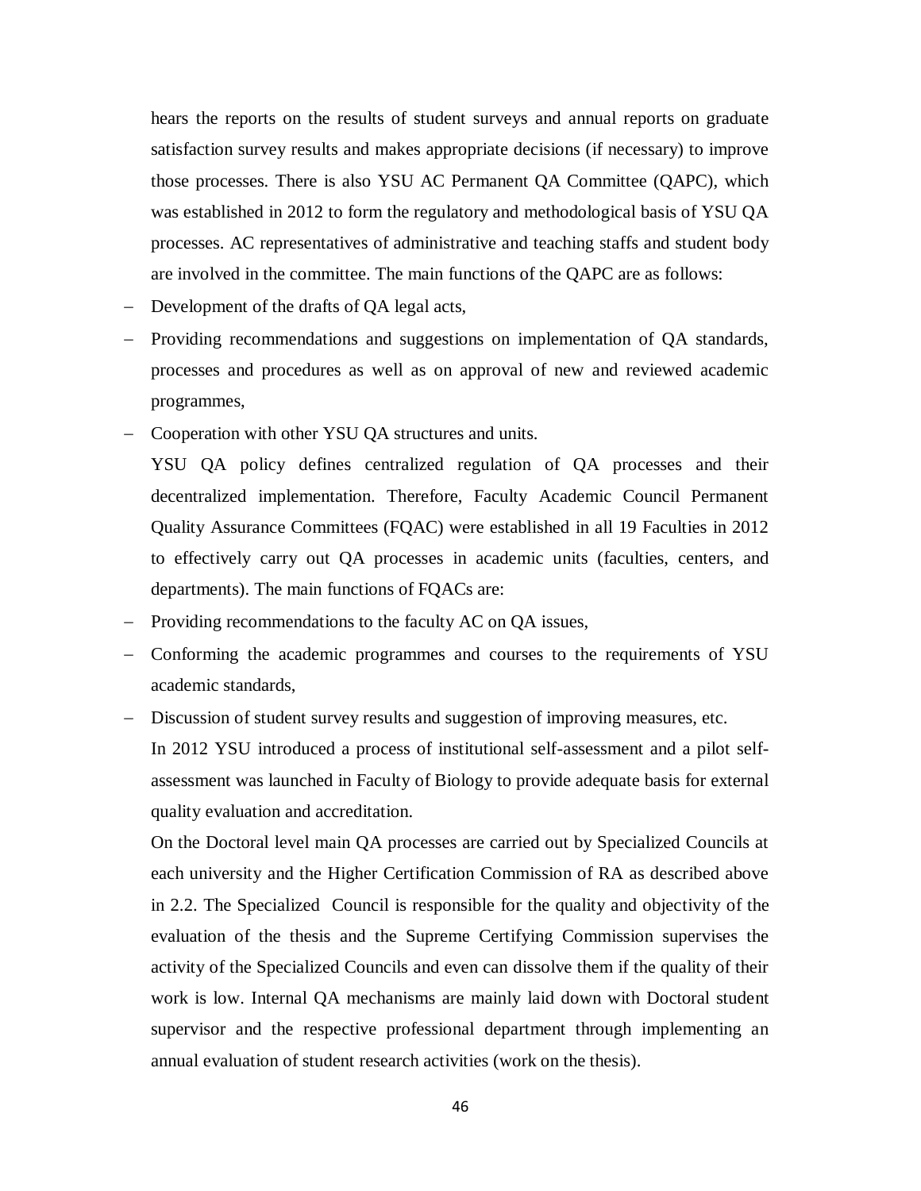hears the reports on the results of student surveys and annual reports on graduate satisfaction survey results and makes appropriate decisions (if necessary) to improve those processes. There is also YSU AC Permanent QA Committee (QAPC), which was established in 2012 to form the regulatory and methodological basis of YSU QA processes. AC representatives of administrative and teaching staffs and student body are involved in the committee. The main functions of the QAPC are as follows:

- Development of the drafts of QA legal acts,
- Providing recommendations and suggestions on implementation of QA standards, processes and procedures as well as on approval of new and reviewed academic programmes,
- Cooperation with other YSU QA structures and units.

YSU QA policy defines centralized regulation of QA processes and their decentralized implementation. Therefore, Faculty Academic Council Permanent Quality Assurance Committees (FQAC) were established in all 19 Faculties in 2012 to effectively carry out QA processes in academic units (faculties, centers, and departments). The main functions of FQACs are:

- Providing recommendations to the faculty AC on QA issues,
- Conforming the academic programmes and courses to the requirements of YSU academic standards,
- Discussion of student survey results and suggestion of improving measures, etc.

In 2012 YSU introduced a process of institutional self-assessment and a pilot self-assessment was launched in Faculty of Biology to provide adequate basis for external quality evaluation and accreditation.

On the Doctoral level main QA processes are carried out by Specialized Councils at each university and the Higher Certification Commission of RA as described above in 2.2. The Specialized Council is responsible for the quality and objectivity of the evaluation of the thesis and the Supreme Certifying Commission supervises the activity of the Specialized Councils and even can dissolve them if the quality of their work is low. Internal QA mechanisms are mainly laid down with Doctoral student supervisor and the respective professional department through implementing an annual evaluation of student research activities (work on the thesis).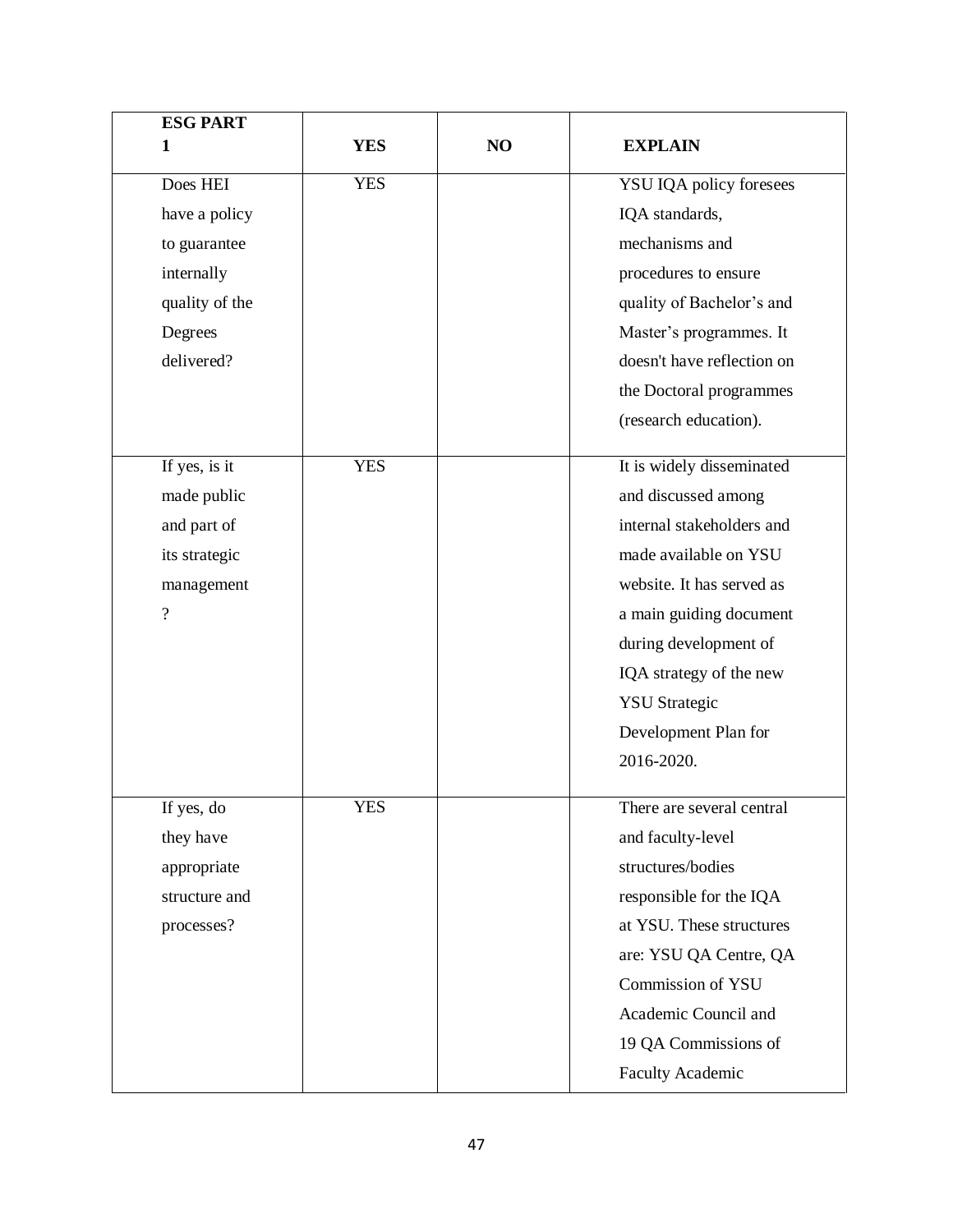| ESG PART 1 | YES | NO | EXPLAIN |
|---|---|---|---|
| Does HEI have a policy to guarantee internally quality of the Degrees delivered? | YES | | YSU IQA policy foresees IQA standards, mechanisms and procedures to ensure quality of Bachelor's and Master's programmes. It doesn't have reflection on the Doctoral programmes (research education). |
| If yes, is it made public and part of its strategic management ? | YES | | It is widely disseminated and discussed among internal stakeholders and made available on YSU website. It has served as a main guiding document during development of IQA strategy of the new YSU Strategic Development Plan for 2016-2020. |
| If yes, do they have appropriate structure and processes? | YES | | There are several central and faculty-level structures/bodies responsible for the IQA at YSU. These structures are: YSU QA Centre, QA Commission of YSU Academic Council and 19 QA Commissions of Faculty Academic |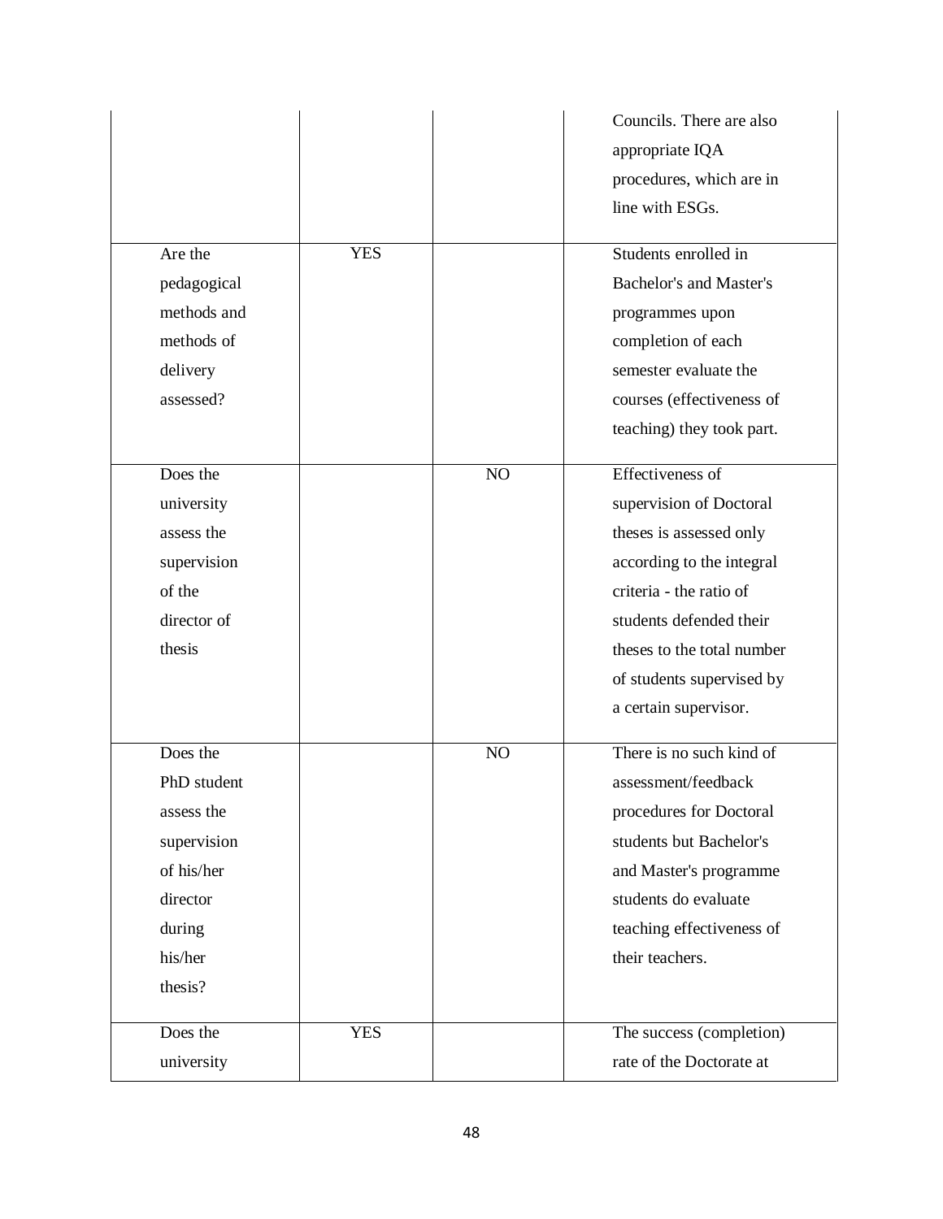| | | | |
|---|---|---|---|
| | | | Councils. There are also appropriate IQA procedures, which are in line with ESGs. |
| Are the pedagogical methods and methods of delivery assessed? | YES | | Students enrolled in Bachelor's and Master's programmes upon completion of each semester evaluate the courses (effectiveness of teaching) they took part. |
| Does the university assess the supervision of the director of thesis | | NO | Effectiveness of supervision of Doctoral theses is assessed only according to the integral criteria - the ratio of students defended their theses to the total number of students supervised by a certain supervisor. |
| Does the PhD student assess the supervision of his/her director during his/her thesis? | | NO | There is no such kind of assessment/feedback procedures for Doctoral students but Bachelor's and Master's programme students do evaluate teaching effectiveness of their teachers. |
| Does the university | YES | | The success (completion) rate of the Doctorate at |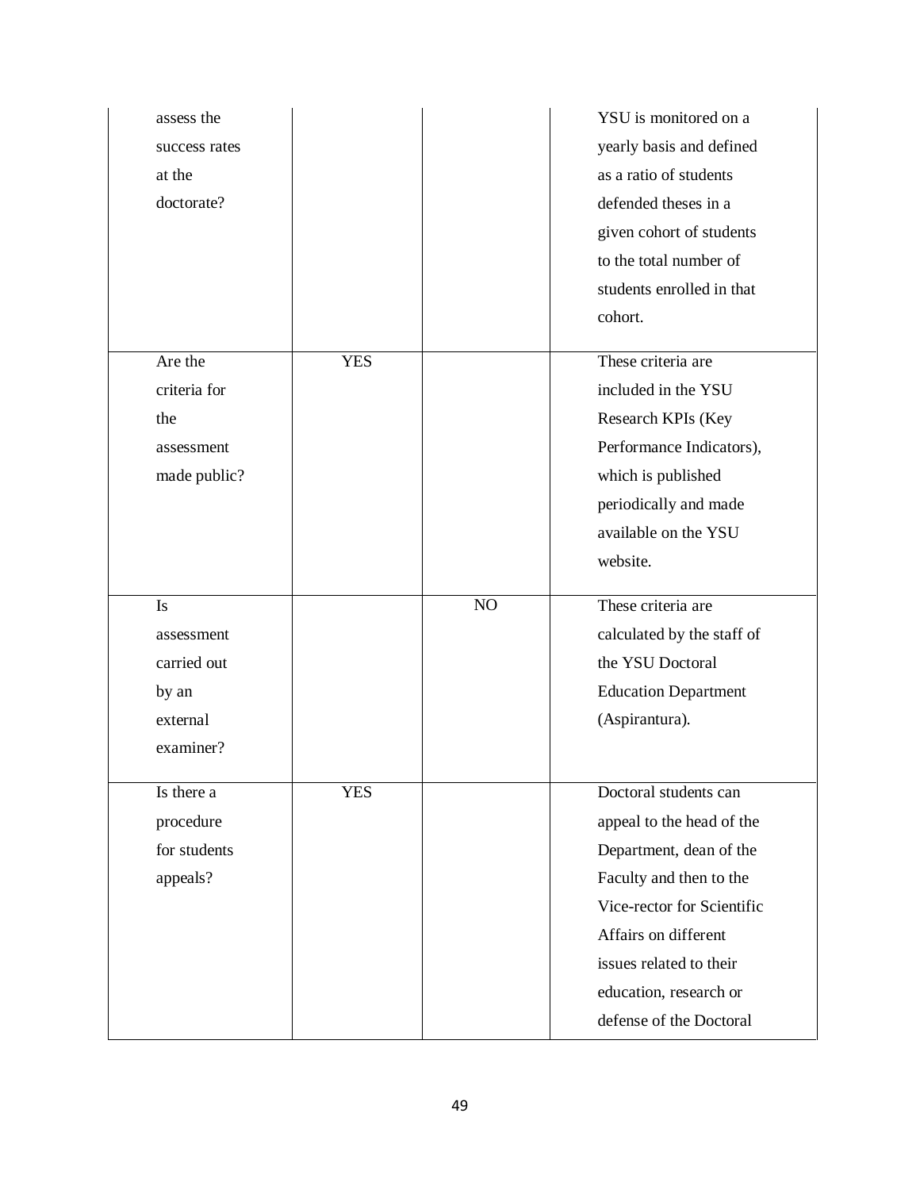| | | | |
|---|---|---|---|
| assess the success rates at the doctorate? | | | YSU is monitored on a yearly basis and defined as a ratio of students defended theses in a given cohort of students to the total number of students enrolled in that cohort. |
| Are the criteria for the assessment made public? | YES | | These criteria are included in the YSU Research KPIs (Key Performance Indicators), which is published periodically and made available on the YSU website. |
| Is assessment carried out by an external examiner? | | NO | These criteria are calculated by the staff of the YSU Doctoral Education Department (Aspirantura). |
| Is there a procedure for students appeals? | YES | | Doctoral students can appeal to the head of the Department, dean of the Faculty and then to the Vice-rector for Scientific Affairs on different issues related to their education, research or defense of the Doctoral |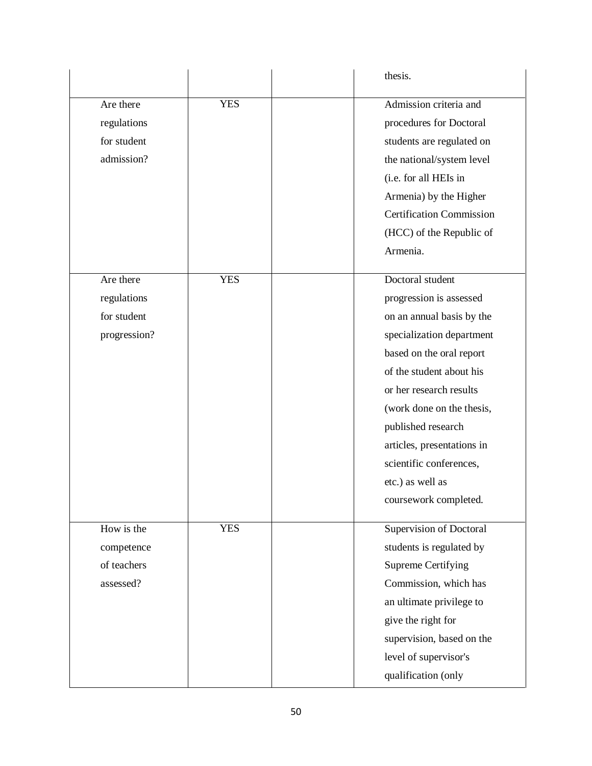| | | | |
|---|---|---|---|
| | | | thesis. |
| Are there regulations for student admission? | YES | | Admission criteria and procedures for Doctoral students are regulated on the national/system level (i.e. for all HEIs in Armenia) by the Higher Certification Commission (HCC) of the Republic of Armenia. |
| Are there regulations for student progression? | YES | | Doctoral student progression is assessed on an annual basis by the specialization department based on the oral report of the student about his or her research results (work done on the thesis, published research articles, presentations in scientific conferences, etc.) as well as coursework completed. |
| How is the competence of teachers assessed? | YES | | Supervision of Doctoral students is regulated by Supreme Certifying Commission, which has an ultimate privilege to give the right for supervision, based on the level of supervisor's qualification (only |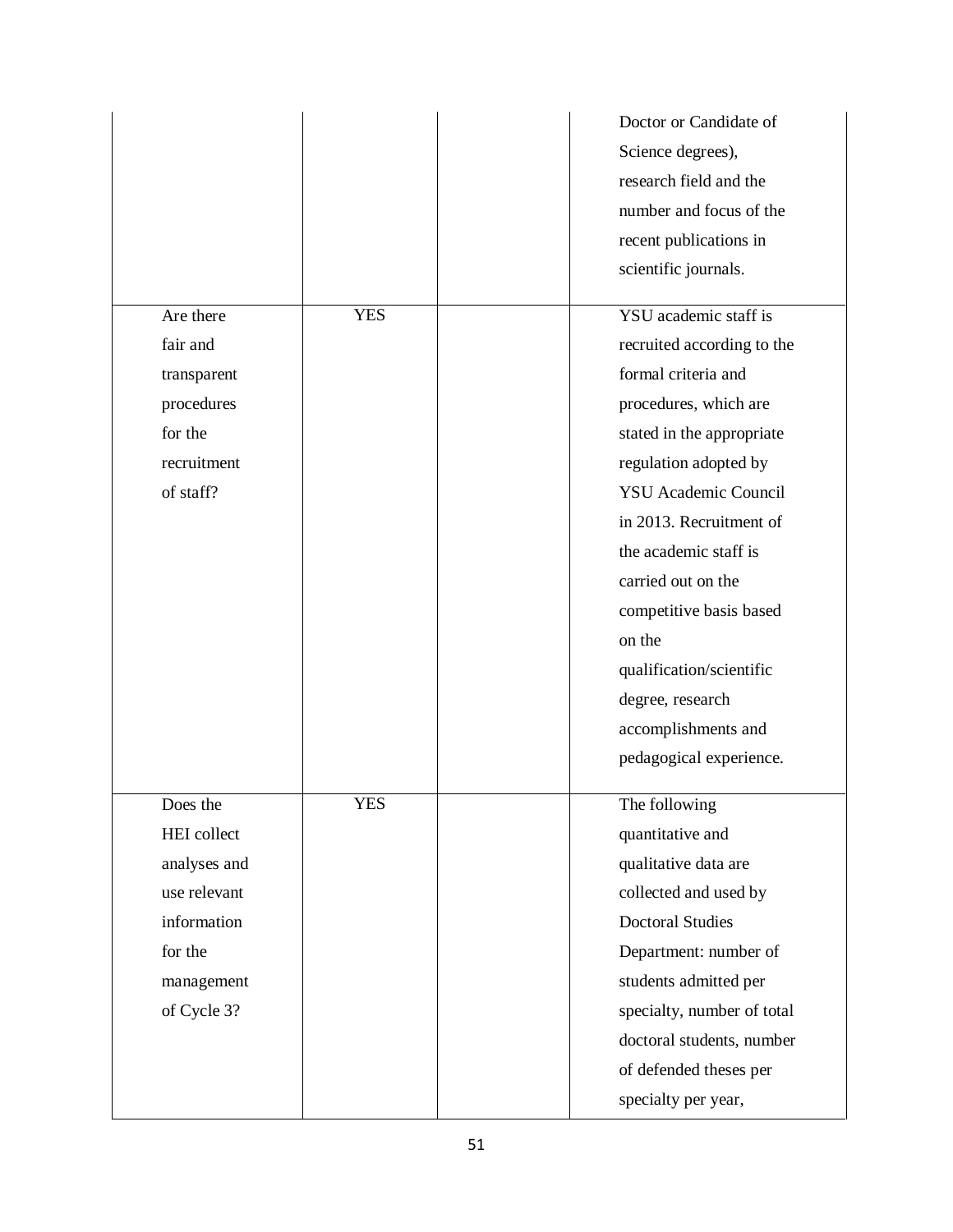| | | | |
|---|---|---|---|
| | | | Doctor or Candidate of Science degrees), research field and the number and focus of the recent publications in scientific journals. |
| Are there fair and transparent procedures for the recruitment of staff? | YES | | YSU academic staff is recruited according to the formal criteria and procedures, which are stated in the appropriate regulation adopted by YSU Academic Council in 2013. Recruitment of the academic staff is carried out on the competitive basis based on the qualification/scientific degree, research accomplishments and pedagogical experience. |
| Does the HEI collect analyses and use relevant information for the management of Cycle 3? | YES | | The following quantitative and qualitative data are collected and used by Doctoral Studies Department: number of students admitted per specialty, number of total doctoral students, number of defended theses per specialty per year, |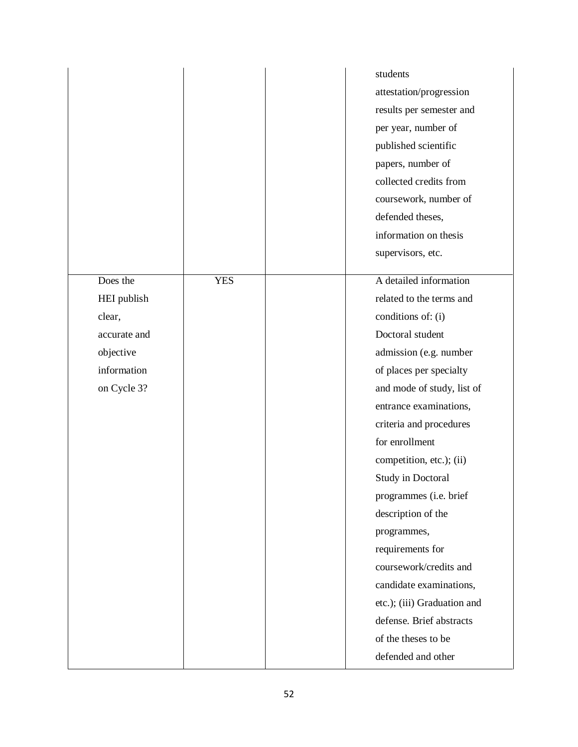| | | | |
|---|---|---|---|
| | | | students attestation/progression results per semester and per year, number of published scientific papers, number of collected credits from coursework, number of defended theses, information on thesis supervisors, etc. |
| Does the HEI publish clear, accurate and objective information on Cycle 3? | YES | | A detailed information related to the terms and conditions of: (i) Doctoral student admission (e.g. number of places per specialty and mode of study, list of entrance examinations, criteria and procedures for enrollment competition, etc.); (ii) Study in Doctoral programmes (i.e. brief description of the programmes, requirements for coursework/credits and candidate examinations, etc.); (iii) Graduation and defense. Brief abstracts of the theses to be defended and other |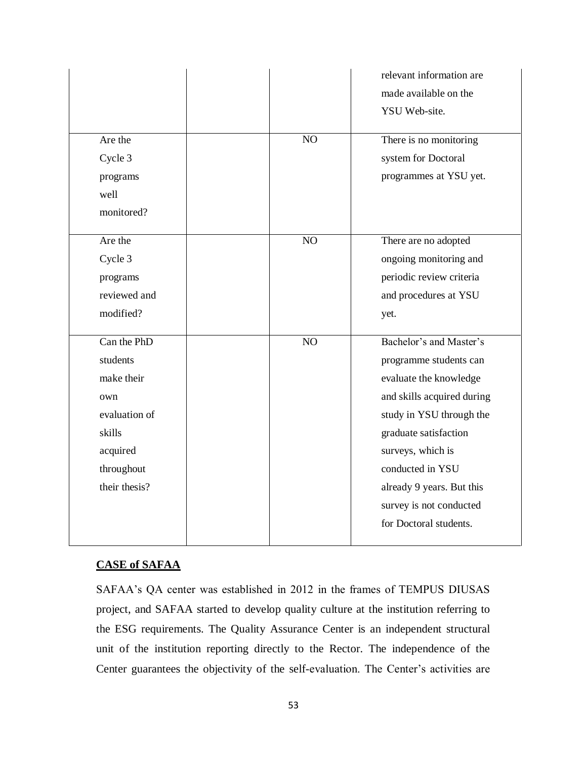| | | | |
|---|---|---|---|
| | | | relevant information are made available on the YSU Web-site. |
| Are the Cycle 3 programs well monitored? | | NO | There is no monitoring system for Doctoral programmes at YSU yet. |
| Are the Cycle 3 programs reviewed and modified? | | NO | There are no adopted ongoing monitoring and periodic review criteria and procedures at YSU yet. |
| Can the PhD students make their own evaluation of skills acquired throughout their thesis? | | NO | Bachelor's and Master's programme students can evaluate the knowledge and skills acquired during study in YSU through the graduate satisfaction surveys, which is conducted in YSU already 9 years. But this survey is not conducted for Doctoral students. |

**CASE of SAFAA**

SAFAA's QA center was established in 2012 in the frames of TEMPUS DIUSAS project, and SAFAA started to develop quality culture at the institution referring to the ESG requirements. The Quality Assurance Center is an independent structural unit of the institution reporting directly to the Rector. The independence of the Center guarantees the objectivity of the self-evaluation. The Center's activities are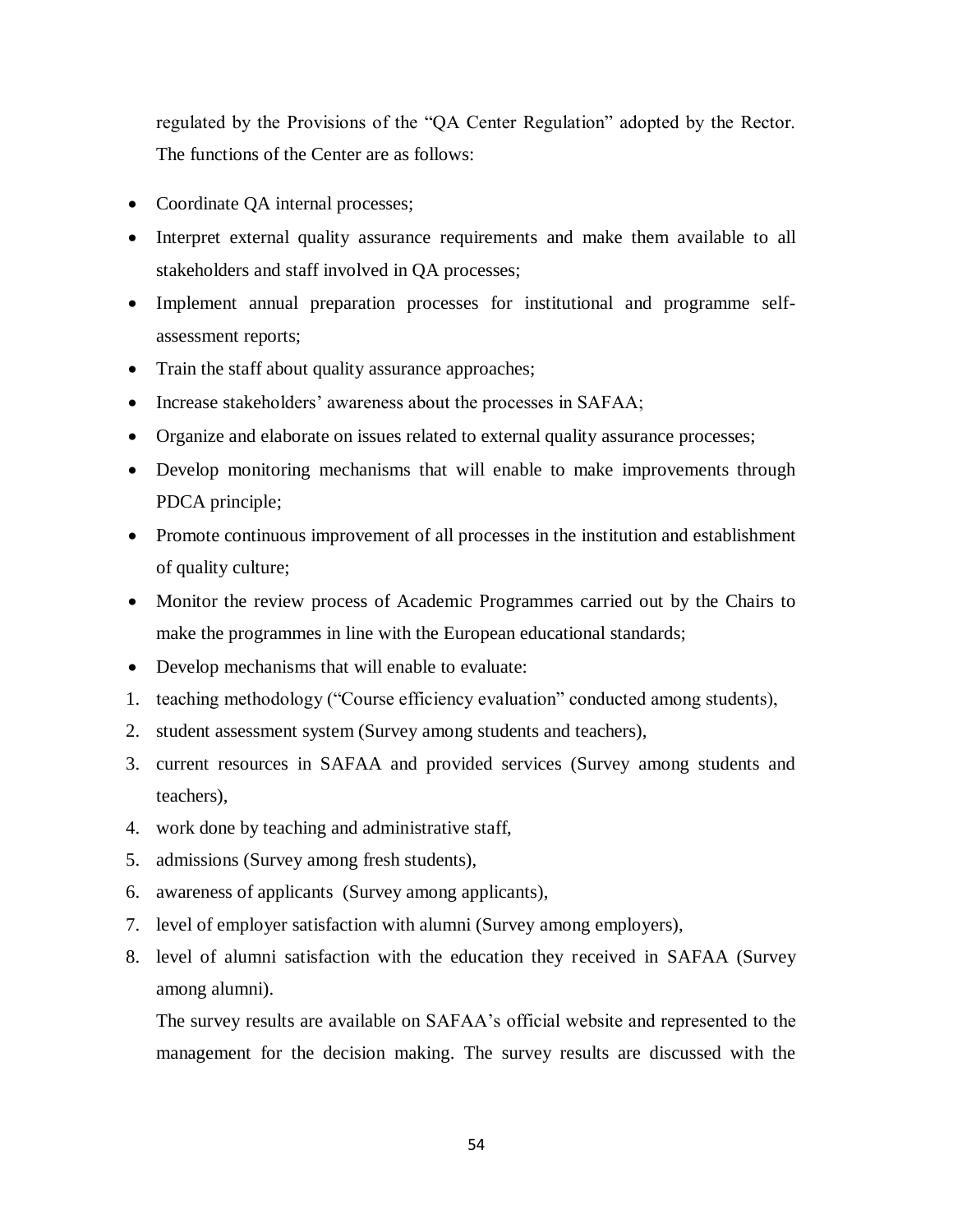regulated by the Provisions of the "QA Center Regulation" adopted by the Rector. The functions of the Center are as follows:

- Coordinate QA internal processes;
- Interpret external quality assurance requirements and make them available to all stakeholders and staff involved in QA processes;
- Implement annual preparation processes for institutional and programme self-assessment reports;
- Train the staff about quality assurance approaches;
- Increase stakeholders' awareness about the processes in SAFAA;
- Organize and elaborate on issues related to external quality assurance processes;
- Develop monitoring mechanisms that will enable to make improvements through PDCA principle;
- Promote continuous improvement of all processes in the institution and establishment of quality culture;
- Monitor the review process of Academic Programmes carried out by the Chairs to make the programmes in line with the European educational standards;
- Develop mechanisms that will enable to evaluate:

1. teaching methodology ("Course efficiency evaluation" conducted among students),
2. student assessment system (Survey among students and teachers),
3. current resources in SAFAA and provided services (Survey among students and teachers),
4. work done by teaching and administrative staff,
5. admissions (Survey among fresh students),
6. awareness of applicants (Survey among applicants),
7. level of employer satisfaction with alumni (Survey among employers),
8. level of alumni satisfaction with the education they received in SAFAA (Survey among alumni).

The survey results are available on SAFAA's official website and represented to the management for the decision making. The survey results are discussed with the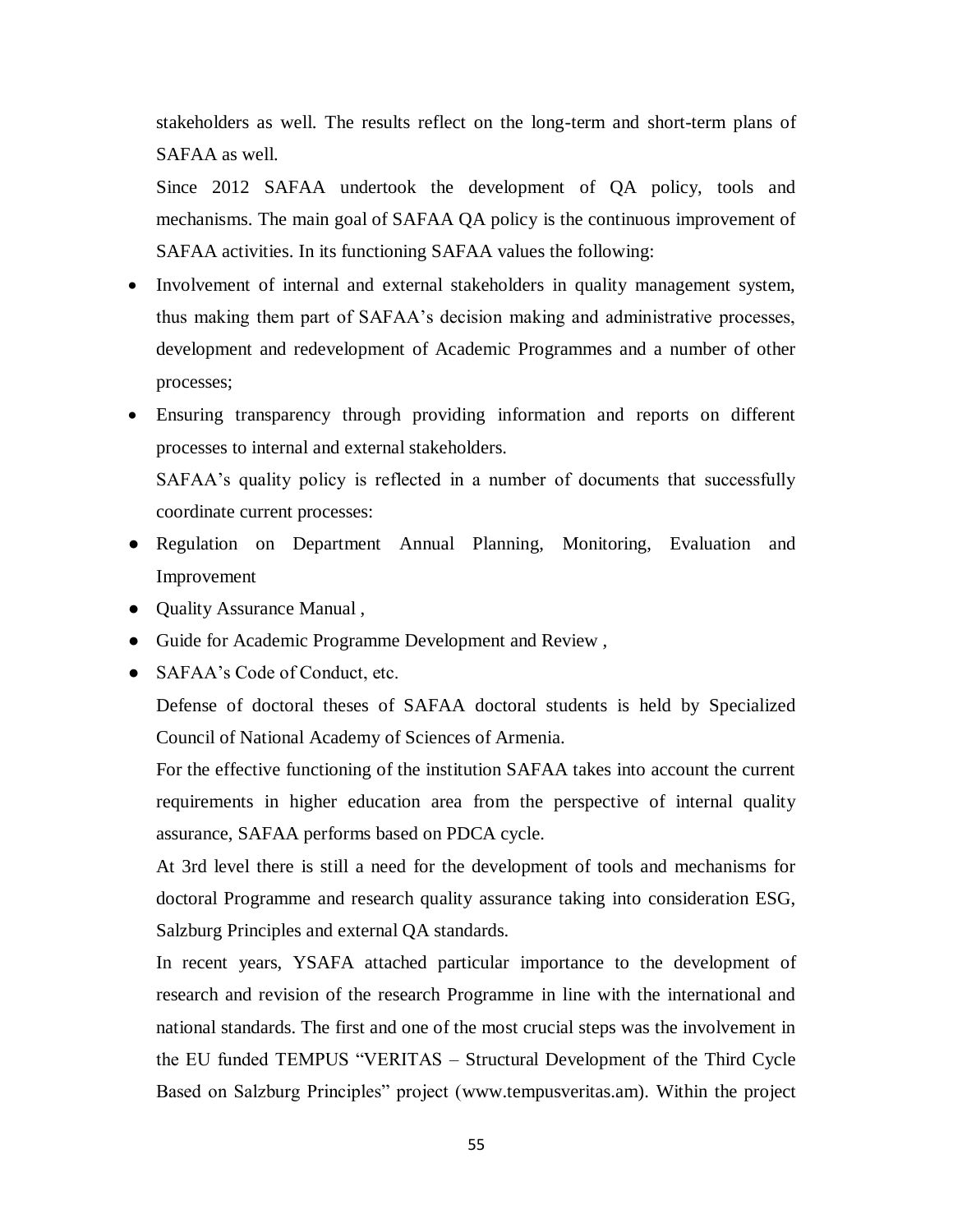stakeholders as well. The results reflect on the long-term and short-term plans of SAFAA as well.

Since 2012 SAFAA undertook the development of QA policy, tools and mechanisms. The main goal of SAFAA QA policy is the continuous improvement of SAFAA activities. In its functioning SAFAA values the following:

- Involvement of internal and external stakeholders in quality management system, thus making them part of SAFAA's decision making and administrative processes, development and redevelopment of Academic Programmes and a number of other processes;
- Ensuring transparency through providing information and reports on different processes to internal and external stakeholders.

  SAFAA's quality policy is reflected in a number of documents that successfully coordinate current processes:

- Regulation on Department Annual Planning, Monitoring, Evaluation and Improvement
- Quality Assurance Manual ,
- Guide for Academic Programme Development and Review ,
- SAFAA's Code of Conduct, etc.

  Defense of doctoral theses of SAFAA doctoral students is held by Specialized Council of National Academy of Sciences of Armenia.

  For the effective functioning of the institution SAFAA takes into account the current requirements in higher education area from the perspective of internal quality assurance, SAFAA performs based on PDCA cycle.

  At 3rd level there is still a need for the development of tools and mechanisms for doctoral Programme and research quality assurance taking into consideration ESG, Salzburg Principles and external QA standards.

  In recent years, YSAFA attached particular importance to the development of research and revision of the research Programme in line with the international and national standards. The first and one of the most crucial steps was the involvement in the EU funded TEMPUS "VERITAS – Structural Development of the Third Cycle Based on Salzburg Principles" project (www.tempusveritas.am). Within the project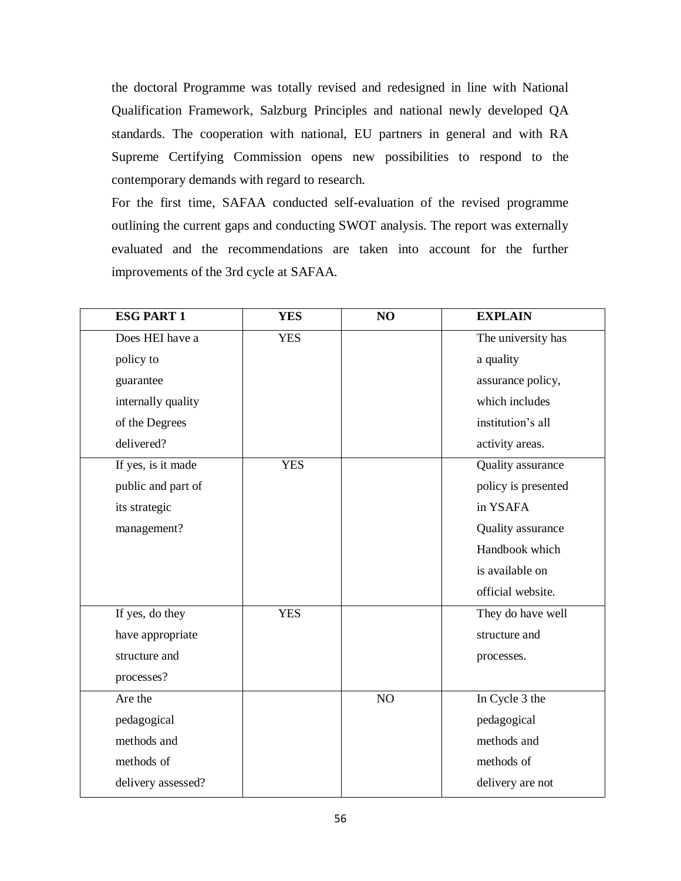the doctoral Programme was totally revised and redesigned in line with National Qualification Framework, Salzburg Principles and national newly developed QA standards. The cooperation with national, EU partners in general and with RA Supreme Certifying Commission opens new possibilities to respond to the contemporary demands with regard to research.

For the first time, SAFAA conducted self-evaluation of the revised programme outlining the current gaps and conducting SWOT analysis. The report was externally evaluated and the recommendations are taken into account for the further improvements of the 3rd cycle at SAFAA.

| **ESG PART 1** | **YES** | **NO** | **EXPLAIN** |
|---|---|---|---|
| Does HEI have a policy to guarantee internally quality of the Degrees delivered? | YES | | The university has a quality assurance policy, which includes institution's all activity areas. |
| If yes, is it made public and part of its strategic management? | YES | | Quality assurance policy is presented in YSAFA Quality assurance Handbook which is available on official website. |
| If yes, do they have appropriate structure and processes? | YES | | They do have well structure and processes. |
| Are the pedagogical methods and methods of delivery assessed? | | NO | In Cycle 3 the pedagogical methods and methods of delivery are not |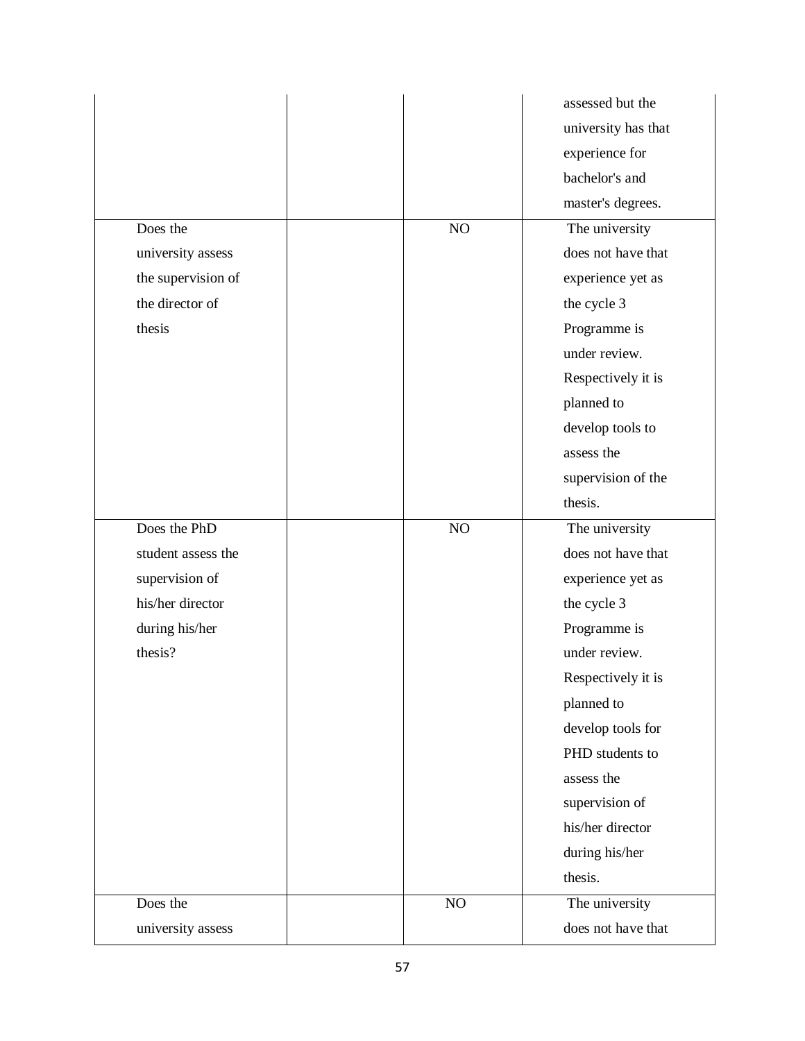| | | | |
|---|---|---|---|
| | | | assessed but the university has that experience for bachelor's and master's degrees. |
| Does the university assess the supervision of the director of thesis | | NO | The university does not have that experience yet as the cycle 3 Programme is under review. Respectively it is planned to develop tools to assess the supervision of the thesis. |
| Does the PhD student assess the supervision of his/her director during his/her thesis? | | NO | The university does not have that experience yet as the cycle 3 Programme is under review. Respectively it is planned to develop tools for PHD students to assess the supervision of his/her director during his/her thesis. |
| Does the university assess | | NO | The university does not have that |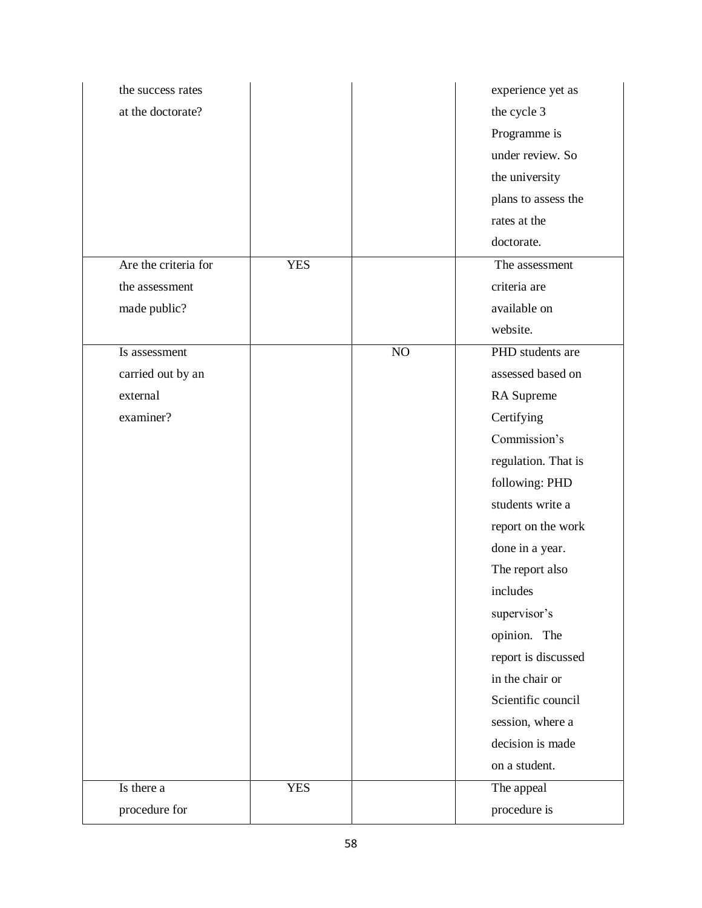| | | | |
|---|---|---|---|
| the success rates at the doctorate? | | | experience yet as the cycle 3 Programme is under review. So the university plans to assess the rates at the doctorate. |
| Are the criteria for the assessment made public? | YES | | The assessment criteria are available on website. |
| Is assessment carried out by an external examiner? | | NO | PHD students are assessed based on RA Supreme Certifying Commission's regulation. That is following: PHD students write a report on the work done in a year. The report also includes supervisor's opinion. The report is discussed in the chair or Scientific council session, where a decision is made on a student. |
| Is there a procedure for | YES | | The appeal procedure is |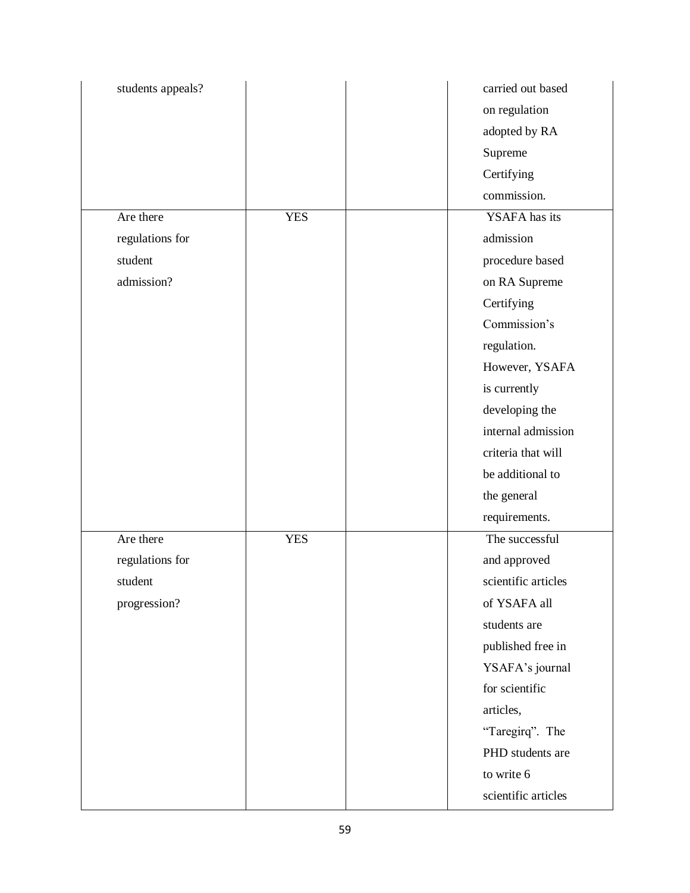| | | | |
|---|---|---|---|
| students appeals? | | | carried out based on regulation adopted by RA Supreme Certifying commission. |
| Are there regulations for student admission? | YES | | YSAFA has its admission procedure based on RA Supreme Certifying Commission's regulation. However, YSAFA is currently developing the internal admission criteria that will be additional to the general requirements. |
| Are there regulations for student progression? | YES | | The successful and approved scientific articles of YSAFA all students are published free in YSAFA's journal for scientific articles, "Taregirq". The PHD students are to write 6 scientific articles |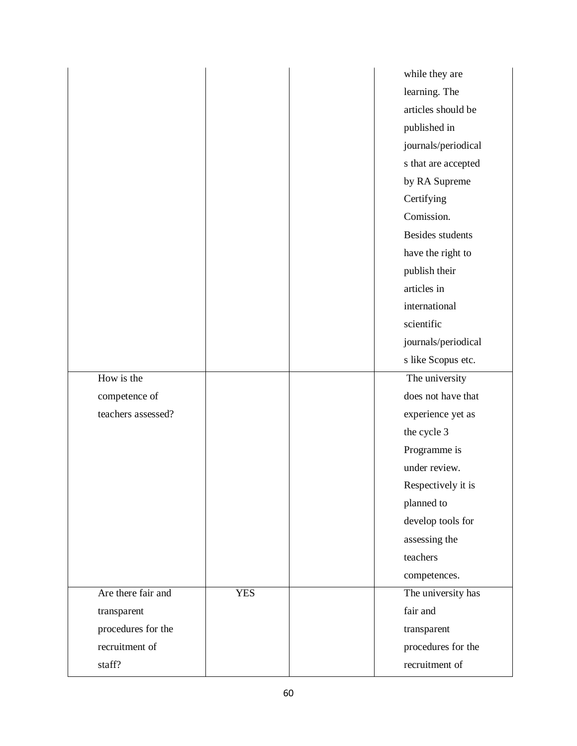| | | | |
|---|---|---|---|
| | | | while they are learning. The articles should be published in journals/periodicals that are accepted by RA Supreme Certifying Comission. Besides students have the right to publish their articles in international scientific journals/periodicals like Scopus etc. |
| How is the competence of teachers assessed? | | | The university does not have that experience yet as the cycle 3 Programme is under review. Respectively it is planned to develop tools for assessing the teachers competences. |
| Are there fair and transparent procedures for the recruitment of staff? | YES | | The university has fair and transparent procedures for the recruitment of |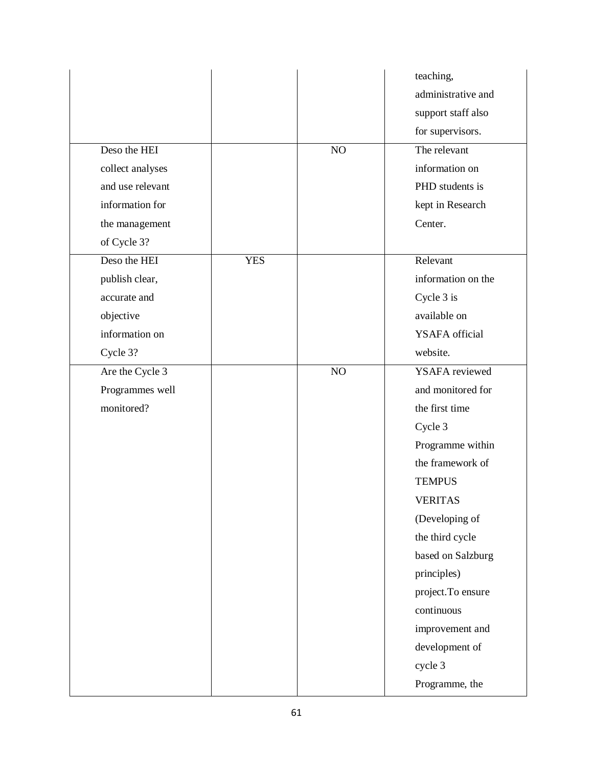| | | | |
|---|---|---|---|
| | | | teaching, administrative and support staff also for supervisors. |
| Deso the HEI collect analyses and use relevant information for the management of Cycle 3? | | NO | The relevant information on PHD students is kept in Research Center. |
| Deso the HEI publish clear, accurate and objective information on Cycle 3? | YES | | Relevant information on the Cycle 3 is available on YSAFA official website. |
| Are the Cycle 3 Programmes well monitored? | | NO | YSAFA reviewed and monitored for the first time Cycle 3 Programme within the framework of TEMPUS VERITAS (Developing of the third cycle based on Salzburg principles) project.To ensure continuous improvement and development of cycle 3 Programme, the |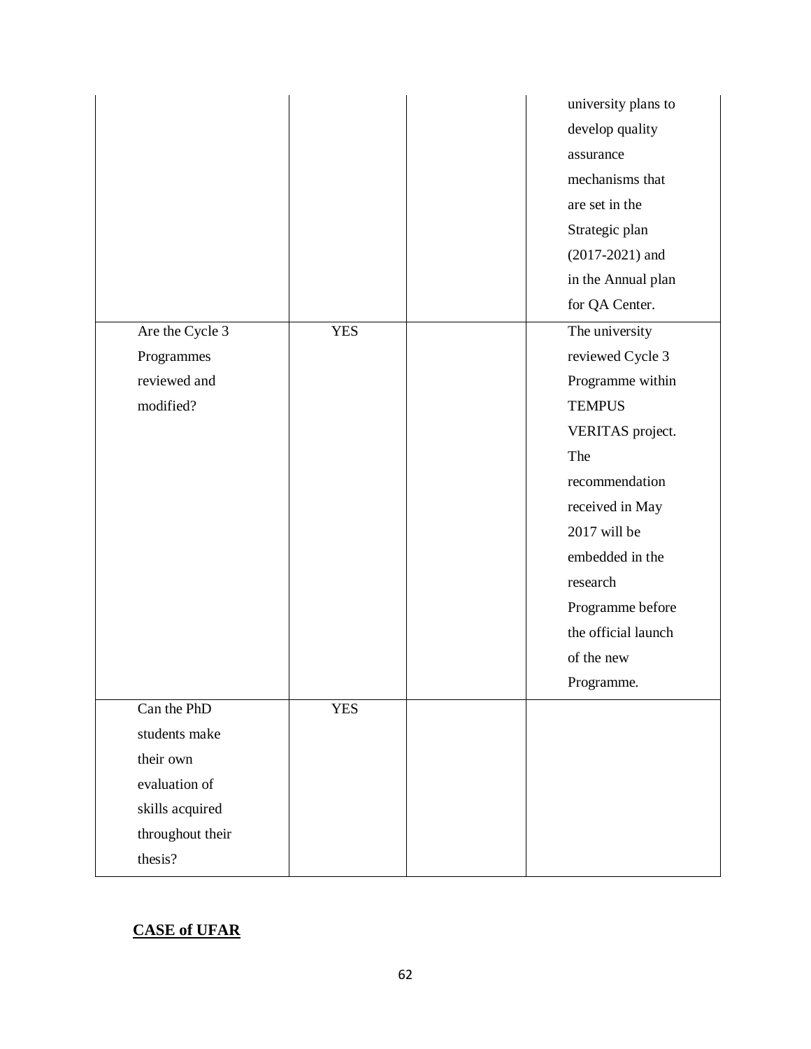| | | | |
|---|---|---|---|
| | | | university plans to develop quality assurance mechanisms that are set in the Strategic plan (2017-2021) and in the Annual plan for QA Center. |
| Are the Cycle 3 Programmes reviewed and modified? | YES | | The university reviewed Cycle 3 Programme within TEMPUS VERITAS project. The recommendation received in May 2017 will be embedded in the research Programme before the official launch of the new Programme. |
| Can the PhD students make their own evaluation of skills acquired throughout their thesis? | YES | | |

**CASE of UFAR**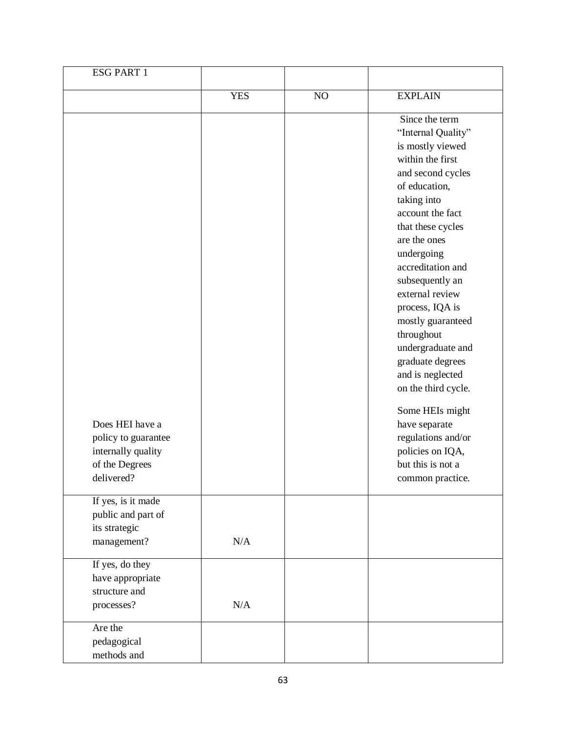| ESG PART 1 | | | |
|---|---|---|---|
| | YES | NO | EXPLAIN |
| Does HEI have a policy to guarantee internally quality of the Degrees delivered? | | | Since the term "Internal Quality" is mostly viewed within the first and second cycles of education, taking into account the fact that these cycles are the ones undergoing accreditation and subsequently an external review process, IQA is mostly guaranteed throughout undergraduate and graduate degrees and is neglected on the third cycle. Some HEIs might have separate regulations and/or policies on IQA, but this is not a common practice. |
| If yes, is it made public and part of its strategic management? | N/A | | |
| If yes, do they have appropriate structure and processes? | N/A | | |
| Are the pedagogical methods and | | | |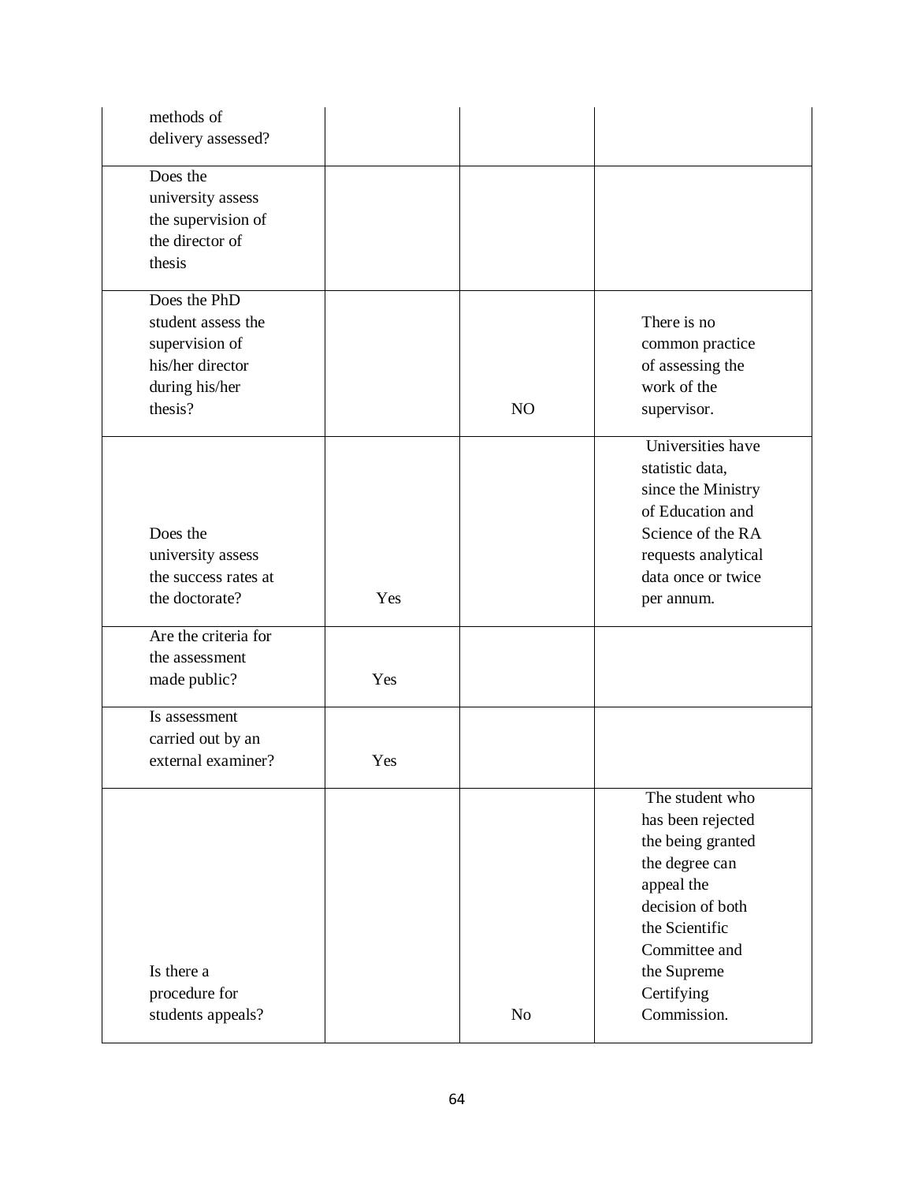| | | | |
|---|---|---|---|
| methods of delivery assessed? | | | |
| Does the university assess the supervision of the director of thesis | | | |
| Does the PhD student assess the supervision of his/her director during his/her thesis? | | NO | There is no common practice of assessing the work of the supervisor. |
| Does the university assess the success rates at the doctorate? | Yes | | Universities have statistic data, since the Ministry of Education and Science of the RA requests analytical data once or twice per annum. |
| Are the criteria for the assessment made public? | Yes | | |
| Is assessment carried out by an external examiner? | Yes | | |
| Is there a procedure for students appeals? | | No | The student who has been rejected the being granted the degree can appeal the decision of both the Scientific Committee and the Supreme Certifying Commission. |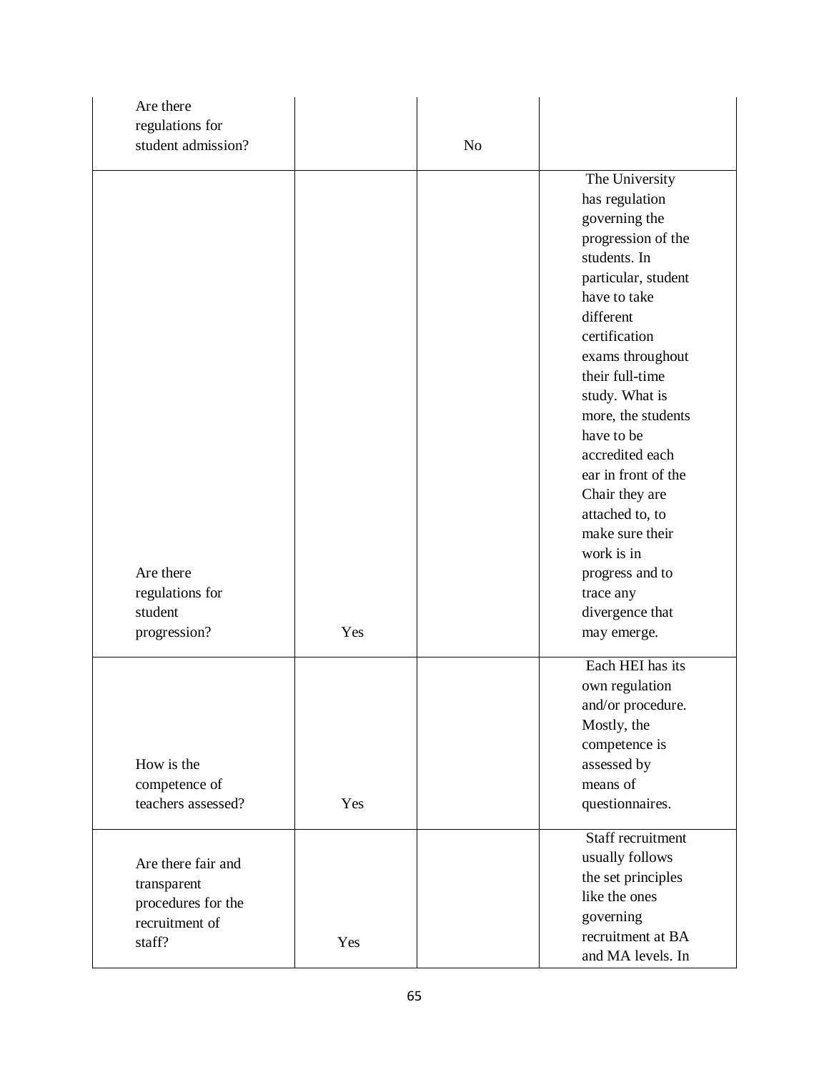| | | | |
|---|---|---|---|
| Are there regulations for student admission? | | No | |
| Are there regulations for student progression? | Yes | | The University has regulation governing the progression of the students. In particular, student have to take different certification exams throughout their full-time study. What is more, the students have to be accredited each ear in front of the Chair they are attached to, to make sure their work is in progress and to trace any divergence that may emerge. |
| How is the competence of teachers assessed? | Yes | | Each HEI has its own regulation and/or procedure. Mostly, the competence is assessed by means of questionnaires. |
| Are there fair and transparent procedures for the recruitment of staff? | Yes | | Staff recruitment usually follows the set principles like the ones governing recruitment at BA and MA levels. In |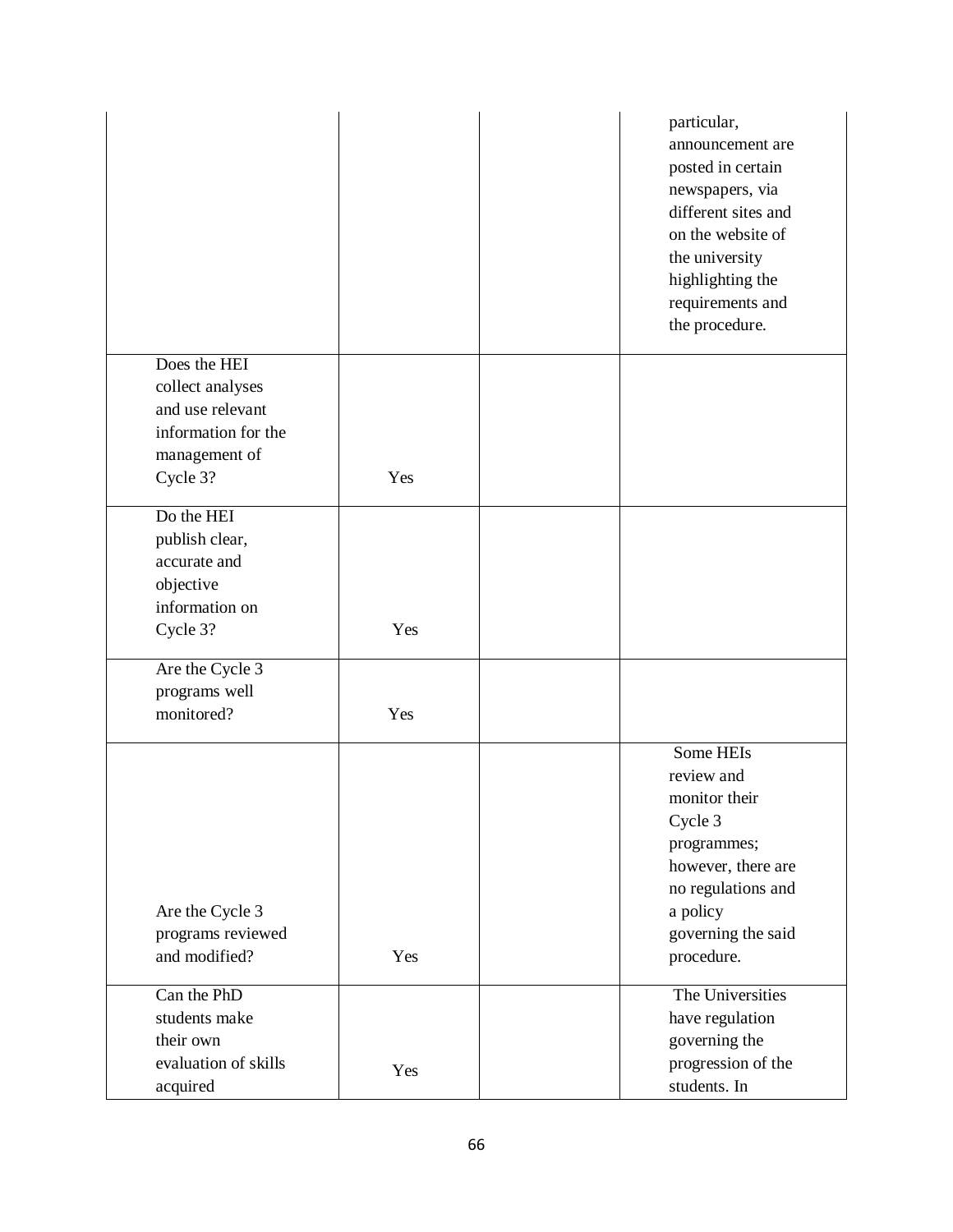| | | | |
|---|---|---|---|
| | | | particular, announcement are posted in certain newspapers, via different sites and on the website of the university highlighting the requirements and the procedure. |
| Does the HEI collect analyses and use relevant information for the management of Cycle 3? | Yes | | |
| Do the HEI publish clear, accurate and objective information on Cycle 3? | Yes | | |
| Are the Cycle 3 programs well monitored? | Yes | | |
| Are the Cycle 3 programs reviewed and modified? | Yes | | Some HEIs review and monitor their Cycle 3 programmes; however, there are no regulations and a policy governing the said procedure. |
| Can the PhD students make their own evaluation of skills acquired | Yes | | The Universities have regulation governing the progression of the students. In |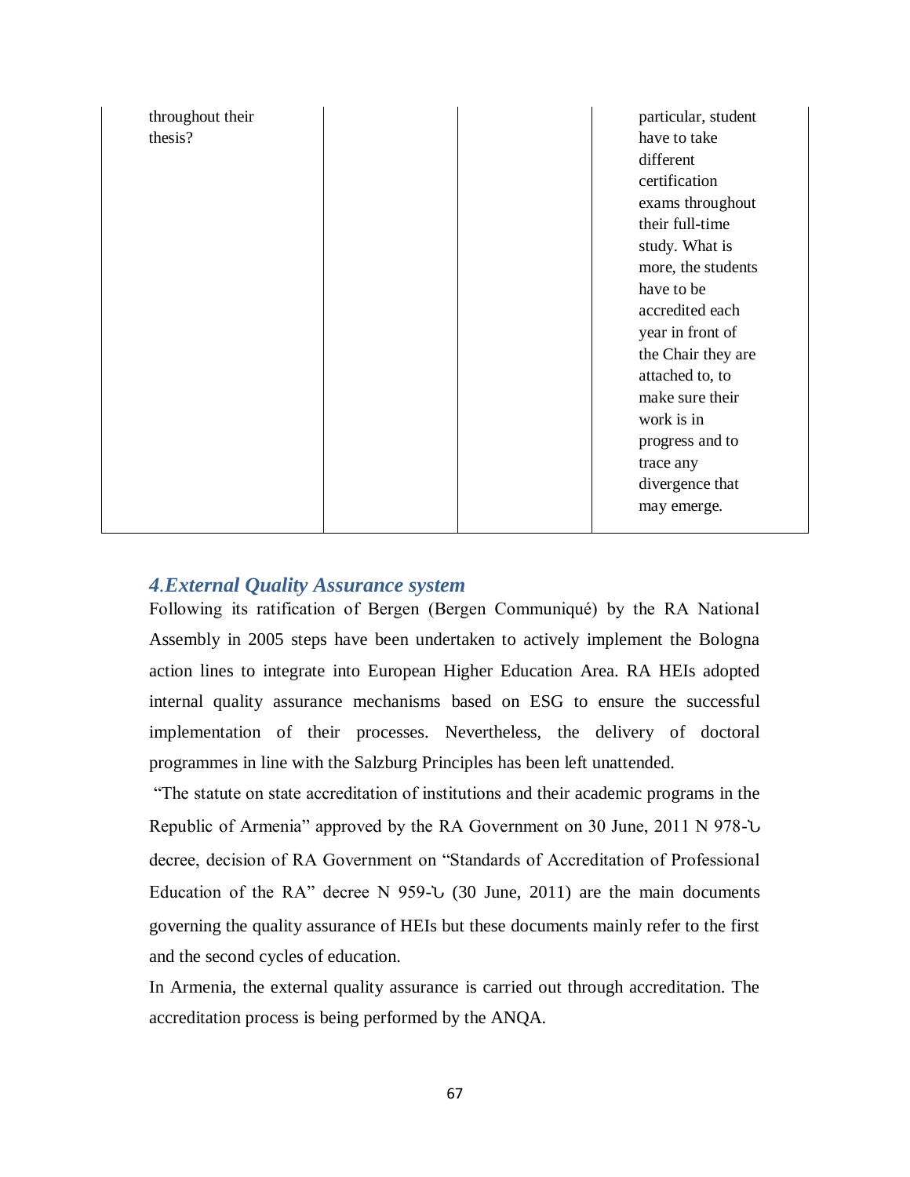| throughout their thesis? | | | particular, student have to take different certification exams throughout their full-time study. What is more, the students have to be accredited each year in front of the Chair they are attached to, to make sure their work is in progress and to trace any divergence that may emerge. |
|---|---|---|---|

## *4.External Quality Assurance system*

Following its ratification of Bergen (Bergen Communiqué) by the RA National Assembly in 2005 steps have been undertaken to actively implement the Bologna action lines to integrate into European Higher Education Area. RA HEIs adopted internal quality assurance mechanisms based on ESG to ensure the successful implementation of their processes. Nevertheless, the delivery of doctoral programmes in line with the Salzburg Principles has been left unattended.

"The statute on state accreditation of institutions and their academic programs in the Republic of Armenia" approved by the RA Government on 30 June, 2011 N 978-Ն decree, decision of RA Government on "Standards of Accreditation of Professional Education of the RA" decree N 959-Ն (30 June, 2011) are the main documents governing the quality assurance of HEIs but these documents mainly refer to the first and the second cycles of education.

In Armenia, the external quality assurance is carried out through accreditation. The accreditation process is being performed by the ANQA.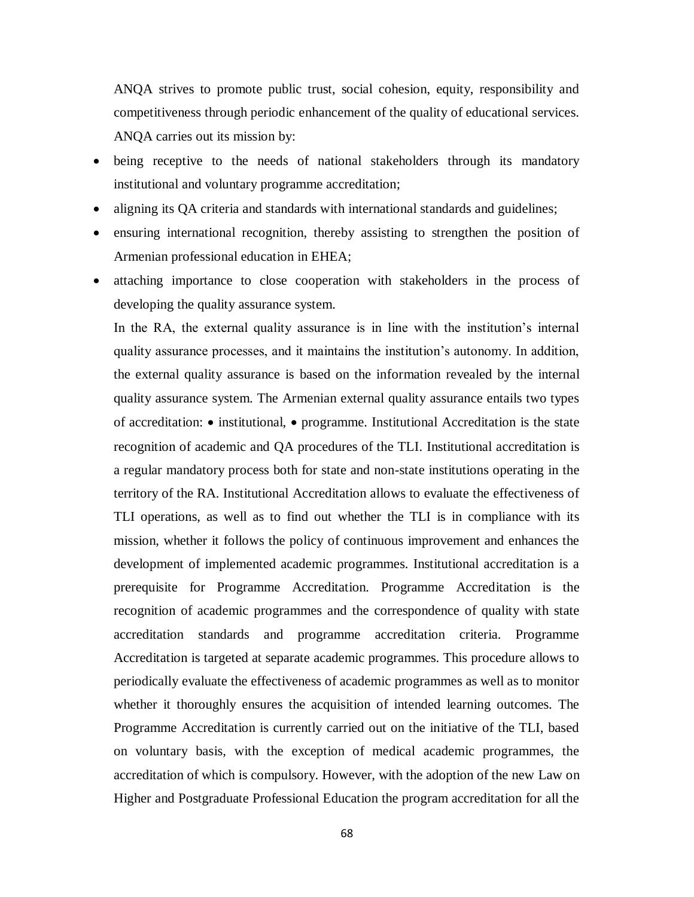ANQA strives to promote public trust, social cohesion, equity, responsibility and competitiveness through periodic enhancement of the quality of educational services. ANQA carries out its mission by:

- being receptive to the needs of national stakeholders through its mandatory institutional and voluntary programme accreditation;
- aligning its QA criteria and standards with international standards and guidelines;
- ensuring international recognition, thereby assisting to strengthen the position of Armenian professional education in EHEA;
- attaching importance to close cooperation with stakeholders in the process of developing the quality assurance system.

In the RA, the external quality assurance is in line with the institution's internal quality assurance processes, and it maintains the institution's autonomy. In addition, the external quality assurance is based on the information revealed by the internal quality assurance system. The Armenian external quality assurance entails two types of accreditation: • institutional, • programme. Institutional Accreditation is the state recognition of academic and QA procedures of the TLI. Institutional accreditation is a regular mandatory process both for state and non-state institutions operating in the territory of the RA. Institutional Accreditation allows to evaluate the effectiveness of TLI operations, as well as to find out whether the TLI is in compliance with its mission, whether it follows the policy of continuous improvement and enhances the development of implemented academic programmes. Institutional accreditation is a prerequisite for Programme Accreditation. Programme Accreditation is the recognition of academic programmes and the correspondence of quality with state accreditation standards and programme accreditation criteria. Programme Accreditation is targeted at separate academic programmes. This procedure allows to periodically evaluate the effectiveness of academic programmes as well as to monitor whether it thoroughly ensures the acquisition of intended learning outcomes. The Programme Accreditation is currently carried out on the initiative of the TLI, based on voluntary basis, with the exception of medical academic programmes, the accreditation of which is compulsory. However, with the adoption of the new Law on Higher and Postgraduate Professional Education the program accreditation for all the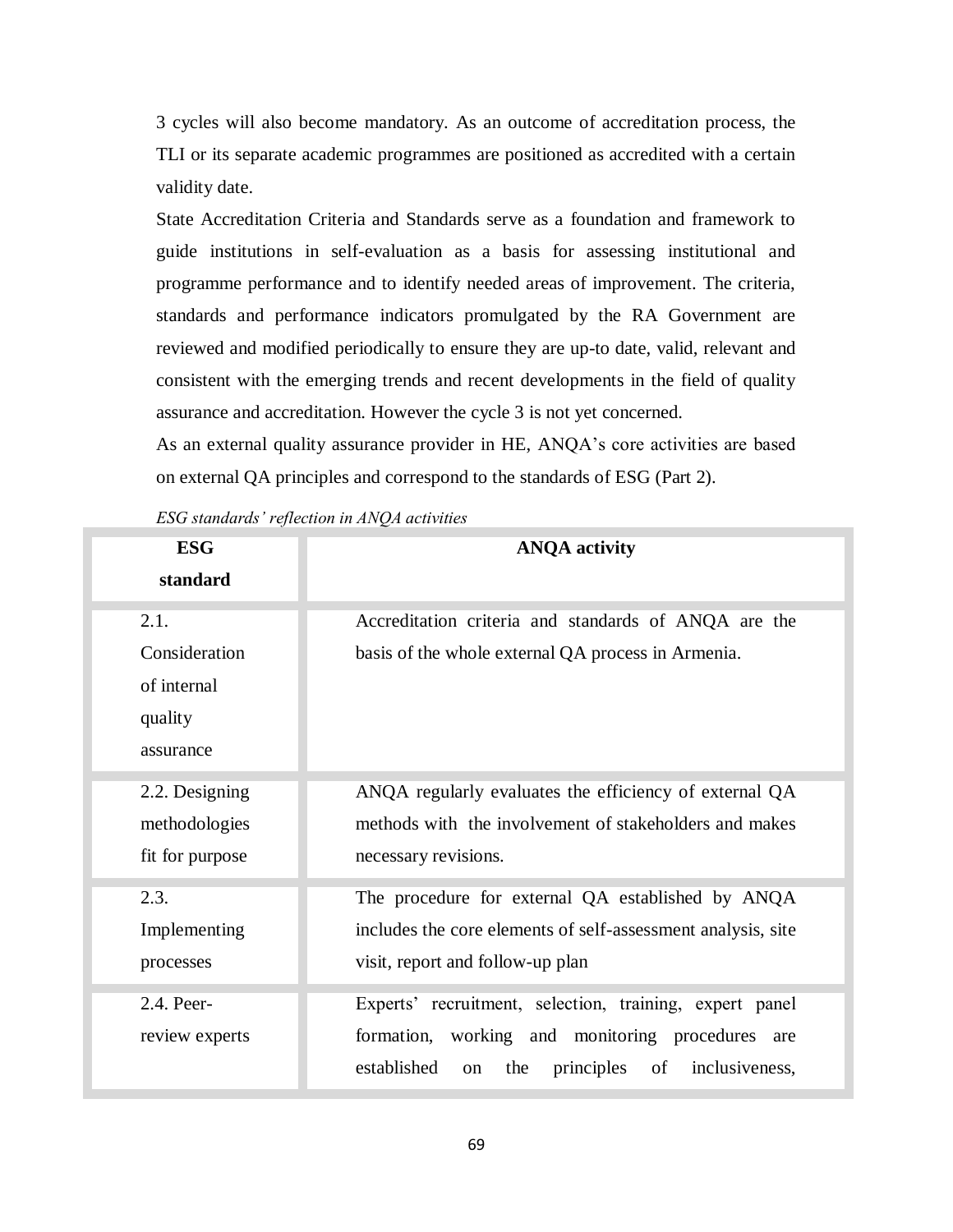3 cycles will also become mandatory. As an outcome of accreditation process, the TLI or its separate academic programmes are positioned as accredited with a certain validity date.

State Accreditation Criteria and Standards serve as a foundation and framework to guide institutions in self-evaluation as a basis for assessing institutional and programme performance and to identify needed areas of improvement. The criteria, standards and performance indicators promulgated by the RA Government are reviewed and modified periodically to ensure they are up-to date, valid, relevant and consistent with the emerging trends and recent developments in the field of quality assurance and accreditation. However the cycle 3 is not yet concerned.

As an external quality assurance provider in HE, ANQA's core activities are based on external QA principles and correspond to the standards of ESG (Part 2).

*ESG standards' reflection in ANQA activities*

| ESG standard | ANQA activity |
|---|---|
| 2.1. Consideration of internal quality assurance | Accreditation criteria and standards of ANQA are the basis of the whole external QA process in Armenia. |
| 2.2. Designing methodologies fit for purpose | ANQA regularly evaluates the efficiency of external QA methods with the involvement of stakeholders and makes necessary revisions. |
| 2.3. Implementing processes | The procedure for external QA established by ANQA includes the core elements of self-assessment analysis, site visit, report and follow-up plan |
| 2.4. Peer-review experts | Experts' recruitment, selection, training, expert panel formation, working and monitoring procedures are established on the principles of inclusiveness, |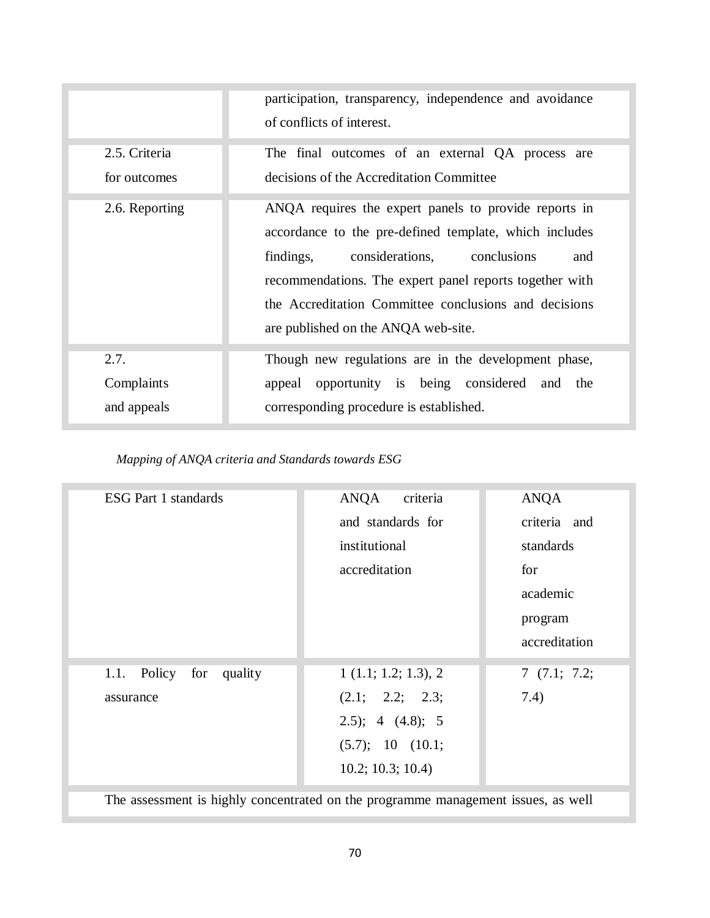| | |
|---|---|
| | participation, transparency, independence and avoidance of conflicts of interest. |
| 2.5. Criteria for outcomes | The final outcomes of an external QA process are decisions of the Accreditation Committee |
| 2.6. Reporting | ANQA requires the expert panels to provide reports in accordance to the pre-defined template, which includes findings, considerations, conclusions and recommendations. The expert panel reports together with the Accreditation Committee conclusions and decisions are published on the ANQA web-site. |
| 2.7. Complaints and appeals | Though new regulations are in the development phase, appeal opportunity is being considered and the corresponding procedure is established. |

*Mapping of ANQA criteria and Standards towards ESG*

| ESG Part 1 standards | ANQA criteria and standards for institutional accreditation | ANQA criteria and standards for academic program accreditation |
|---|---|---|
| 1.1. Policy for quality assurance | 1 (1.1; 1.2; 1.3), 2 (2.1; 2.2; 2.3; 2.5); 4 (4.8); 5 (5.7); 10 (10.1; 10.2; 10.3; 10.4) | 7 (7.1; 7.2; 7.4) |
| The assessment is highly concentrated on the programme management issues, as well | | |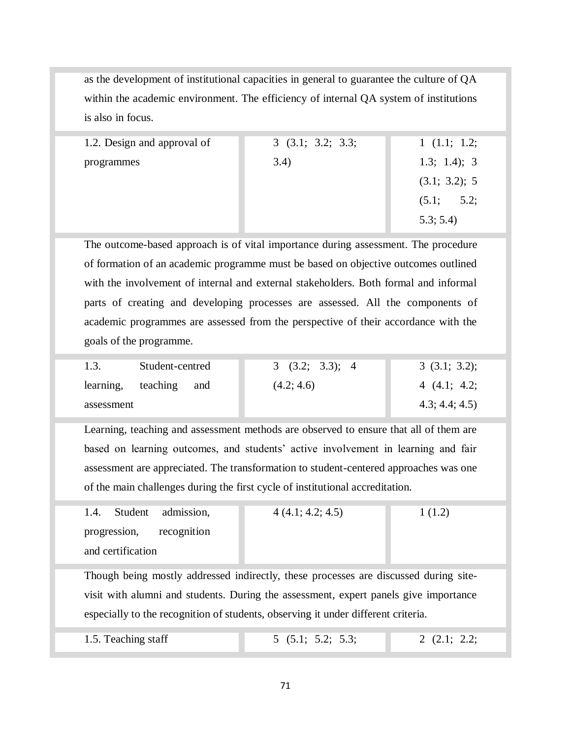| | | |
|---|---|---|
| as the development of institutional capacities in general to guarantee the culture of QA within the academic environment. The efficiency of internal QA system of institutions is also in focus. | | |
| 1.2. Design and approval of programmes | 3 (3.1; 3.2; 3.3; 3.4) | 1 (1.1; 1.2; 1.3; 1.4); 3 (3.1; 3.2); 5 (5.1; 5.2; 5.3; 5.4) |
| The outcome-based approach is of vital importance during assessment. The procedure of formation of an academic programme must be based on objective outcomes outlined with the involvement of internal and external stakeholders. Both formal and informal parts of creating and developing processes are assessed. All the components of academic programmes are assessed from the perspective of their accordance with the goals of the programme. | | |
| 1.3. Student-centred learning, teaching and assessment | 3 (3.2; 3.3); 4 (4.2; 4.6) | 3 (3.1; 3.2); 4 (4.1; 4.2; 4.3; 4.4; 4.5) |
| Learning, teaching and assessment methods are observed to ensure that all of them are based on learning outcomes, and students' active involvement in learning and fair assessment are appreciated. The transformation to student-centered approaches was one of the main challenges during the first cycle of institutional accreditation. | | |
| 1.4. Student admission, progression, recognition and certification | 4 (4.1; 4.2; 4.5) | 1 (1.2) |
| Though being mostly addressed indirectly, these processes are discussed during site-visit with alumni and students. During the assessment, expert panels give importance especially to the recognition of students, observing it under different criteria. | | |
| 1.5. Teaching staff | 5 (5.1; 5.2; 5.3; | 2 (2.1; 2.2; |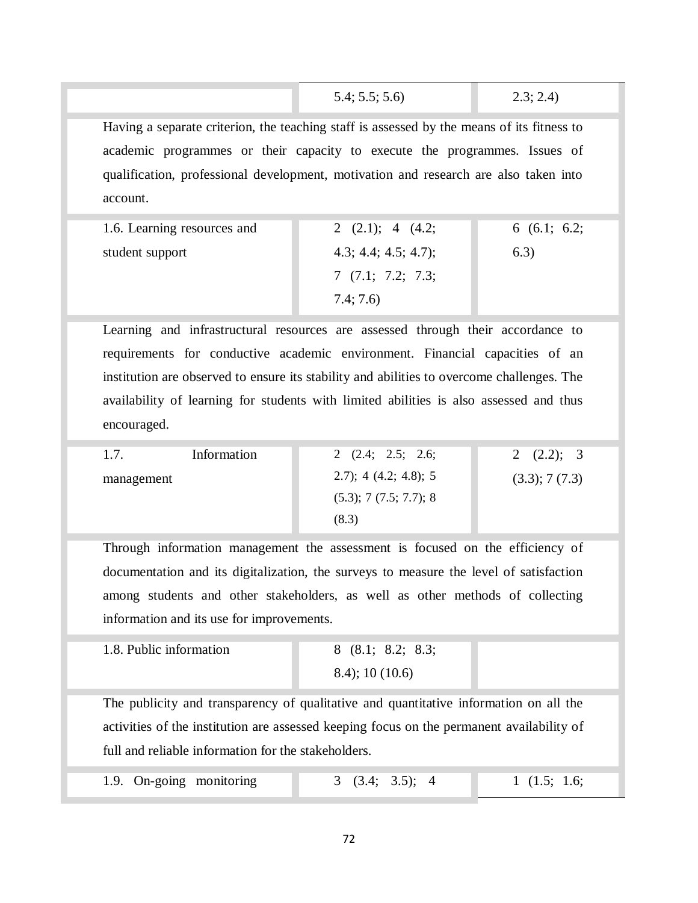| | | |
|---|---|---|
| | 5.4; 5.5; 5.6) | 2.3; 2.4) |
| Having a separate criterion, the teaching staff is assessed by the means of its fitness to academic programmes or their capacity to execute the programmes. Issues of qualification, professional development, motivation and research are also taken into account. | | |
| 1.6. Learning resources and student support | 2 (2.1); 4 (4.2; 4.3; 4.4; 4.5; 4.7); 7 (7.1; 7.2; 7.3; 7.4; 7.6) | 6 (6.1; 6.2; 6.3) |
| Learning and infrastructural resources are assessed through their accordance to requirements for conductive academic environment. Financial capacities of an institution are observed to ensure its stability and abilities to overcome challenges. The availability of learning for students with limited abilities is also assessed and thus encouraged. | | |
| 1.7. Information management | 2 (2.4; 2.5; 2.6; 2.7); 4 (4.2; 4.8); 5 (5.3); 7 (7.5; 7.7); 8 (8.3) | 2 (2.2); 3 (3.3); 7 (7.3) |
| Through information management the assessment is focused on the efficiency of documentation and its digitalization, the surveys to measure the level of satisfaction among students and other stakeholders, as well as other methods of collecting information and its use for improvements. | | |
| 1.8. Public information | 8 (8.1; 8.2; 8.3; 8.4); 10 (10.6) | |
| The publicity and transparency of qualitative and quantitative information on all the activities of the institution are assessed keeping focus on the permanent availability of full and reliable information for the stakeholders. | | |
| 1.9. On-going monitoring | 3 (3.4; 3.5); 4 | 1 (1.5; 1.6; |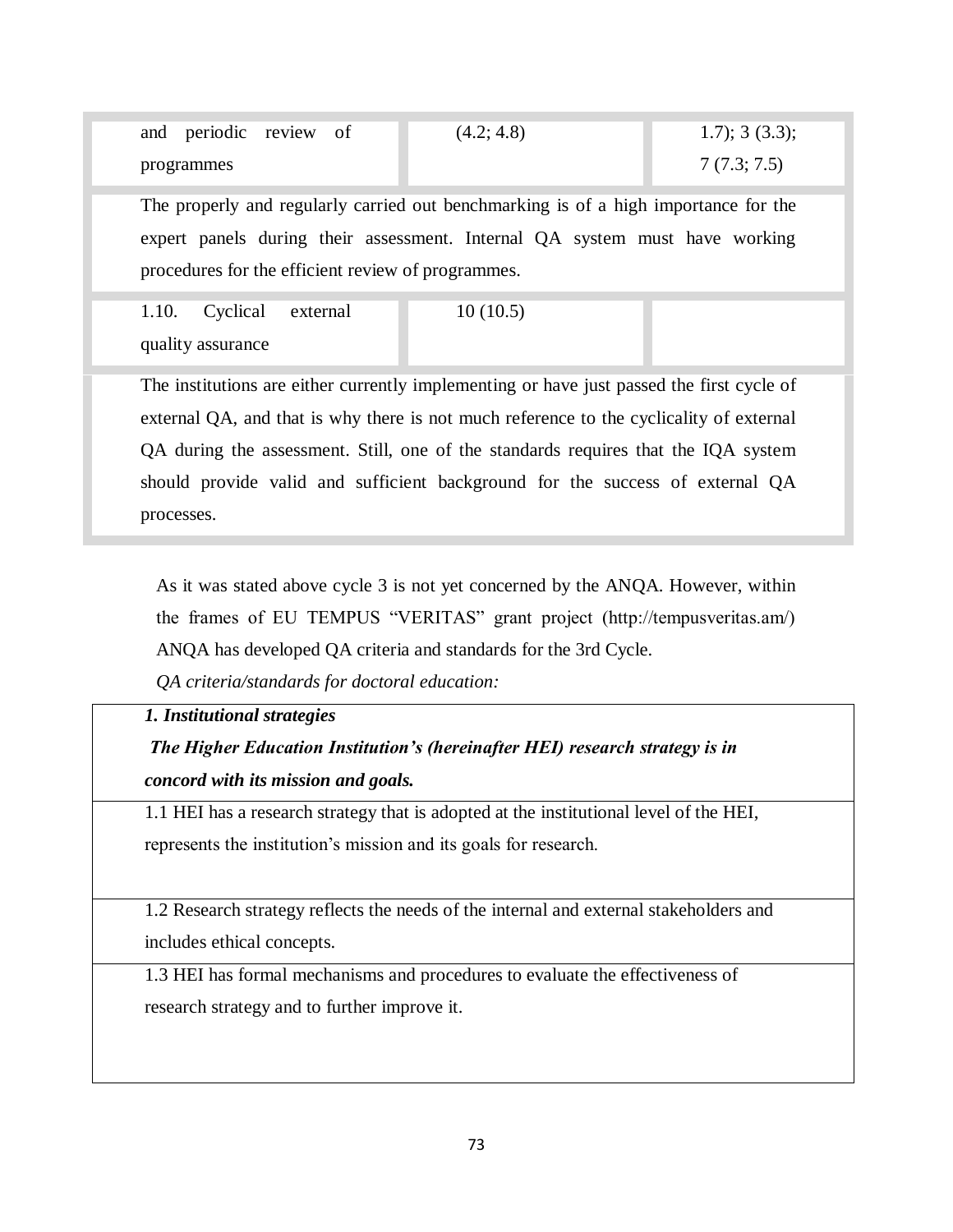| | | |
|---|---|---|
| and periodic review of programmes | (4.2; 4.8) | 1.7); 3 (3.3); 7 (7.3; 7.5) |
| The properly and regularly carried out benchmarking is of a high importance for the expert panels during their assessment. Internal QA system must have working procedures for the efficient review of programmes. | | |
| 1.10. Cyclical external quality assurance | 10 (10.5) | |
| The institutions are either currently implementing or have just passed the first cycle of external QA, and that is why there is not much reference to the cyclicality of external QA during the assessment. Still, one of the standards requires that the IQA system should provide valid and sufficient background for the success of external QA processes. | | |

As it was stated above cycle 3 is not yet concerned by the ANQA. However, within the frames of EU TEMPUS "VERITAS" grant project (http://tempusveritas.am/) ANQA has developed QA criteria and standards for the 3rd Cycle.

*QA criteria/standards for doctoral education:*

| ***1. Institutional strategies*** ***The Higher Education Institution's (hereinafter HEI) research strategy is in concord with its mission and goals.*** |
|---|
| 1.1 HEI has a research strategy that is adopted at the institutional level of the HEI, represents the institution's mission and its goals for research. |
| 1.2 Research strategy reflects the needs of the internal and external stakeholders and includes ethical concepts. |
| 1.3 HEI has formal mechanisms and procedures to evaluate the effectiveness of research strategy and to further improve it. |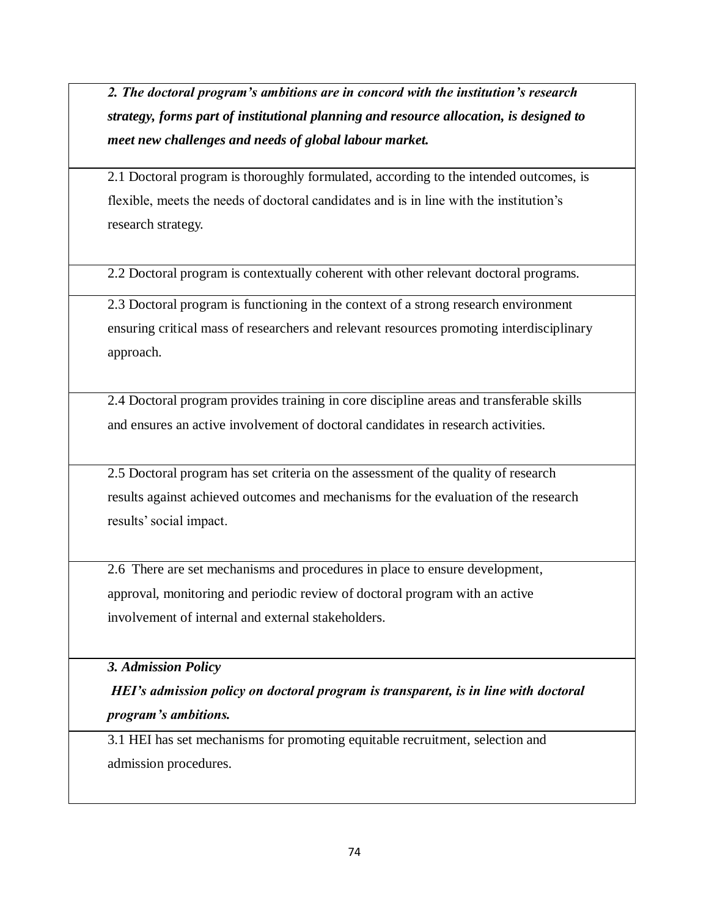| ***2. The doctoral program's ambitions are in concord with the institution's research strategy, forms part of institutional planning and resource allocation, is designed to meet new challenges and needs of global labour market.*** |
|---|
| 2.1 Doctoral program is thoroughly formulated, according to the intended outcomes, is flexible, meets the needs of doctoral candidates and is in line with the institution's research strategy. |
| 2.2 Doctoral program is contextually coherent with other relevant doctoral programs. |
| 2.3 Doctoral program is functioning in the context of a strong research environment ensuring critical mass of researchers and relevant resources promoting interdisciplinary approach. |
| 2.4 Doctoral program provides training in core discipline areas and transferable skills and ensures an active involvement of doctoral candidates in research activities. |
| 2.5 Doctoral program has set criteria on the assessment of the quality of research results against achieved outcomes and mechanisms for the evaluation of the research results' social impact. |
| 2.6 There are set mechanisms and procedures in place to ensure development, approval, monitoring and periodic review of doctoral program with an active involvement of internal and external stakeholders. |
| ***3. Admission Policy*** ***HEI's admission policy on doctoral program is transparent, is in line with doctoral program's ambitions.*** |
| 3.1 HEI has set mechanisms for promoting equitable recruitment, selection and admission procedures. |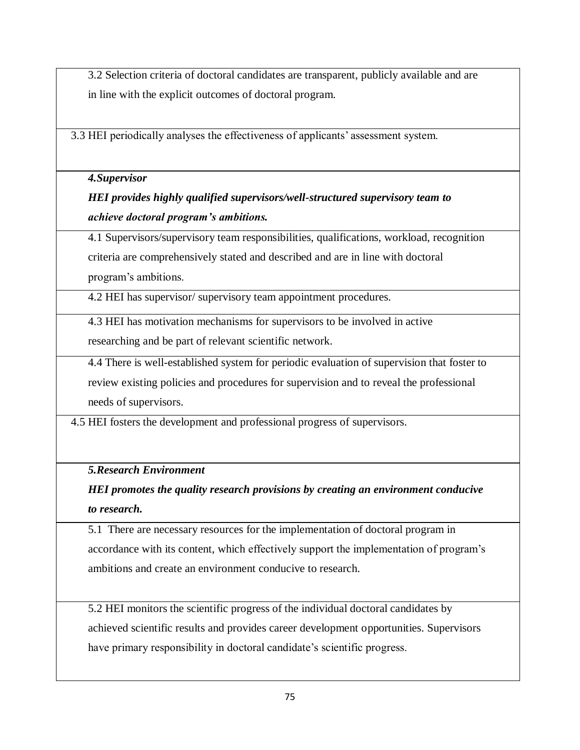| |
|---|
| 3.2 Selection criteria of doctoral candidates are transparent, publicly available and are in line with the explicit outcomes of doctoral program. |
| 3.3 HEI periodically analyses the effectiveness of applicants' assessment system. |
| ***4.Supervisor*** <br> ***HEI provides highly qualified supervisors/well-structured supervisory team to achieve doctoral program's ambitions.*** |
| 4.1 Supervisors/supervisory team responsibilities, qualifications, workload, recognition criteria are comprehensively stated and described and are in line with doctoral program's ambitions. |
| 4.2 HEI has supervisor/ supervisory team appointment procedures. |
| 4.3 HEI has motivation mechanisms for supervisors to be involved in active researching and be part of relevant scientific network. |
| 4.4 There is well-established system for periodic evaluation of supervision that foster to review existing policies and procedures for supervision and to reveal the professional needs of supervisors. |
| 4.5 HEI fosters the development and professional progress of supervisors. |
| ***5.Research Environment*** <br> ***HEI promotes the quality research provisions by creating an environment conducive to research.*** |
| 5.1 There are necessary resources for the implementation of doctoral program in accordance with its content, which effectively support the implementation of program's ambitions and create an environment conducive to research. |
| 5.2 HEI monitors the scientific progress of the individual doctoral candidates by achieved scientific results and provides career development opportunities. Supervisors have primary responsibility in doctoral candidate's scientific progress. |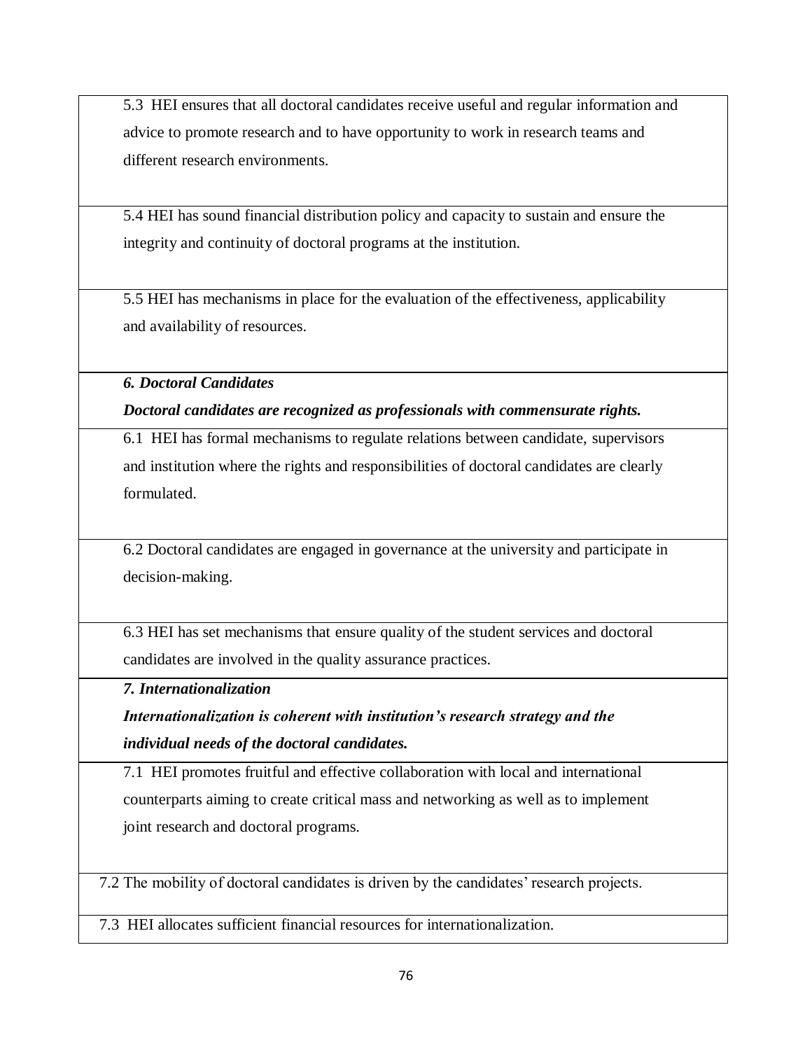| |
|---|
| 5.3 HEI ensures that all doctoral candidates receive useful and regular information and advice to promote research and to have opportunity to work in research teams and different research environments. |
| 5.4 HEI has sound financial distribution policy and capacity to sustain and ensure the integrity and continuity of doctoral programs at the institution. |
| 5.5 HEI has mechanisms in place for the evaluation of the effectiveness, applicability and availability of resources. |
| ***6. Doctoral Candidates*** ***Doctoral candidates are recognized as professionals with commensurate rights.*** |
| 6.1 HEI has formal mechanisms to regulate relations between candidate, supervisors and institution where the rights and responsibilities of doctoral candidates are clearly formulated. |
| 6.2 Doctoral candidates are engaged in governance at the university and participate in decision-making. |
| 6.3 HEI has set mechanisms that ensure quality of the student services and doctoral candidates are involved in the quality assurance practices. |
| ***7. Internationalization*** ***Internationalization is coherent with institution's research strategy and the individual needs of the doctoral candidates.*** |
| 7.1 HEI promotes fruitful and effective collaboration with local and international counterparts aiming to create critical mass and networking as well as to implement joint research and doctoral programs. |
| 7.2 The mobility of doctoral candidates is driven by the candidates' research projects. |
| 7.3 HEI allocates sufficient financial resources for internationalization. |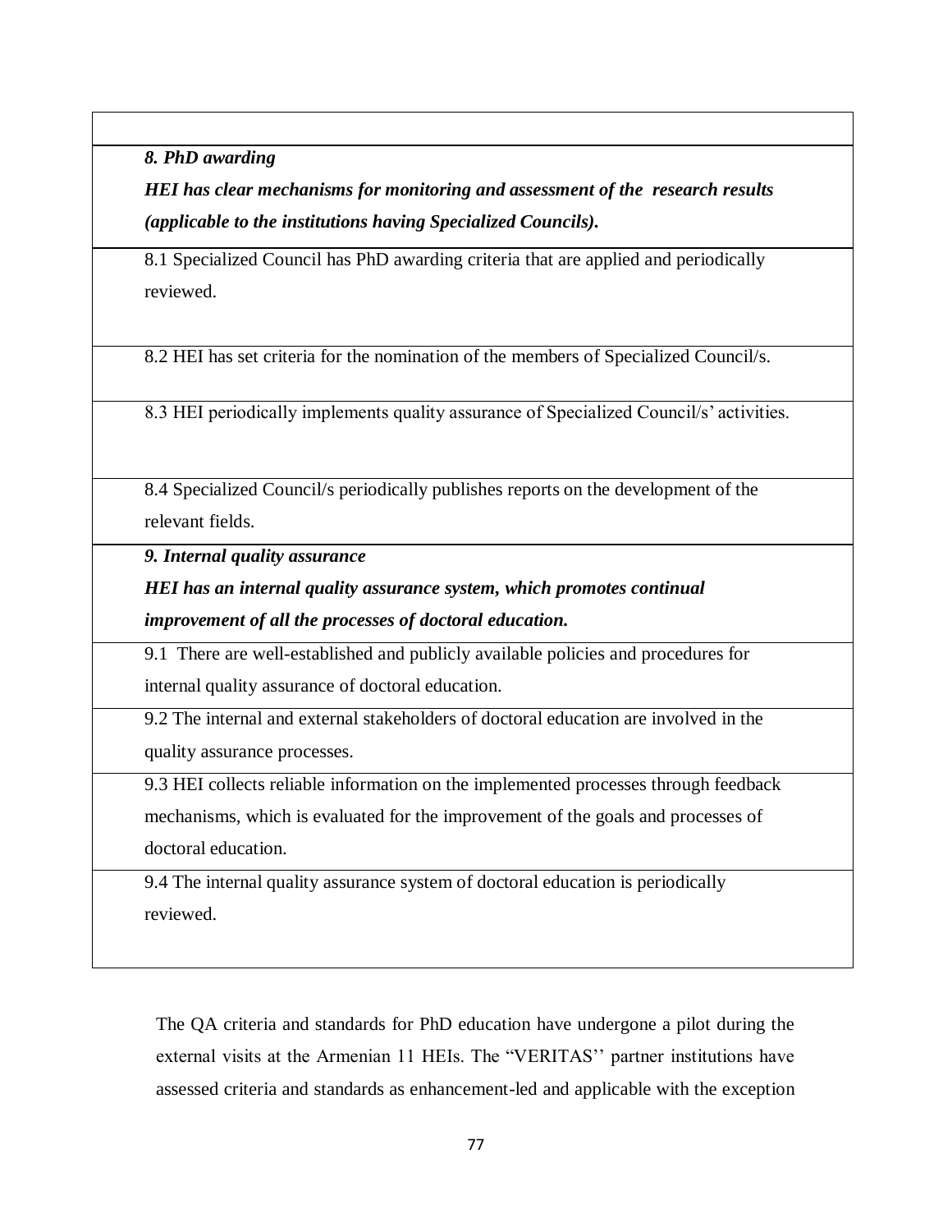| |
|---|
| ***8. PhD awarding*** <br> ***HEI has clear mechanisms for monitoring and assessment of the research results (applicable to the institutions having Specialized Councils).*** |
| 8.1 Specialized Council has PhD awarding criteria that are applied and periodically reviewed. |
| 8.2 HEI has set criteria for the nomination of the members of Specialized Council/s. |
| 8.3 HEI periodically implements quality assurance of Specialized Council/s' activities. |
| 8.4 Specialized Council/s periodically publishes reports on the development of the relevant fields. |
| ***9. Internal quality assurance*** <br> ***HEI has an internal quality assurance system, which promotes continual improvement of all the processes of doctoral education.*** |
| 9.1 There are well-established and publicly available policies and procedures for internal quality assurance of doctoral education. |
| 9.2 The internal and external stakeholders of doctoral education are involved in the quality assurance processes. |
| 9.3 HEI collects reliable information on the implemented processes through feedback mechanisms, which is evaluated for the improvement of the goals and processes of doctoral education. |
| 9.4 The internal quality assurance system of doctoral education is periodically reviewed. |

The QA criteria and standards for PhD education have undergone a pilot during the external visits at the Armenian 11 HEIs. The "VERITAS'' partner institutions have assessed criteria and standards as enhancement-led and applicable with the exception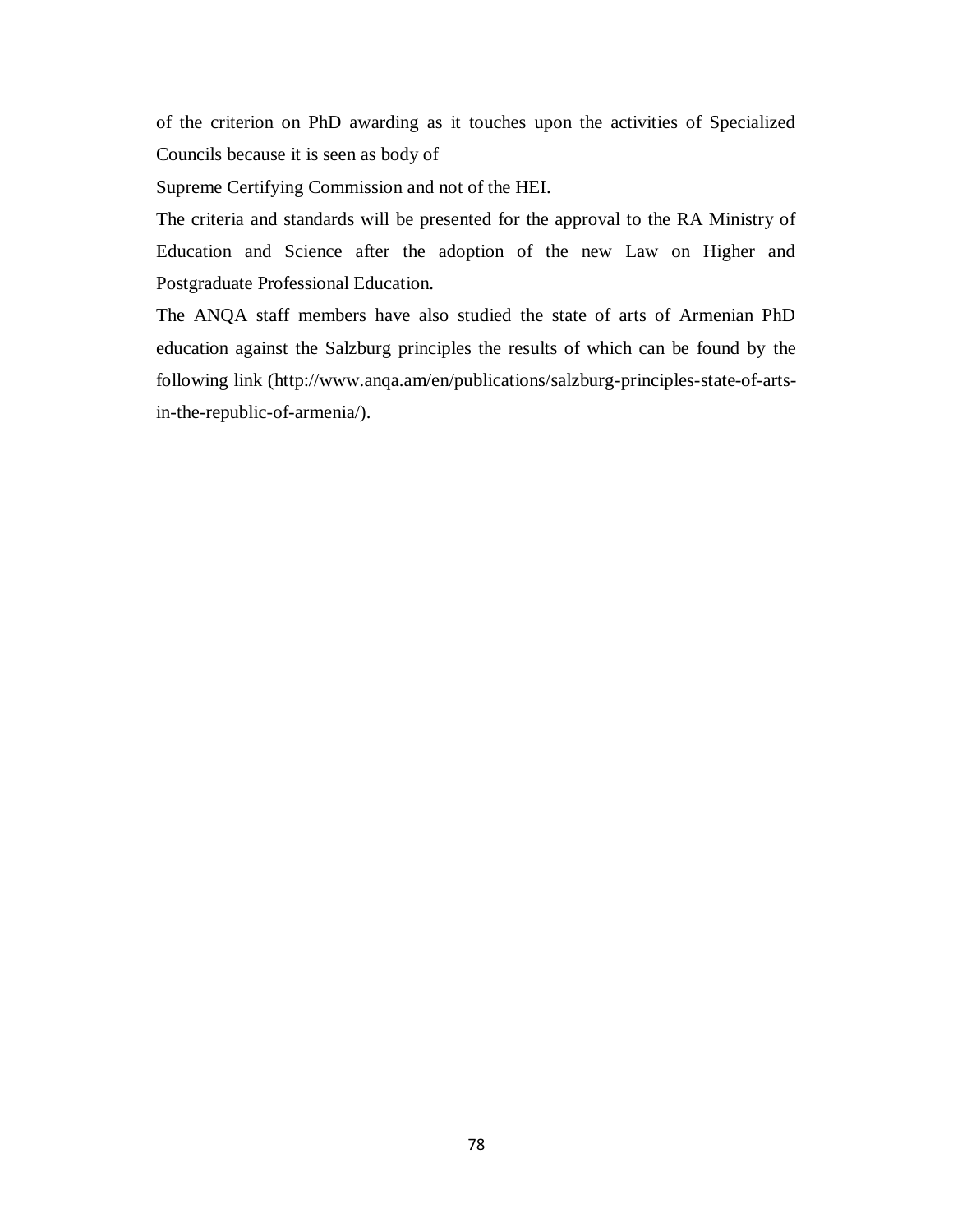of the criterion on PhD awarding as it touches upon the activities of Specialized Councils because it is seen as body of

Supreme Certifying Commission and not of the HEI.

The criteria and standards will be presented for the approval to the RA Ministry of Education and Science after the adoption of the new Law on Higher and Postgraduate Professional Education.

The ANQA staff members have also studied the state of arts of Armenian PhD education against the Salzburg principles the results of which can be found by the following link (http://www.anqa.am/en/publications/salzburg-principles-state-of-arts-in-the-republic-of-armenia/).